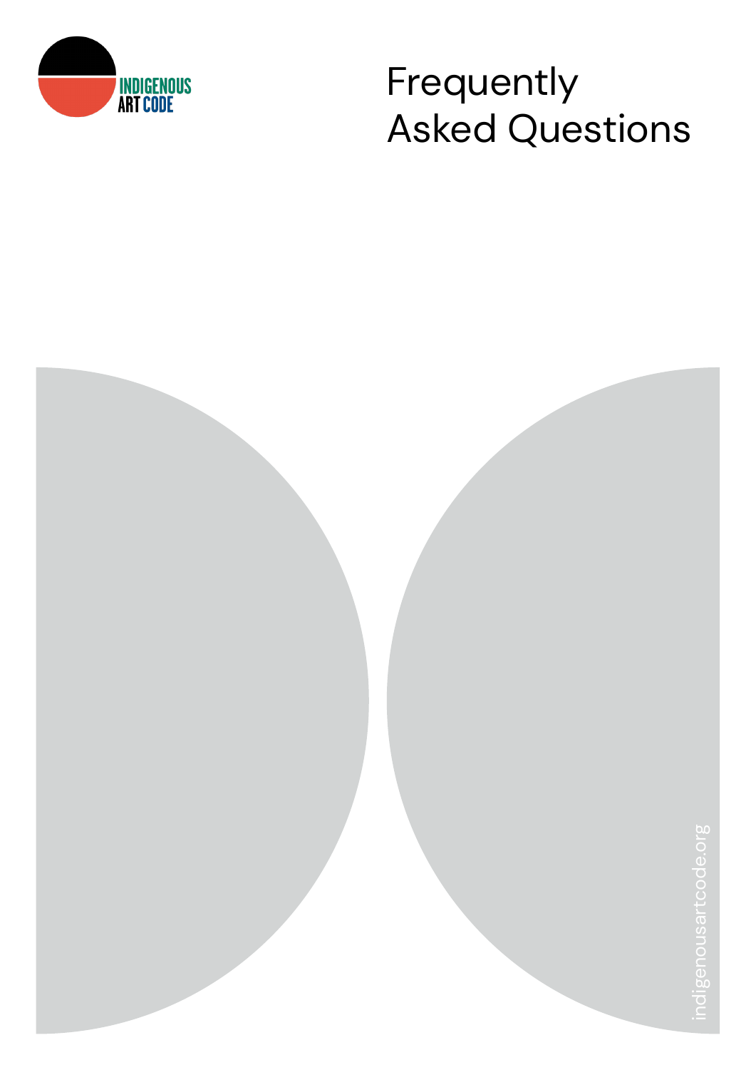INDIGENOUS ART CODE

# Frequently Asked Questions

indigenousartcode.org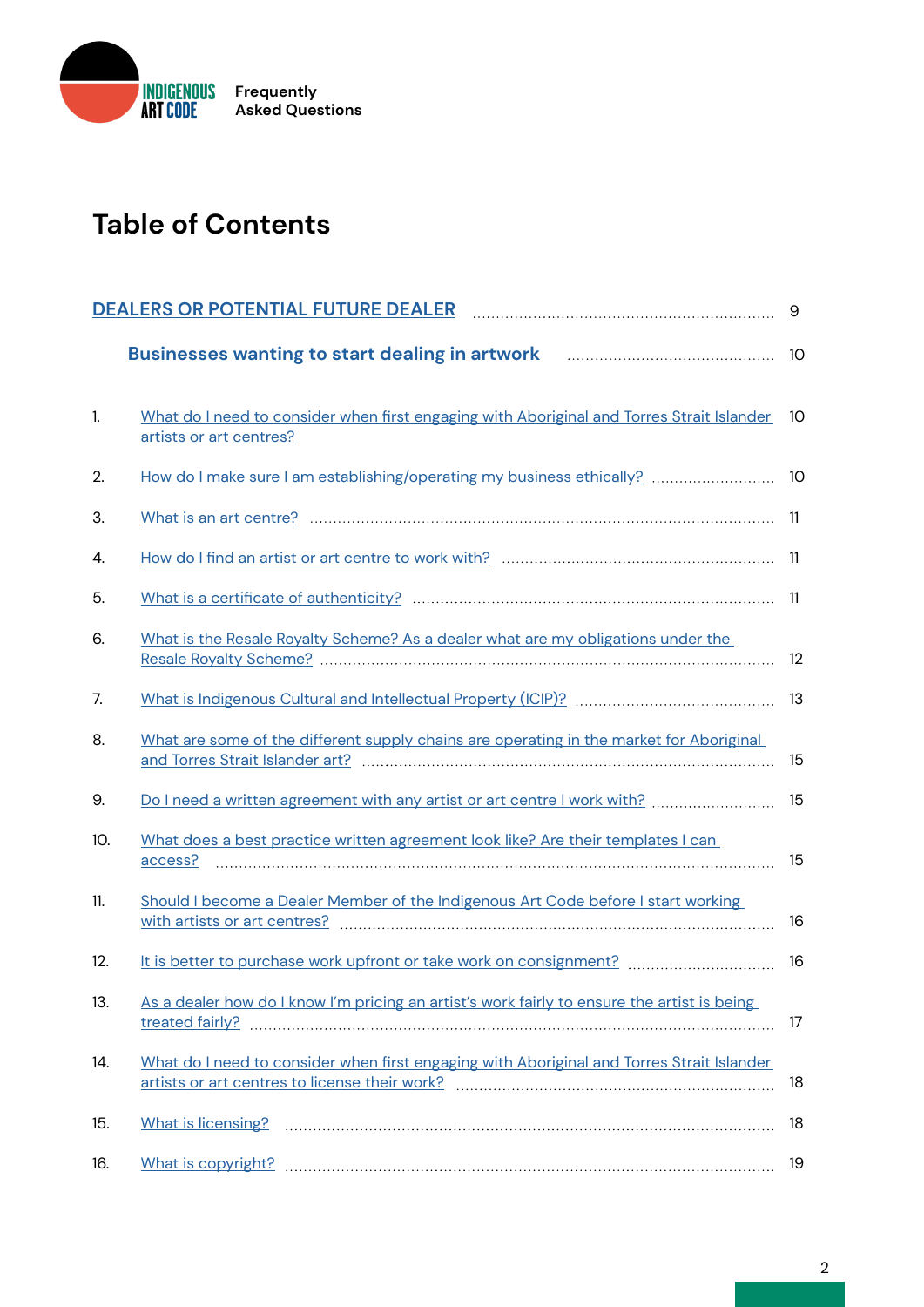# Table of Contents

DEALERS OR POTENTIAL FUTURE DEALER .................... 9

Businesses wanting to start dealing in artwork .................... 10

1. What do I need to consider when first engaging with Aboriginal and Torres Strait Islander artists or art centres? .................... 10
2. How do I make sure I am establishing/operating my business ethically? .................... 10
3. What is an art centre? .................... 11
4. How do I find an artist or art centre to work with? .................... 11
5. What is a certificate of authenticity? .................... 11
6. What is the Resale Royalty Scheme? As a dealer what are my obligations under the Resale Royalty Scheme? .................... 12
7. What is Indigenous Cultural and Intellectual Property (ICIP)? .................... 13
8. What are some of the different supply chains are operating in the market for Aboriginal and Torres Strait Islander art? .................... 15
9. Do I need a written agreement with any artist or art centre I work with? .................... 15
10. What does a best practice written agreement look like? Are their templates I can access? .................... 15
11. Should I become a Dealer Member of the Indigenous Art Code before I start working with artists or art centres? .................... 16
12. It is better to purchase work upfront or take work on consignment? .................... 16
13. As a dealer how do I know I'm pricing an artist's work fairly to ensure the artist is being treated fairly? .................... 17
14. What do I need to consider when first engaging with Aboriginal and Torres Strait Islander artists or art centres to license their work? .................... 18
15. What is licensing? .................... 18
16. What is copyright? .................... 19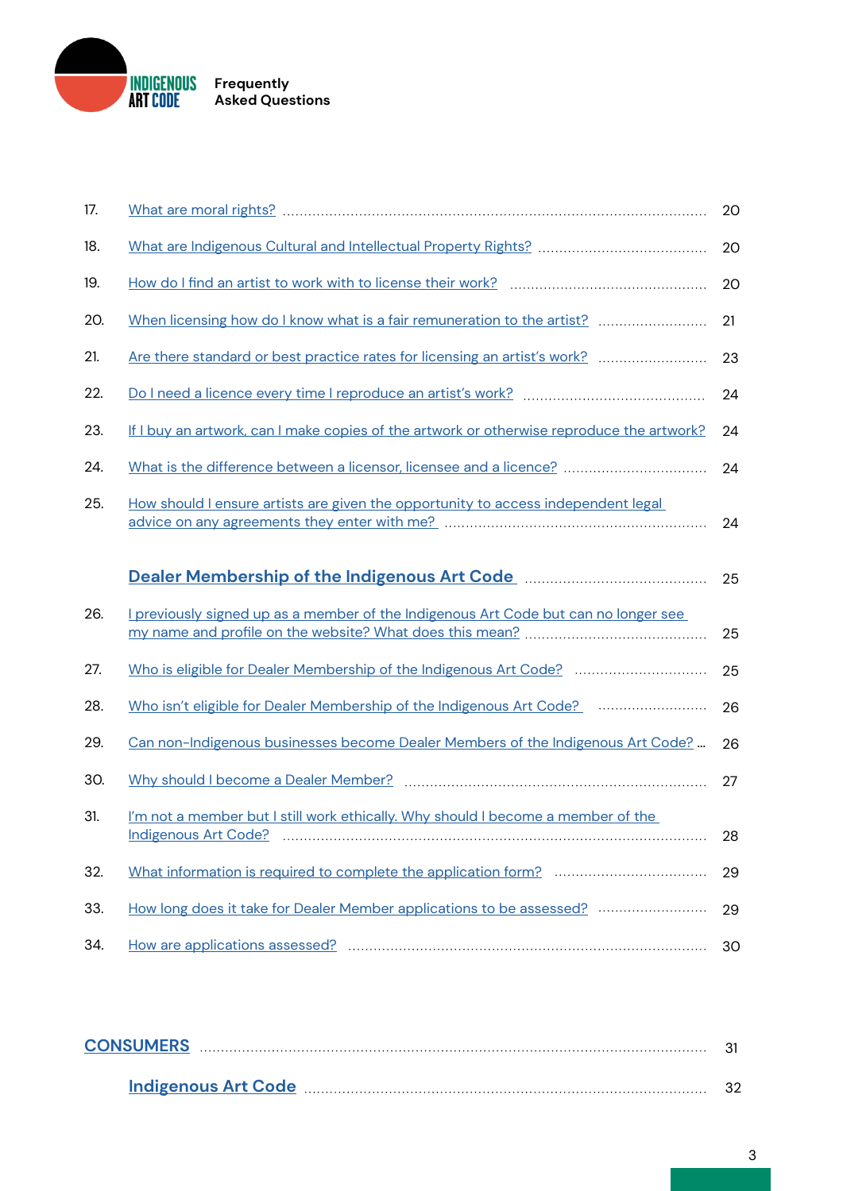17. What are moral rights? ..... 20
18. What are Indigenous Cultural and Intellectual Property Rights? ..... 20
19. How do I find an artist to work with to license their work? ..... 20
20. When licensing how do I know what is a fair remuneration to the artist? ..... 21
21. Are there standard or best practice rates for licensing an artist's work? ..... 23
22. Do I need a licence every time I reproduce an artist's work? ..... 24
23. If I buy an artwork, can I make copies of the artwork or otherwise reproduce the artwork? 24
24. What is the difference between a licensor, licensee and a licence? ..... 24
25. How should I ensure artists are given the opportunity to access independent legal advice on any agreements they enter with me? ..... 24

**Dealer Membership of the Indigenous Art Code** ..... 25

26. I previously signed up as a member of the Indigenous Art Code but can no longer see my name and profile on the website? What does this mean? ..... 25
27. Who is eligible for Dealer Membership of the Indigenous Art Code? ..... 25
28. Who isn't eligible for Dealer Membership of the Indigenous Art Code? ..... 26
29. Can non-Indigenous businesses become Dealer Members of the Indigenous Art Code? ... 26
30. Why should I become a Dealer Member? ..... 27
31. I'm not a member but I still work ethically. Why should I become a member of the Indigenous Art Code? ..... 28
32. What information is required to complete the application form? ..... 29
33. How long does it take for Dealer Member applications to be assessed? ..... 29
34. How are applications assessed? ..... 30

**CONSUMERS** ..... 31

**Indigenous Art Code** ..... 32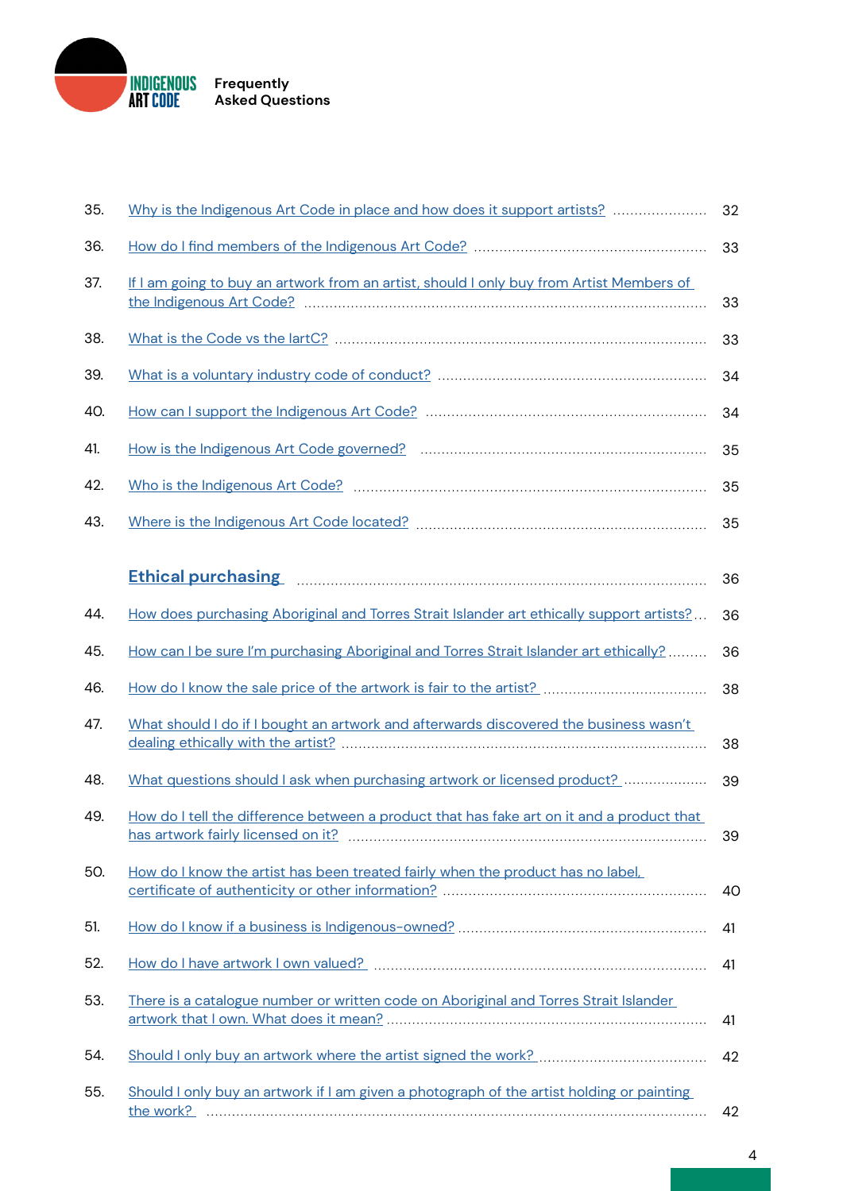35. Why is the Indigenous Art Code in place and how does it support artists? ..................... 32

36. How do I find members of the Indigenous Art Code? ..................... 33

37. If I am going to buy an artwork from an artist, should I only buy from Artist Members of the Indigenous Art Code? ..................... 33

38. What is the Code vs the IartC? ..................... 33

39. What is a voluntary industry code of conduct? ..................... 34

40. How can I support the Indigenous Art Code? ..................... 34

41. How is the Indigenous Art Code governed? ..................... 35

42. Who is the Indigenous Art Code? ..................... 35

43. Where is the Indigenous Art Code located? ..................... 35

## Ethical purchasing ..................... 36

44. How does purchasing Aboriginal and Torres Strait Islander art ethically support artists? ..................... 36

45. How can I be sure I'm purchasing Aboriginal and Torres Strait Islander art ethically? ..................... 36

46. How do I know the sale price of the artwork is fair to the artist? ..................... 38

47. What should I do if I bought an artwork and afterwards discovered the business wasn't dealing ethically with the artist? ..................... 38

48. What questions should I ask when purchasing artwork or licensed product? ..................... 39

49. How do I tell the difference between a product that has fake art on it and a product that has artwork fairly licensed on it? ..................... 39

50. How do I know the artist has been treated fairly when the product has no label, certificate of authenticity or other information? ..................... 40

51. How do I know if a business is Indigenous-owned? ..................... 41

52. How do I have artwork I own valued? ..................... 41

53. There is a catalogue number or written code on Aboriginal and Torres Strait Islander artwork that I own. What does it mean? ..................... 41

54. Should I only buy an artwork where the artist signed the work? ..................... 42

55. Should I only buy an artwork if I am given a photograph of the artist holding or painting the work? ..................... 42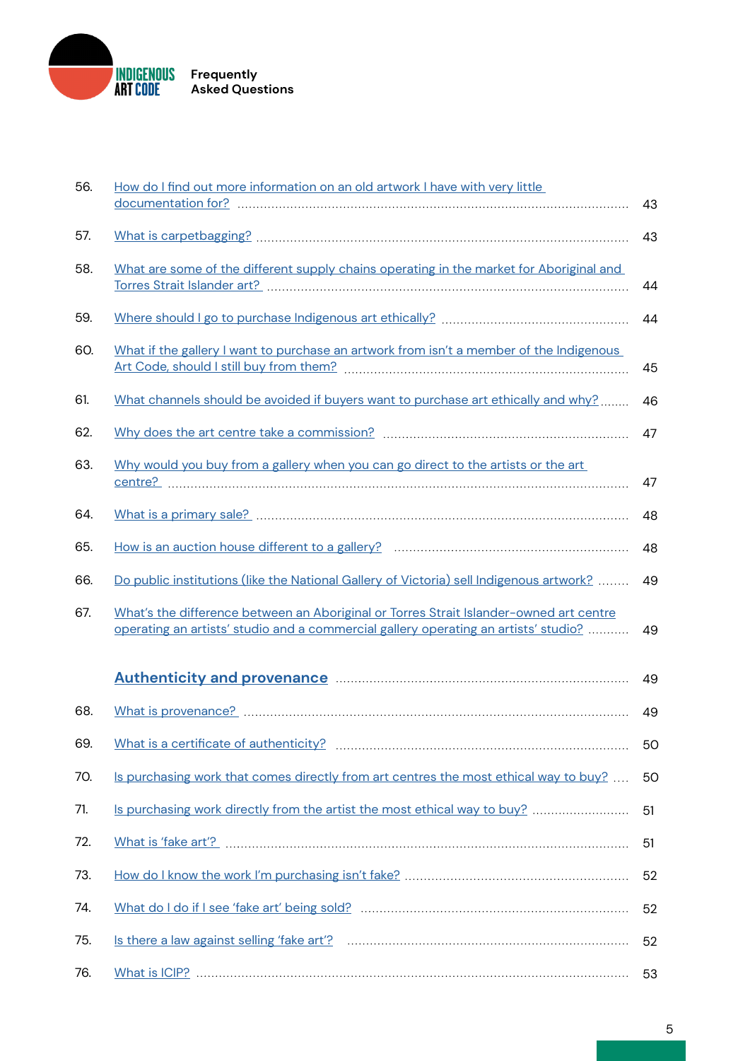| | | |
|---|---|---|
| 56. | How do I find out more information on an old artwork I have with very little documentation for? | 43 |
| 57. | What is carpetbagging? | 43 |
| 58. | What are some of the different supply chains operating in the market for Aboriginal and Torres Strait Islander art? | 44 |
| 59. | Where should I go to purchase Indigenous art ethically? | 44 |
| 60. | What if the gallery I want to purchase an artwork from isn't a member of the Indigenous Art Code, should I still buy from them? | 45 |
| 61. | What channels should be avoided if buyers want to purchase art ethically and why? | 46 |
| 62. | Why does the art centre take a commission? | 47 |
| 63. | Why would you buy from a gallery when you can go direct to the artists or the art centre? | 47 |
| 64. | What is a primary sale? | 48 |
| 65. | How is an auction house different to a gallery? | 48 |
| 66. | Do public institutions (like the National Gallery of Victoria) sell Indigenous artwork? | 49 |
| 67. | What's the difference between an Aboriginal or Torres Strait Islander-owned art centre operating an artists' studio and a commercial gallery operating an artists' studio? | 49 |
| | **Authenticity and provenance** | 49 |
| 68. | What is provenance? | 49 |
| 69. | What is a certificate of authenticity? | 50 |
| 70. | Is purchasing work that comes directly from art centres the most ethical way to buy? | 50 |
| 71. | Is purchasing work directly from the artist the most ethical way to buy? | 51 |
| 72. | What is 'fake art'? | 51 |
| 73. | How do I know the work I'm purchasing isn't fake? | 52 |
| 74. | What do I do if I see 'fake art' being sold? | 52 |
| 75. | Is there a law against selling 'fake art'? | 52 |
| 76. | What is ICIP? | 53 |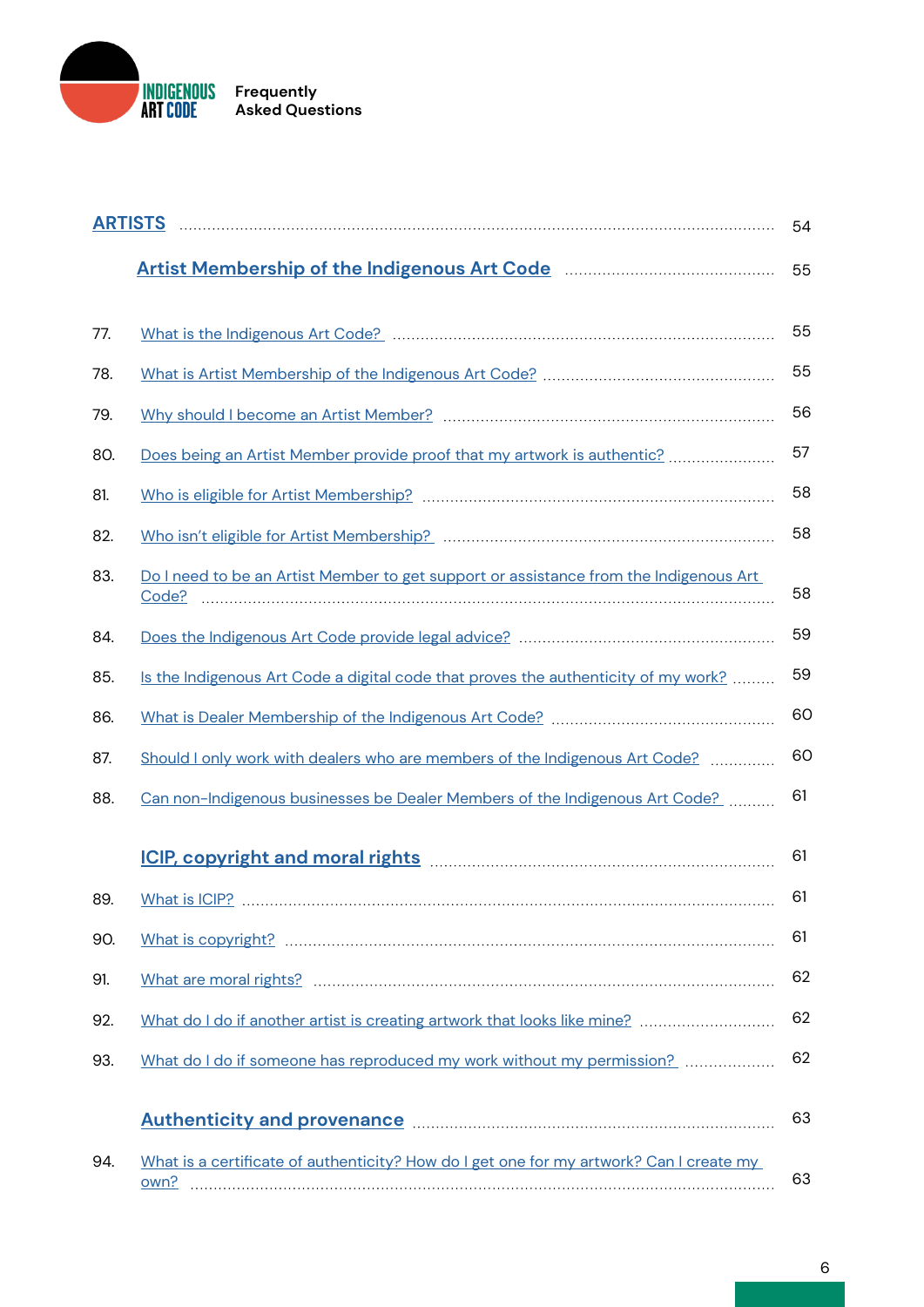| | | |
|---|---|---|
| **ARTISTS** | | 54 |
| | **Artist Membership of the Indigenous Art Code** | 55 |
| 77. | What is the Indigenous Art Code? | 55 |
| 78. | What is Artist Membership of the Indigenous Art Code? | 55 |
| 79. | Why should I become an Artist Member? | 56 |
| 80. | Does being an Artist Member provide proof that my artwork is authentic? | 57 |
| 81. | Who is eligible for Artist Membership? | 58 |
| 82. | Who isn't eligible for Artist Membership? | 58 |
| 83. | Do I need to be an Artist Member to get support or assistance from the Indigenous Art Code? | 58 |
| 84. | Does the Indigenous Art Code provide legal advice? | 59 |
| 85. | Is the Indigenous Art Code a digital code that proves the authenticity of my work? | 59 |
| 86. | What is Dealer Membership of the Indigenous Art Code? | 60 |
| 87. | Should I only work with dealers who are members of the Indigenous Art Code? | 60 |
| 88. | Can non-Indigenous businesses be Dealer Members of the Indigenous Art Code? | 61 |
| | **ICIP, copyright and moral rights** | 61 |
| 89. | What is ICIP? | 61 |
| 90. | What is copyright? | 61 |
| 91. | What are moral rights? | 62 |
| 92. | What do I do if another artist is creating artwork that looks like mine? | 62 |
| 93. | What do I do if someone has reproduced my work without my permission? | 62 |
| | **Authenticity and provenance** | 63 |
| 94. | What is a certificate of authenticity? How do I get one for my artwork? Can I create my own? | 63 |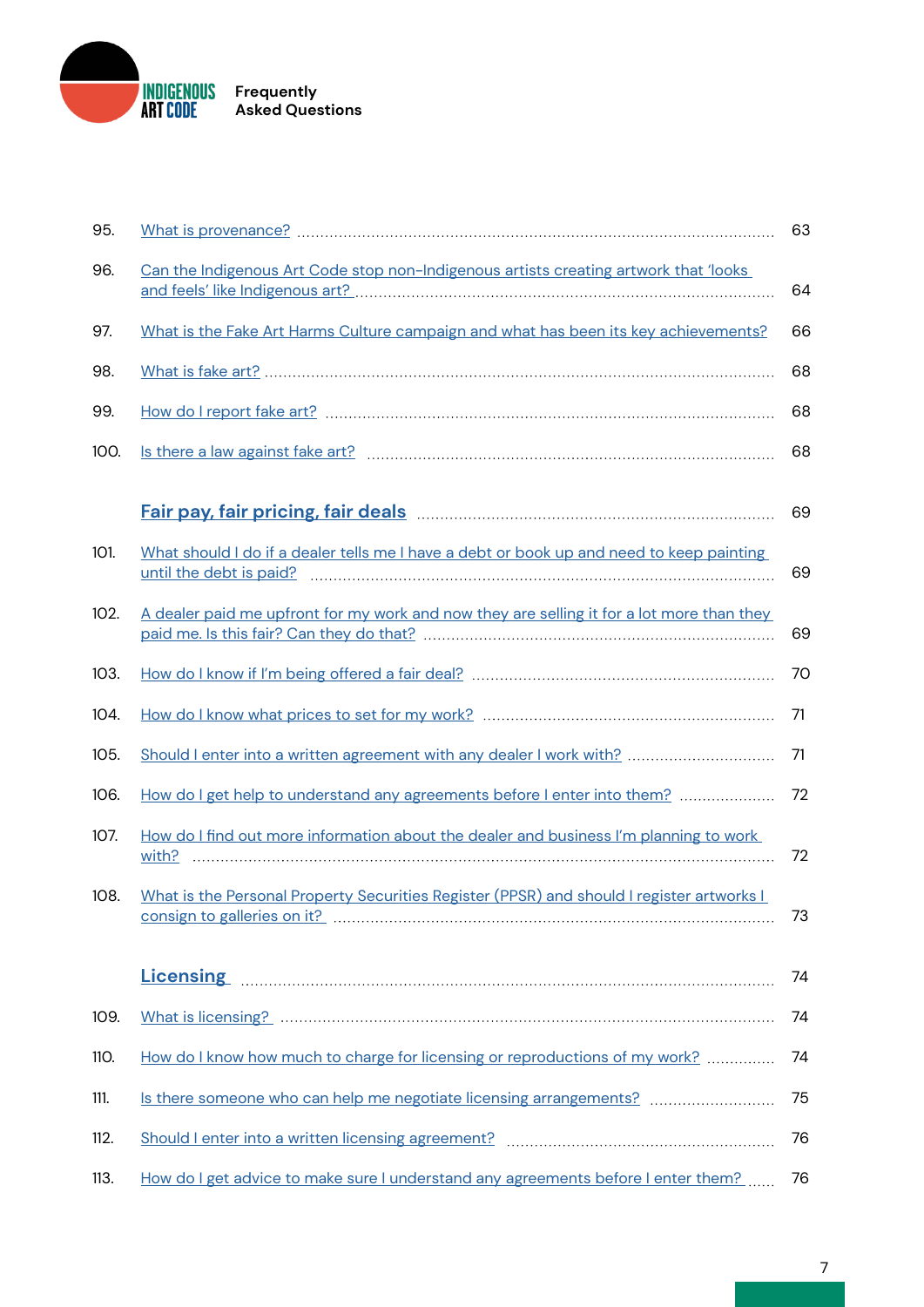95. What is provenance? ........ 63

96. Can the Indigenous Art Code stop non-Indigenous artists creating artwork that 'looks and feels' like Indigenous art? ........ 64

97. What is the Fake Art Harms Culture campaign and what has been its key achievements? 66

98. What is fake art? ........ 68

99. How do I report fake art? ........ 68

100. Is there a law against fake art? ........ 68

**Fair pay, fair pricing, fair deals** ........ 69

101. What should I do if a dealer tells me I have a debt or book up and need to keep painting until the debt is paid? ........ 69

102. A dealer paid me upfront for my work and now they are selling it for a lot more than they paid me. Is this fair? Can they do that? ........ 69

103. How do I know if I'm being offered a fair deal? ........ 70

104. How do I know what prices to set for my work? ........ 71

105. Should I enter into a written agreement with any dealer I work with? ........ 71

106. How do I get help to understand any agreements before I enter into them? ........ 72

107. How do I find out more information about the dealer and business I'm planning to work with? ........ 72

108. What is the Personal Property Securities Register (PPSR) and should I register artworks I consign to galleries on it? ........ 73

**Licensing** ........ 74

109. What is licensing? ........ 74

110. How do I know how much to charge for licensing or reproductions of my work? ........ 74

111. Is there someone who can help me negotiate licensing arrangements? ........ 75

112. Should I enter into a written licensing agreement? ........ 76

113. How do I get advice to make sure I understand any agreements before I enter them? ........ 76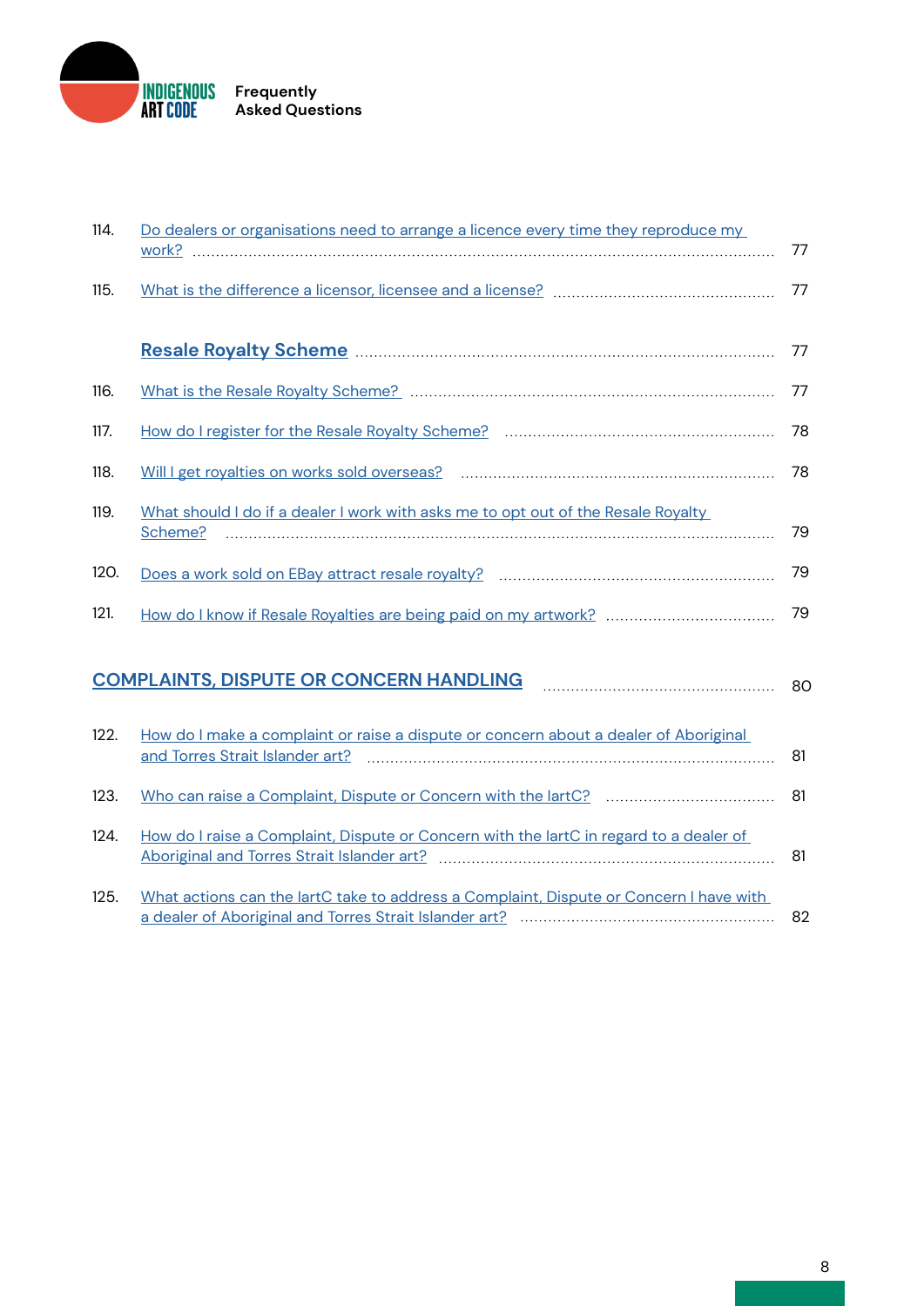114. Do dealers or organisations need to arrange a licence every time they reproduce my work? ........ 77

115. What is the difference a licensor, licensee and a license? ........ 77

**Resale Royalty Scheme** ........ 77

116. What is the Resale Royalty Scheme? ........ 77

117. How do I register for the Resale Royalty Scheme? ........ 78

118. Will I get royalties on works sold overseas? ........ 78

119. What should I do if a dealer I work with asks me to opt out of the Resale Royalty Scheme? ........ 79

120. Does a work sold on EBay attract resale royalty? ........ 79

121. How do I know if Resale Royalties are being paid on my artwork? ........ 79

## COMPLAINTS, DISPUTE OR CONCERN HANDLING ........ 80

122. How do I make a complaint or raise a dispute or concern about a dealer of Aboriginal and Torres Strait Islander art? ........ 81

123. Who can raise a Complaint, Dispute or Concern with the IartC? ........ 81

124. How do I raise a Complaint, Dispute or Concern with the IartC in regard to a dealer of Aboriginal and Torres Strait Islander art? ........ 81

125. What actions can the IartC take to address a Complaint, Dispute or Concern I have with a dealer of Aboriginal and Torres Strait Islander art? ........ 82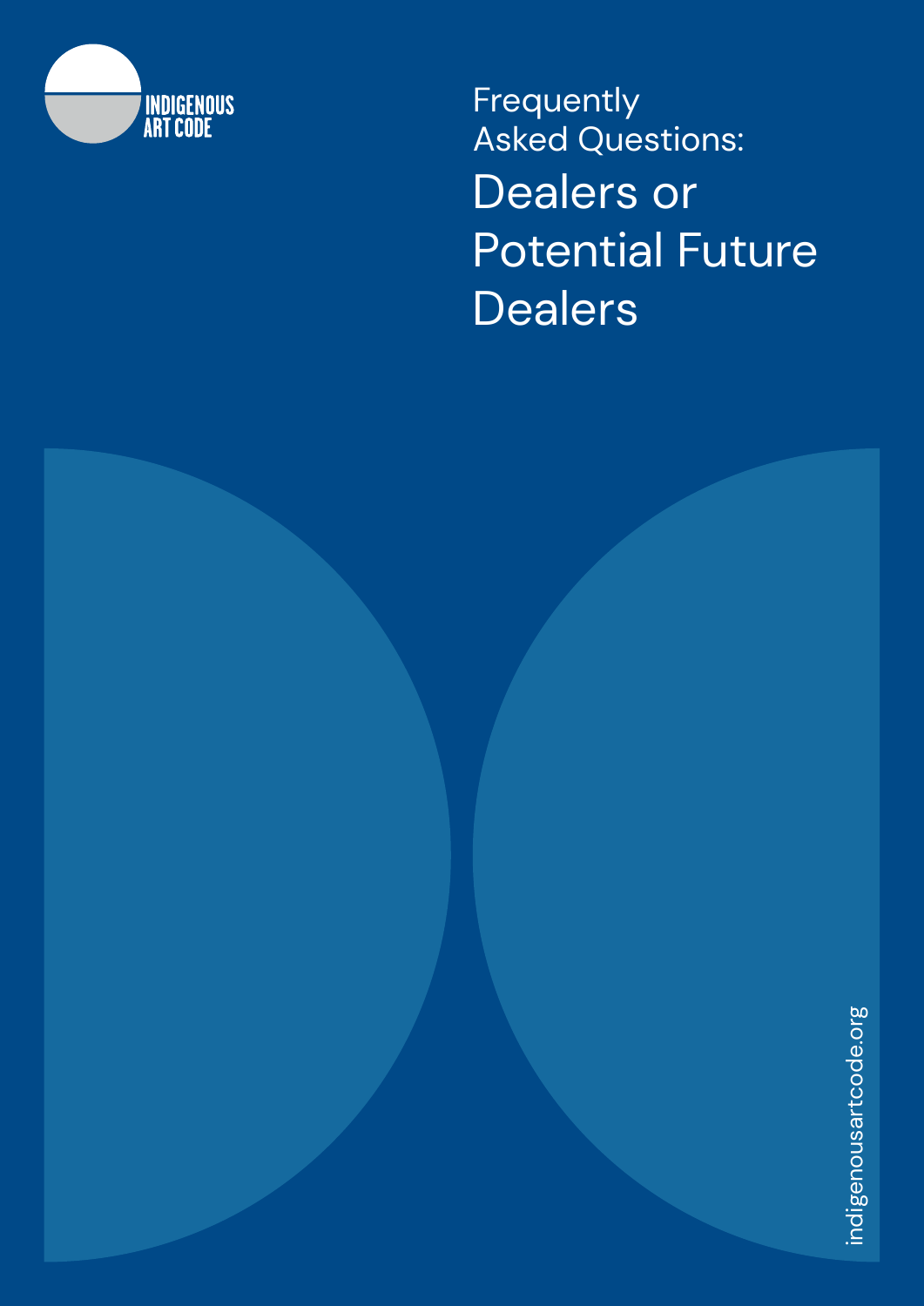INDIGENOUS ART CODE

Frequently Asked Questions:

# Dealers or Potential Future Dealers

indigenousartcode.org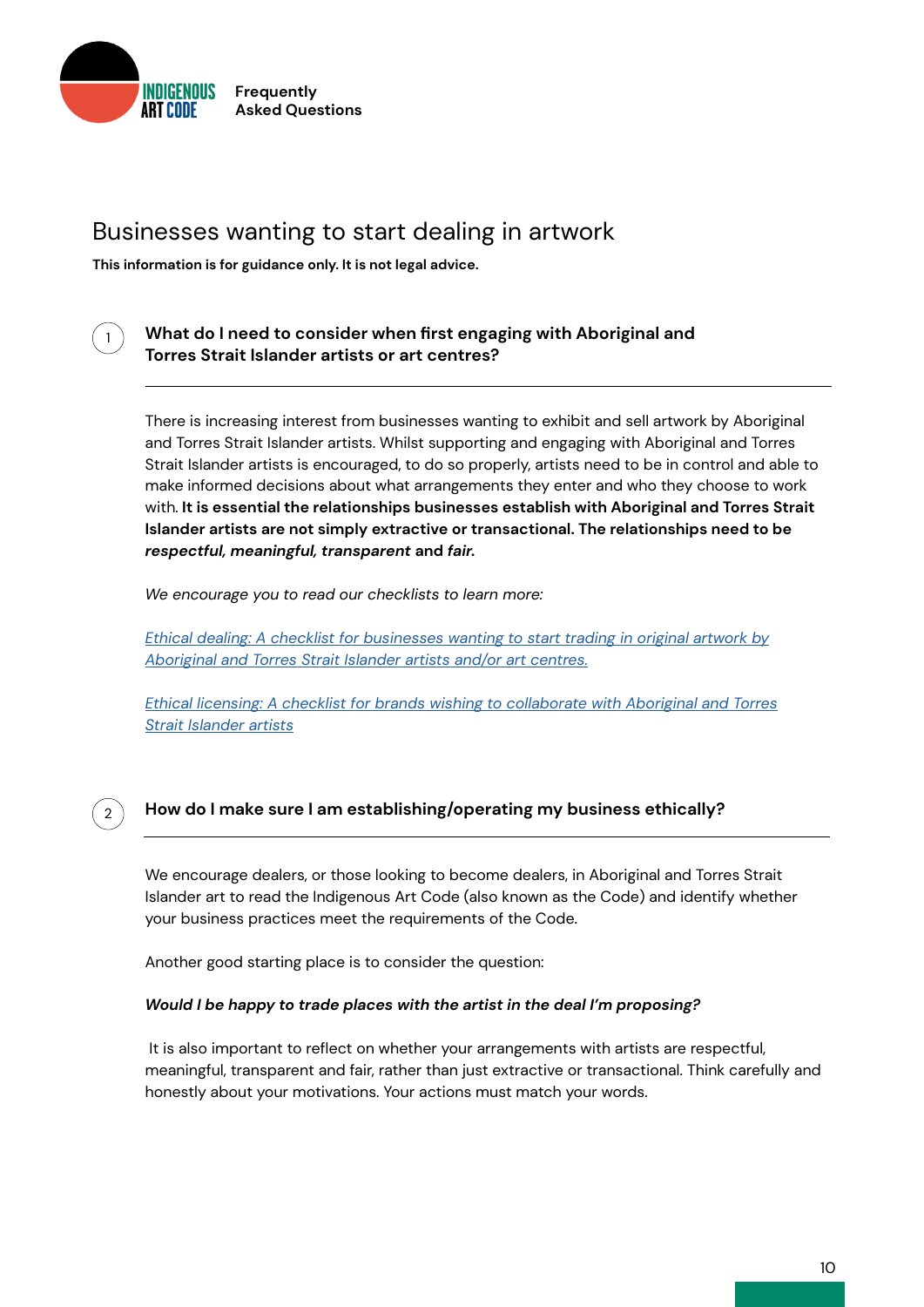# Businesses wanting to start dealing in artwork

**This information is for guidance only. It is not legal advice.**

## 1. What do I need to consider when first engaging with Aboriginal and Torres Strait Islander artists or art centres?

There is increasing interest from businesses wanting to exhibit and sell artwork by Aboriginal and Torres Strait Islander artists. Whilst supporting and engaging with Aboriginal and Torres Strait Islander artists is encouraged, to do so properly, artists need to be in control and able to make informed decisions about what arrangements they enter and who they choose to work with. **It is essential the relationships businesses establish with Aboriginal and Torres Strait Islander artists are not simply extractive or transactional. The relationships need to be *respectful, meaningful, transparent* and *fair.***

*We encourage you to read our checklists to learn more:*

*Ethical dealing: A checklist for businesses wanting to start trading in original artwork by Aboriginal and Torres Strait Islander artists and/or art centres.*

*Ethical licensing: A checklist for brands wishing to collaborate with Aboriginal and Torres Strait Islander artists*

## 2. How do I make sure I am establishing/operating my business ethically?

We encourage dealers, or those looking to become dealers, in Aboriginal and Torres Strait Islander art to read the Indigenous Art Code (also known as the Code) and identify whether your business practices meet the requirements of the Code.

Another good starting place is to consider the question:

***Would I be happy to trade places with the artist in the deal I'm proposing?***

It is also important to reflect on whether your arrangements with artists are respectful, meaningful, transparent and fair, rather than just extractive or transactional. Think carefully and honestly about your motivations. Your actions must match your words.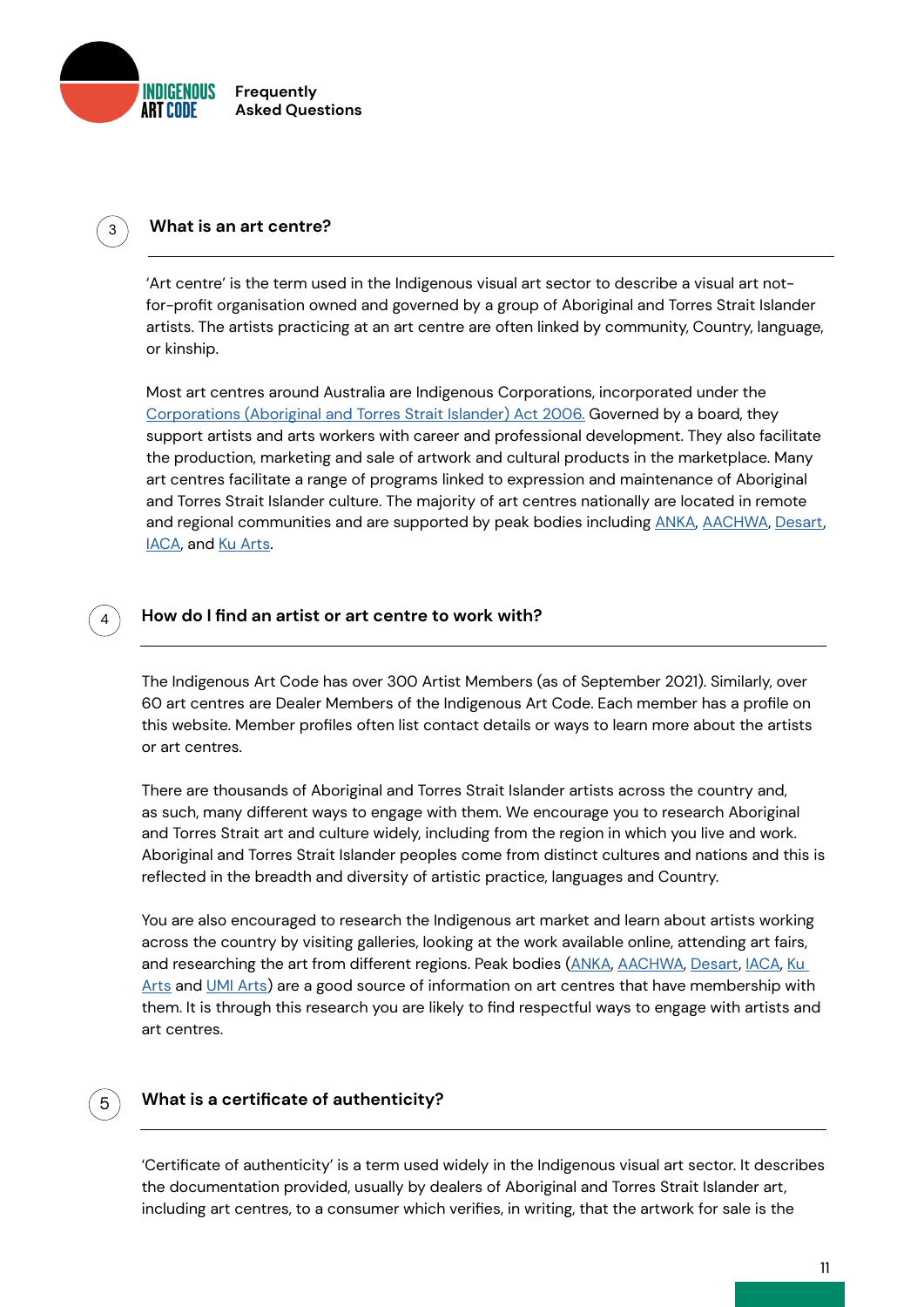## 3 What is an art centre?

'Art centre' is the term used in the Indigenous visual art sector to describe a visual art not-for-profit organisation owned and governed by a group of Aboriginal and Torres Strait Islander artists. The artists practicing at an art centre are often linked by community, Country, language, or kinship.

Most art centres around Australia are Indigenous Corporations, incorporated under the Corporations (Aboriginal and Torres Strait Islander) Act 2006. Governed by a board, they support artists and arts workers with career and professional development. They also facilitate the production, marketing and sale of artwork and cultural products in the marketplace. Many art centres facilitate a range of programs linked to expression and maintenance of Aboriginal and Torres Strait Islander culture. The majority of art centres nationally are located in remote and regional communities and are supported by peak bodies including ANKA, AACHWA, Desart, IACA, and Ku Arts.

## 4 How do I find an artist or art centre to work with?

The Indigenous Art Code has over 300 Artist Members (as of September 2021). Similarly, over 60 art centres are Dealer Members of the Indigenous Art Code. Each member has a profile on this website. Member profiles often list contact details or ways to learn more about the artists or art centres.

There are thousands of Aboriginal and Torres Strait Islander artists across the country and, as such, many different ways to engage with them. We encourage you to research Aboriginal and Torres Strait art and culture widely, including from the region in which you live and work. Aboriginal and Torres Strait Islander peoples come from distinct cultures and nations and this is reflected in the breadth and diversity of artistic practice, languages and Country.

You are also encouraged to research the Indigenous art market and learn about artists working across the country by visiting galleries, looking at the work available online, attending art fairs, and researching the art from different regions. Peak bodies (ANKA, AACHWA, Desart, IACA, Ku Arts and UMI Arts) are a good source of information on art centres that have membership with them. It is through this research you are likely to find respectful ways to engage with artists and art centres.

## 5 What is a certificate of authenticity?

'Certificate of authenticity' is a term used widely in the Indigenous visual art sector. It describes the documentation provided, usually by dealers of Aboriginal and Torres Strait Islander art, including art centres, to a consumer which verifies, in writing, that the artwork for sale is the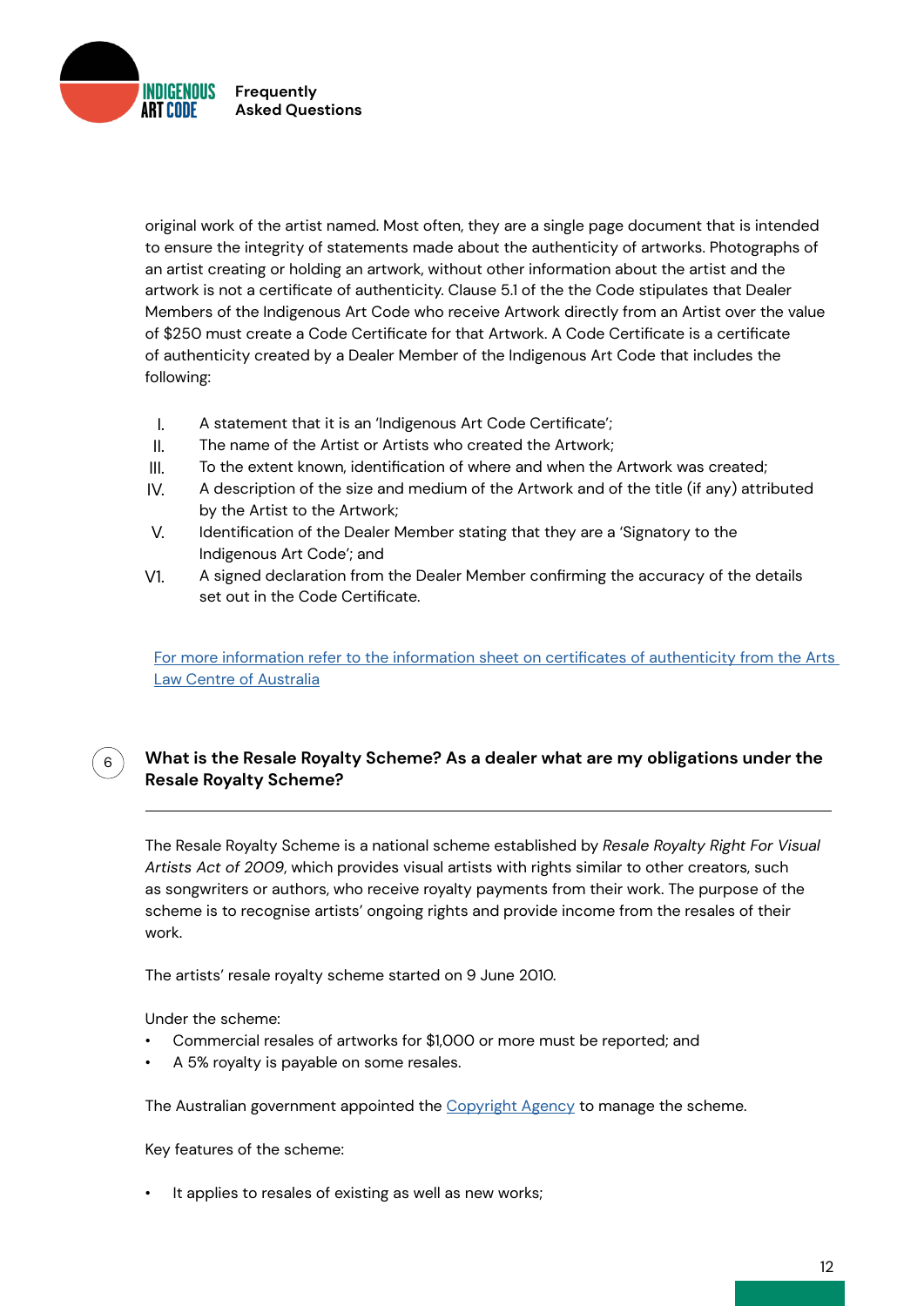original work of the artist named. Most often, they are a single page document that is intended to ensure the integrity of statements made about the authenticity of artworks. Photographs of an artist creating or holding an artwork, without other information about the artist and the artwork is not a certificate of authenticity. Clause 5.1 of the the Code stipulates that Dealer Members of the Indigenous Art Code who receive Artwork directly from an Artist over the value of $250 must create a Code Certificate for that Artwork. A Code Certificate is a certificate of authenticity created by a Dealer Member of the Indigenous Art Code that includes the following:

I. A statement that it is an 'Indigenous Art Code Certificate';
II. The name of the Artist or Artists who created the Artwork;
III. To the extent known, identification of where and when the Artwork was created;
IV. A description of the size and medium of the Artwork and of the title (if any) attributed by the Artist to the Artwork;
V. Identification of the Dealer Member stating that they are a 'Signatory to the Indigenous Art Code'; and
V1. A signed declaration from the Dealer Member confirming the accuracy of the details set out in the Code Certificate.

For more information refer to the information sheet on certificates of authenticity from the Arts Law Centre of Australia

## 6 What is the Resale Royalty Scheme? As a dealer what are my obligations under the Resale Royalty Scheme?

The Resale Royalty Scheme is a national scheme established by *Resale Royalty Right For Visual Artists Act of 2009*, which provides visual artists with rights similar to other creators, such as songwriters or authors, who receive royalty payments from their work. The purpose of the scheme is to recognise artists' ongoing rights and provide income from the resales of their work.

The artists' resale royalty scheme started on 9 June 2010.

Under the scheme:

- Commercial resales of artworks for $1,000 or more must be reported; and
- A 5% royalty is payable on some resales.

The Australian government appointed the Copyright Agency to manage the scheme.

Key features of the scheme:

- It applies to resales of existing as well as new works;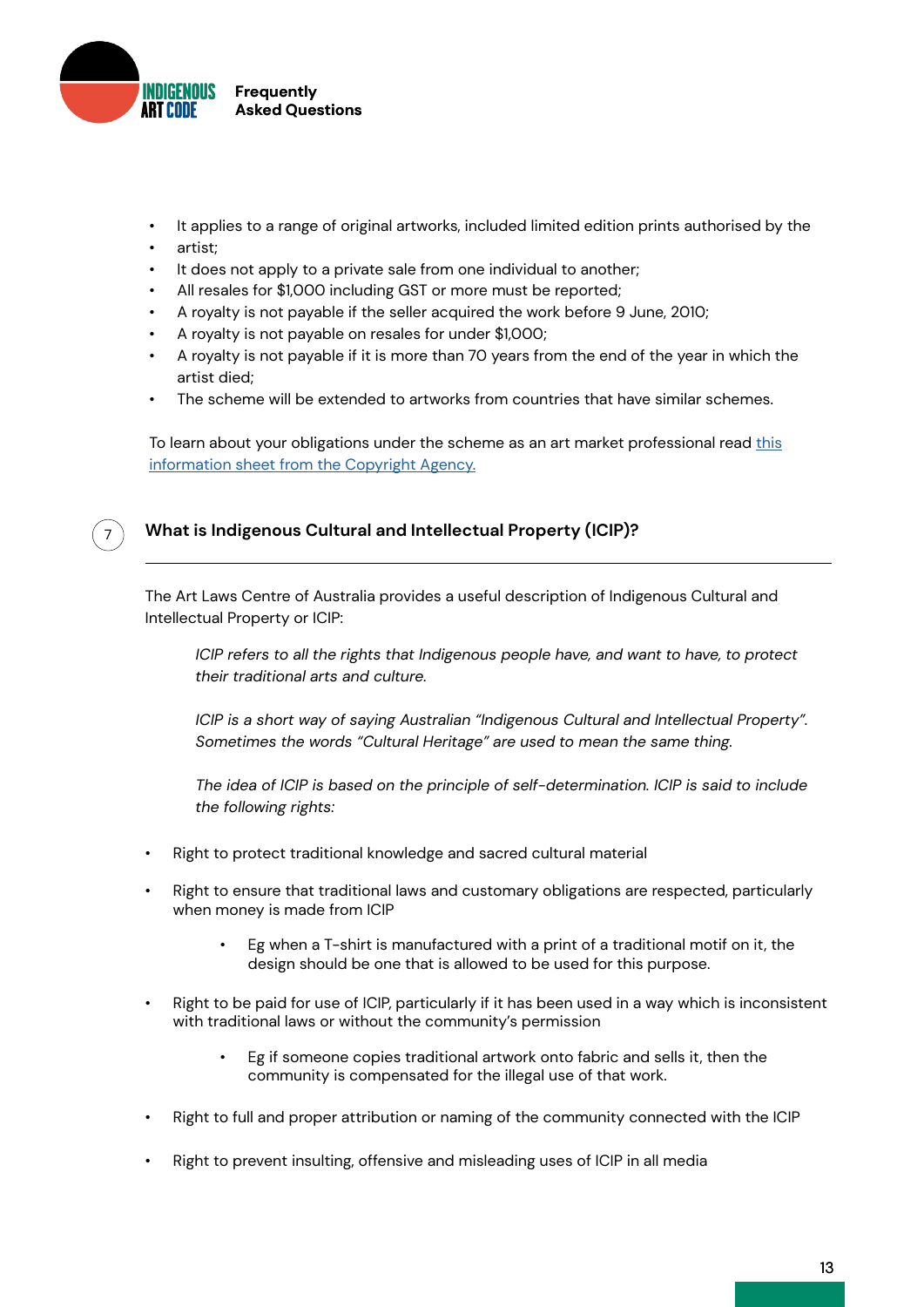- It applies to a range of original artworks, included limited edition prints authorised by the
- artist;
- It does not apply to a private sale from one individual to another;
- All resales for $1,000 including GST or more must be reported;
- A royalty is not payable if the seller acquired the work before 9 June, 2010;
- A royalty is not payable on resales for under $1,000;
- A royalty is not payable if it is more than 70 years from the end of the year in which the artist died;
- The scheme will be extended to artworks from countries that have similar schemes.

To learn about your obligations under the scheme as an art market professional read this information sheet from the Copyright Agency.

## 7 What is Indigenous Cultural and Intellectual Property (ICIP)?

The Art Laws Centre of Australia provides a useful description of Indigenous Cultural and Intellectual Property or ICIP:

> *ICIP refers to all the rights that Indigenous people have, and want to have, to protect their traditional arts and culture.*
>
> *ICIP is a short way of saying Australian "Indigenous Cultural and Intellectual Property". Sometimes the words "Cultural Heritage" are used to mean the same thing.*
>
> *The idea of ICIP is based on the principle of self-determination. ICIP is said to include the following rights:*

- Right to protect traditional knowledge and sacred cultural material
- Right to ensure that traditional laws and customary obligations are respected, particularly when money is made from ICIP
    - Eg when a T-shirt is manufactured with a print of a traditional motif on it, the design should be one that is allowed to be used for this purpose.
- Right to be paid for use of ICIP, particularly if it has been used in a way which is inconsistent with traditional laws or without the community's permission
    - Eg if someone copies traditional artwork onto fabric and sells it, then the community is compensated for the illegal use of that work.
- Right to full and proper attribution or naming of the community connected with the ICIP
- Right to prevent insulting, offensive and misleading uses of ICIP in all media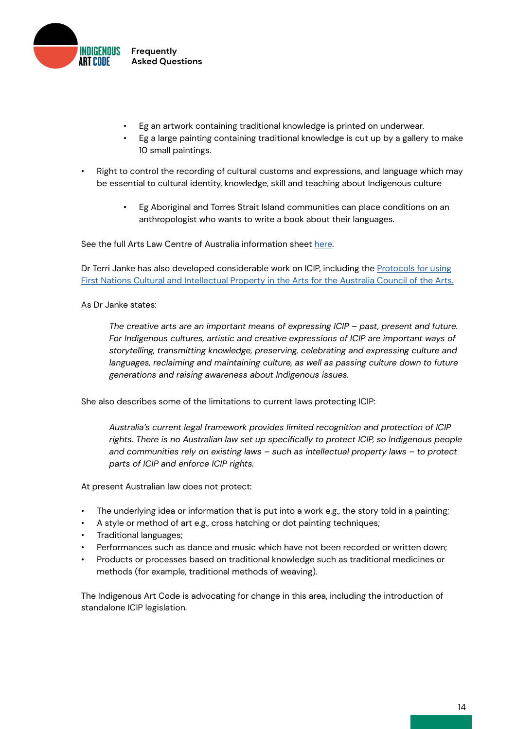- Eg an artwork containing traditional knowledge is printed on underwear.
    - Eg a large painting containing traditional knowledge is cut up by a gallery to make 10 small paintings.

- Right to control the recording of cultural customs and expressions, and language which may be essential to cultural identity, knowledge, skill and teaching about Indigenous culture
    - Eg Aboriginal and Torres Strait Island communities can place conditions on an anthropologist who wants to write a book about their languages.

See the full Arts Law Centre of Australia information sheet here.

Dr Terri Janke has also developed considerable work on ICIP, including the Protocols for using First Nations Cultural and Intellectual Property in the Arts for the Australia Council of the Arts.

As Dr Janke states:

> *The creative arts are an important means of expressing ICIP – past, present and future. For Indigenous cultures, artistic and creative expressions of ICIP are important ways of storytelling, transmitting knowledge, preserving, celebrating and expressing culture and languages, reclaiming and maintaining culture, as well as passing culture down to future generations and raising awareness about Indigenous issues.*

She also describes some of the limitations to current laws protecting ICIP:

> *Australia's current legal framework provides limited recognition and protection of ICIP rights. There is no Australian law set up specifically to protect ICIP, so Indigenous people and communities rely on existing laws – such as intellectual property laws – to protect parts of ICIP and enforce ICIP rights.*

At present Australian law does not protect:

- The underlying idea or information that is put into a work e.g., the story told in a painting;
- A style or method of art e.g., cross hatching or dot painting techniques;
- Traditional languages;
- Performances such as dance and music which have not been recorded or written down;
- Products or processes based on traditional knowledge such as traditional medicines or methods (for example, traditional methods of weaving).

The Indigenous Art Code is advocating for change in this area, including the introduction of standalone ICIP legislation.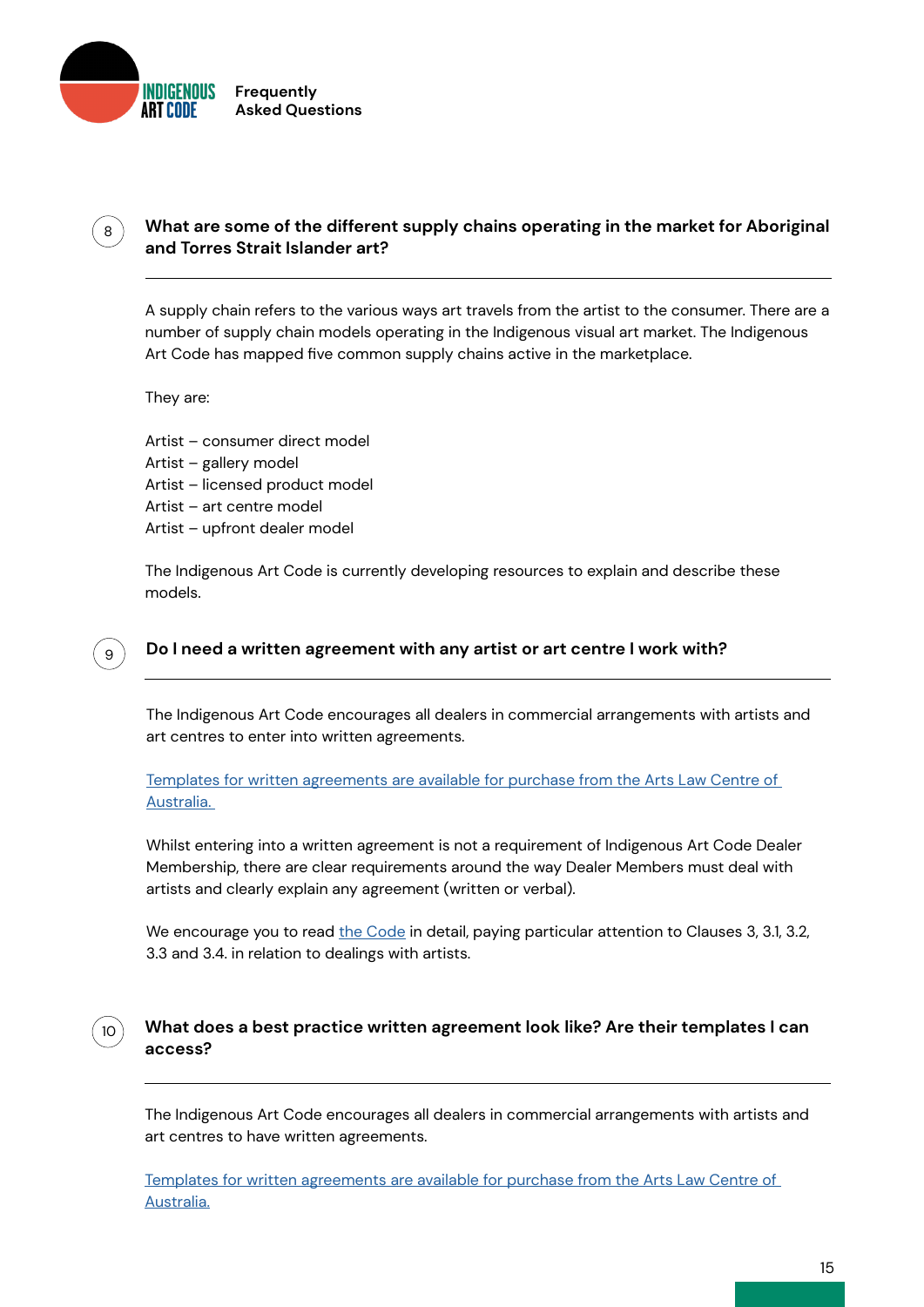## 8 What are some of the different supply chains operating in the market for Aboriginal and Torres Strait Islander art?

A supply chain refers to the various ways art travels from the artist to the consumer. There are a number of supply chain models operating in the Indigenous visual art market. The Indigenous Art Code has mapped five common supply chains active in the marketplace.

They are:

Artist – consumer direct model
Artist – gallery model
Artist – licensed product model
Artist – art centre model
Artist – upfront dealer model

The Indigenous Art Code is currently developing resources to explain and describe these models.

## 9 Do I need a written agreement with any artist or art centre I work with?

The Indigenous Art Code encourages all dealers in commercial arrangements with artists and art centres to enter into written agreements.

Templates for written agreements are available for purchase from the Arts Law Centre of Australia.

Whilst entering into a written agreement is not a requirement of Indigenous Art Code Dealer Membership, there are clear requirements around the way Dealer Members must deal with artists and clearly explain any agreement (written or verbal).

We encourage you to read the Code in detail, paying particular attention to Clauses 3, 3.1, 3.2, 3.3 and 3.4. in relation to dealings with artists.

## 10 What does a best practice written agreement look like? Are their templates I can access?

The Indigenous Art Code encourages all dealers in commercial arrangements with artists and art centres to have written agreements.

Templates for written agreements are available for purchase from the Arts Law Centre of Australia.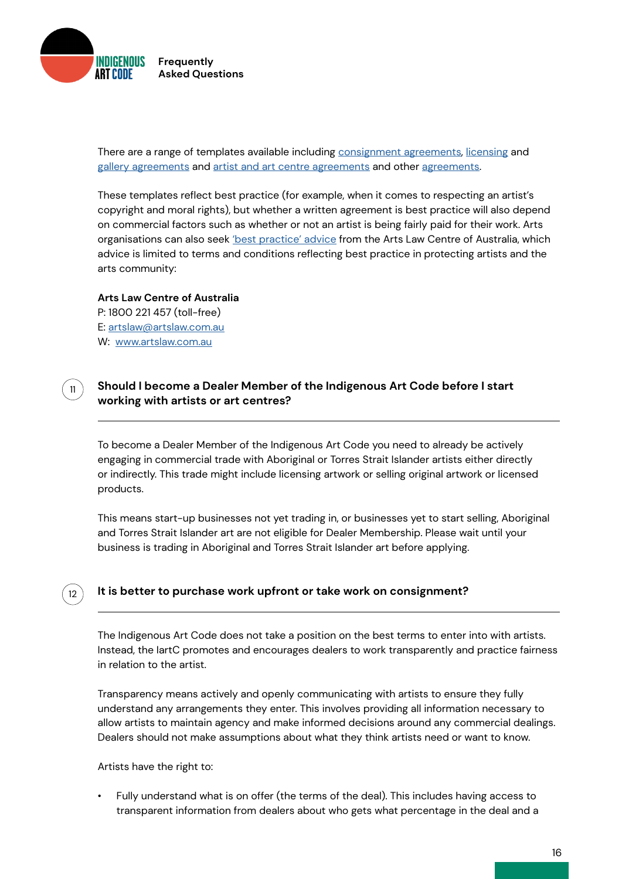There are a range of templates available including consignment agreements, licensing and gallery agreements and artist and art centre agreements and other agreements.

These templates reflect best practice (for example, when it comes to respecting an artist's copyright and moral rights), but whether a written agreement is best practice will also depend on commercial factors such as whether or not an artist is being fairly paid for their work. Arts organisations can also seek 'best practice' advice from the Arts Law Centre of Australia, which advice is limited to terms and conditions reflecting best practice in protecting artists and the arts community:

**Arts Law Centre of Australia**
P: 1800 221 457 (toll-free)
E: artslaw@artslaw.com.au
W: www.artslaw.com.au

## 11 Should I become a Dealer Member of the Indigenous Art Code before I start working with artists or art centres?

To become a Dealer Member of the Indigenous Art Code you need to already be actively engaging in commercial trade with Aboriginal or Torres Strait Islander artists either directly or indirectly. This trade might include licensing artwork or selling original artwork or licensed products.

This means start-up businesses not yet trading in, or businesses yet to start selling, Aboriginal and Torres Strait Islander art are not eligible for Dealer Membership. Please wait until your business is trading in Aboriginal and Torres Strait Islander art before applying.

## 12 It is better to purchase work upfront or take work on consignment?

The Indigenous Art Code does not take a position on the best terms to enter into with artists. Instead, the IartC promotes and encourages dealers to work transparently and practice fairness in relation to the artist.

Transparency means actively and openly communicating with artists to ensure they fully understand any arrangements they enter. This involves providing all information necessary to allow artists to maintain agency and make informed decisions around any commercial dealings. Dealers should not make assumptions about what they think artists need or want to know.

Artists have the right to:

- Fully understand what is on offer (the terms of the deal). This includes having access to transparent information from dealers about who gets what percentage in the deal and a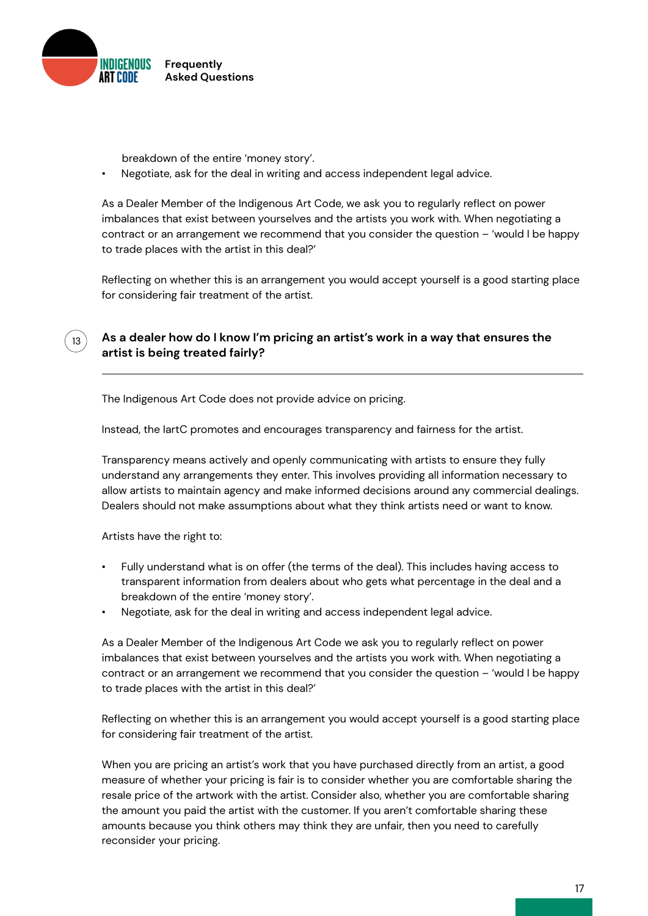breakdown of the entire 'money story'.
- Negotiate, ask for the deal in writing and access independent legal advice.

As a Dealer Member of the Indigenous Art Code, we ask you to regularly reflect on power imbalances that exist between yourselves and the artists you work with. When negotiating a contract or an arrangement we recommend that you consider the question – 'would I be happy to trade places with the artist in this deal?'

Reflecting on whether this is an arrangement you would accept yourself is a good starting place for considering fair treatment of the artist.

## 13 As a dealer how do I know I'm pricing an artist's work in a way that ensures the artist is being treated fairly?

The Indigenous Art Code does not provide advice on pricing.

Instead, the IartC promotes and encourages transparency and fairness for the artist.

Transparency means actively and openly communicating with artists to ensure they fully understand any arrangements they enter. This involves providing all information necessary to allow artists to maintain agency and make informed decisions around any commercial dealings. Dealers should not make assumptions about what they think artists need or want to know.

Artists have the right to:

- Fully understand what is on offer (the terms of the deal). This includes having access to transparent information from dealers about who gets what percentage in the deal and a breakdown of the entire 'money story'.
- Negotiate, ask for the deal in writing and access independent legal advice.

As a Dealer Member of the Indigenous Art Code we ask you to regularly reflect on power imbalances that exist between yourselves and the artists you work with. When negotiating a contract or an arrangement we recommend that you consider the question – 'would I be happy to trade places with the artist in this deal?'

Reflecting on whether this is an arrangement you would accept yourself is a good starting place for considering fair treatment of the artist.

When you are pricing an artist's work that you have purchased directly from an artist, a good measure of whether your pricing is fair is to consider whether you are comfortable sharing the resale price of the artwork with the artist. Consider also, whether you are comfortable sharing the amount you paid the artist with the customer. If you aren't comfortable sharing these amounts because you think others may think they are unfair, then you need to carefully reconsider your pricing.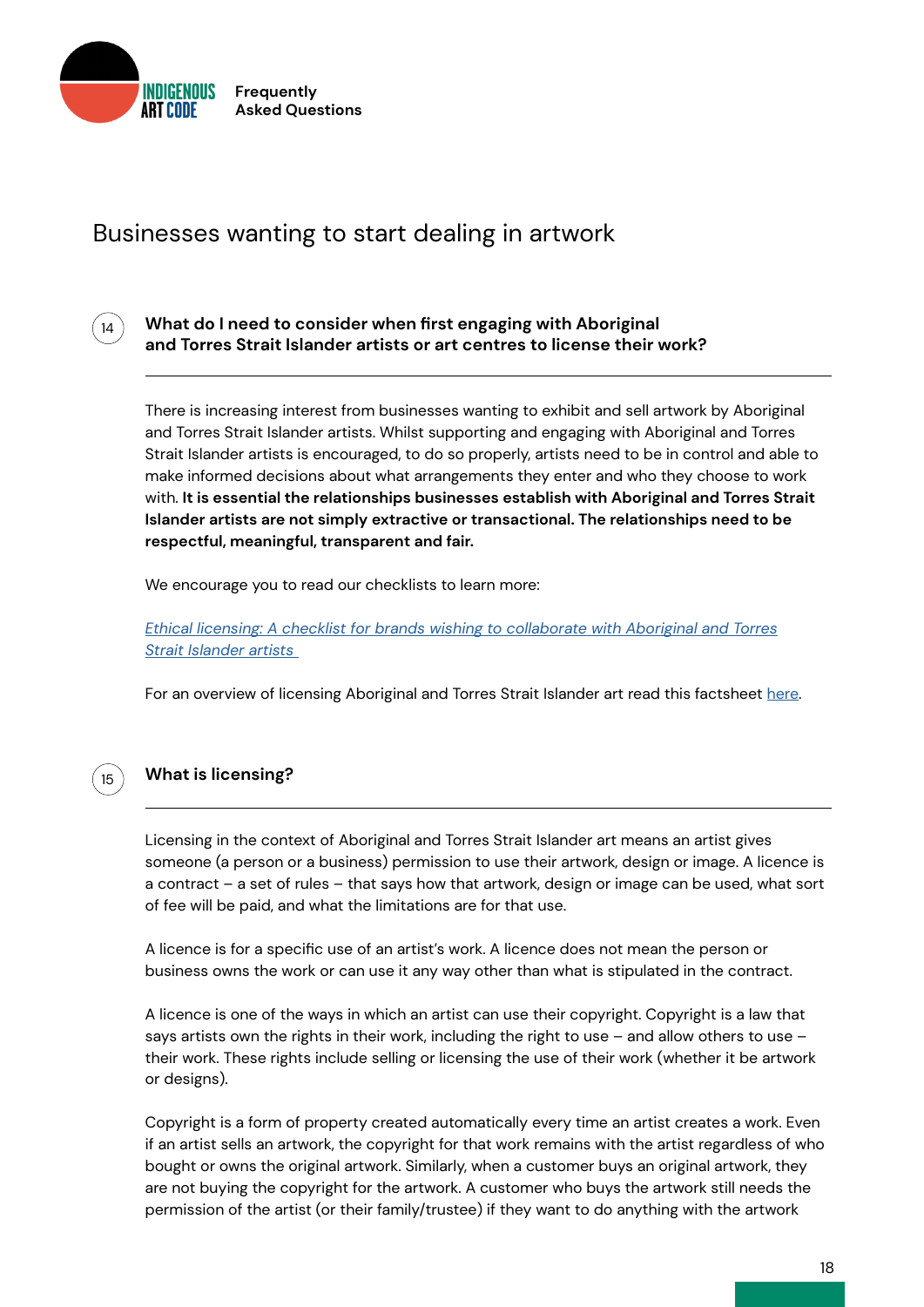## Businesses wanting to start dealing in artwork

### 14 What do I need to consider when first engaging with Aboriginal and Torres Strait Islander artists or art centres to license their work?

There is increasing interest from businesses wanting to exhibit and sell artwork by Aboriginal and Torres Strait Islander artists. Whilst supporting and engaging with Aboriginal and Torres Strait Islander artists is encouraged, to do so properly, artists need to be in control and able to make informed decisions about what arrangements they enter and who they choose to work with. **It is essential the relationships businesses establish with Aboriginal and Torres Strait Islander artists are not simply extractive or transactional. The relationships need to be respectful, meaningful, transparent and fair.**

We encourage you to read our checklists to learn more:

*Ethical licensing: A checklist for brands wishing to collaborate with Aboriginal and Torres Strait Islander artists*

For an overview of licensing Aboriginal and Torres Strait Islander art read this factsheet here.

### 15 What is licensing?

Licensing in the context of Aboriginal and Torres Strait Islander art means an artist gives someone (a person or a business) permission to use their artwork, design or image. A licence is a contract – a set of rules – that says how that artwork, design or image can be used, what sort of fee will be paid, and what the limitations are for that use.

A licence is for a specific use of an artist's work. A licence does not mean the person or business owns the work or can use it any way other than what is stipulated in the contract.

A licence is one of the ways in which an artist can use their copyright. Copyright is a law that says artists own the rights in their work, including the right to use – and allow others to use – their work. These rights include selling or licensing the use of their work (whether it be artwork or designs).

Copyright is a form of property created automatically every time an artist creates a work. Even if an artist sells an artwork, the copyright for that work remains with the artist regardless of who bought or owns the original artwork. Similarly, when a customer buys an original artwork, they are not buying the copyright for the artwork. A customer who buys the artwork still needs the permission of the artist (or their family/trustee) if they want to do anything with the artwork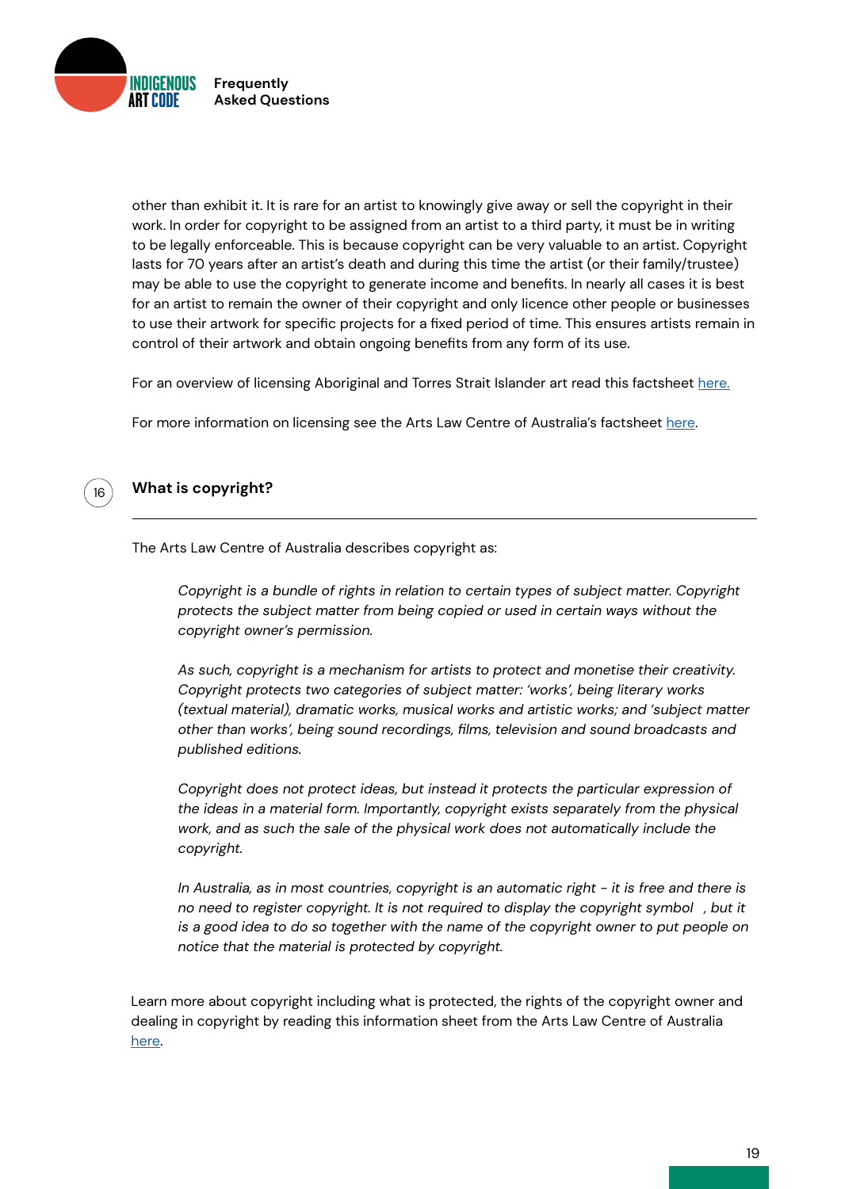other than exhibit it. It is rare for an artist to knowingly give away or sell the copyright in their work. In order for copyright to be assigned from an artist to a third party, it must be in writing to be legally enforceable. This is because copyright can be very valuable to an artist. Copyright lasts for 70 years after an artist's death and during this time the artist (or their family/trustee) may be able to use the copyright to generate income and benefits. In nearly all cases it is best for an artist to remain the owner of their copyright and only licence other people or businesses to use their artwork for specific projects for a fixed period of time. This ensures artists remain in control of their artwork and obtain ongoing benefits from any form of its use.

For an overview of licensing Aboriginal and Torres Strait Islander art read this factsheet here.

For more information on licensing see the Arts Law Centre of Australia's factsheet here.

## 16 What is copyright?

The Arts Law Centre of Australia describes copyright as:

> *Copyright is a bundle of rights in relation to certain types of subject matter. Copyright protects the subject matter from being copied or used in certain ways without the copyright owner's permission.*
>
> *As such, copyright is a mechanism for artists to protect and monetise their creativity. Copyright protects two categories of subject matter: 'works', being literary works (textual material), dramatic works, musical works and artistic works; and 'subject matter other than works', being sound recordings, films, television and sound broadcasts and published editions.*
>
> *Copyright does not protect ideas, but instead it protects the particular expression of the ideas in a material form. Importantly, copyright exists separately from the physical work, and as such the sale of the physical work does not automatically include the copyright.*
>
> *In Australia, as in most countries, copyright is an automatic right - it is free and there is no need to register copyright. It is not required to display the copyright symbol , but it is a good idea to do so together with the name of the copyright owner to put people on notice that the material is protected by copyright.*

Learn more about copyright including what is protected, the rights of the copyright owner and dealing in copyright by reading this information sheet from the Arts Law Centre of Australia here.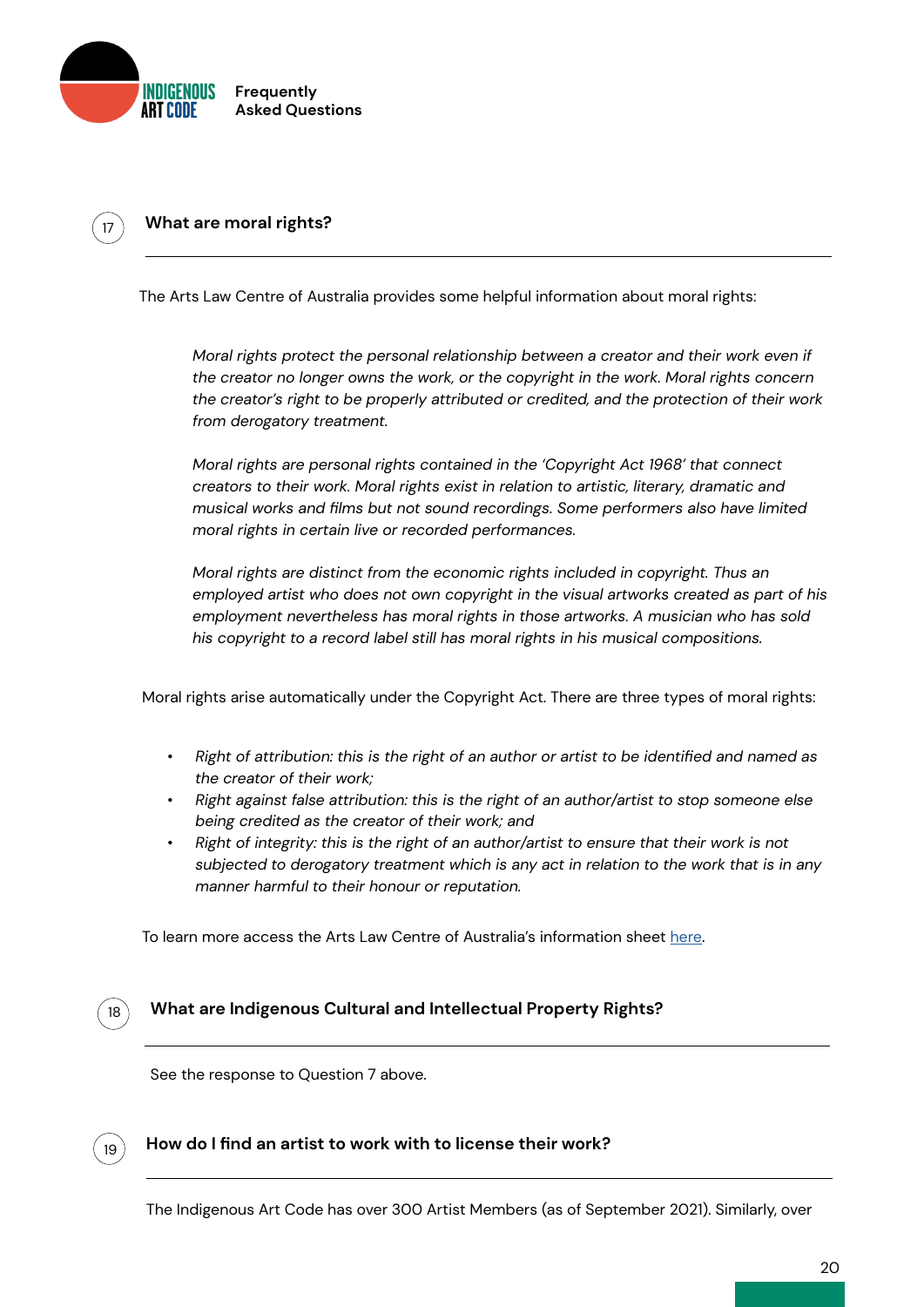## 17 What are moral rights?

The Arts Law Centre of Australia provides some helpful information about moral rights:

> *Moral rights protect the personal relationship between a creator and their work even if the creator no longer owns the work, or the copyright in the work. Moral rights concern the creator's right to be properly attributed or credited, and the protection of their work from derogatory treatment.*
>
> *Moral rights are personal rights contained in the 'Copyright Act 1968' that connect creators to their work. Moral rights exist in relation to artistic, literary, dramatic and musical works and films but not sound recordings. Some performers also have limited moral rights in certain live or recorded performances.*
>
> *Moral rights are distinct from the economic rights included in copyright. Thus an employed artist who does not own copyright in the visual artworks created as part of his employment nevertheless has moral rights in those artworks. A musician who has sold his copyright to a record label still has moral rights in his musical compositions.*

Moral rights arise automatically under the Copyright Act. There are three types of moral rights:

- *Right of attribution: this is the right of an author or artist to be identified and named as the creator of their work;*
- *Right against false attribution: this is the right of an author/artist to stop someone else being credited as the creator of their work; and*
- *Right of integrity: this is the right of an author/artist to ensure that their work is not subjected to derogatory treatment which is any act in relation to the work that is in any manner harmful to their honour or reputation.*

To learn more access the Arts Law Centre of Australia's information sheet here.

## 18 What are Indigenous Cultural and Intellectual Property Rights?

See the response to Question 7 above.

## 19 How do I find an artist to work with to license their work?

The Indigenous Art Code has over 300 Artist Members (as of September 2021). Similarly, over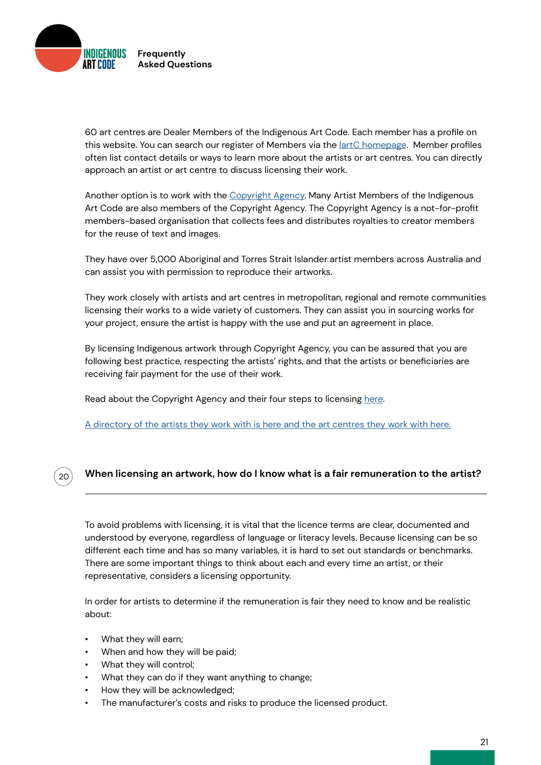60 art centres are Dealer Members of the Indigenous Art Code. Each member has a profile on this website. You can search our register of Members via the IartC homepage. Member profiles often list contact details or ways to learn more about the artists or art centres. You can directly approach an artist or art centre to discuss licensing their work.

Another option is to work with the Copyright Agency. Many Artist Members of the Indigenous Art Code are also members of the Copyright Agency. The Copyright Agency is a not-for-profit members-based organisation that collects fees and distributes royalties to creator members for the reuse of text and images.

They have over 5,000 Aboriginal and Torres Strait Islander artist members across Australia and can assist you with permission to reproduce their artworks.

They work closely with artists and art centres in metropolitan, regional and remote communities licensing their works to a wide variety of customers. They can assist you in sourcing works for your project, ensure the artist is happy with the use and put an agreement in place.

By licensing Indigenous artwork through Copyright Agency, you can be assured that you are following best practice, respecting the artists' rights, and that the artists or beneficiaries are receiving fair payment for the use of their work.

Read about the Copyright Agency and their four steps to licensing here.

A directory of the artists they work with is here and the art centres they work with here.

## 20 When licensing an artwork, how do I know what is a fair remuneration to the artist?

To avoid problems with licensing, it is vital that the licence terms are clear, documented and understood by everyone, regardless of language or literacy levels. Because licensing can be so different each time and has so many variables, it is hard to set out standards or benchmarks. There are some important things to think about each and every time an artist, or their representative, considers a licensing opportunity.

In order for artists to determine if the remuneration is fair they need to know and be realistic about:

- What they will earn;
- When and how they will be paid;
- What they will control;
- What they can do if they want anything to change;
- How they will be acknowledged;
- The manufacturer's costs and risks to produce the licensed product.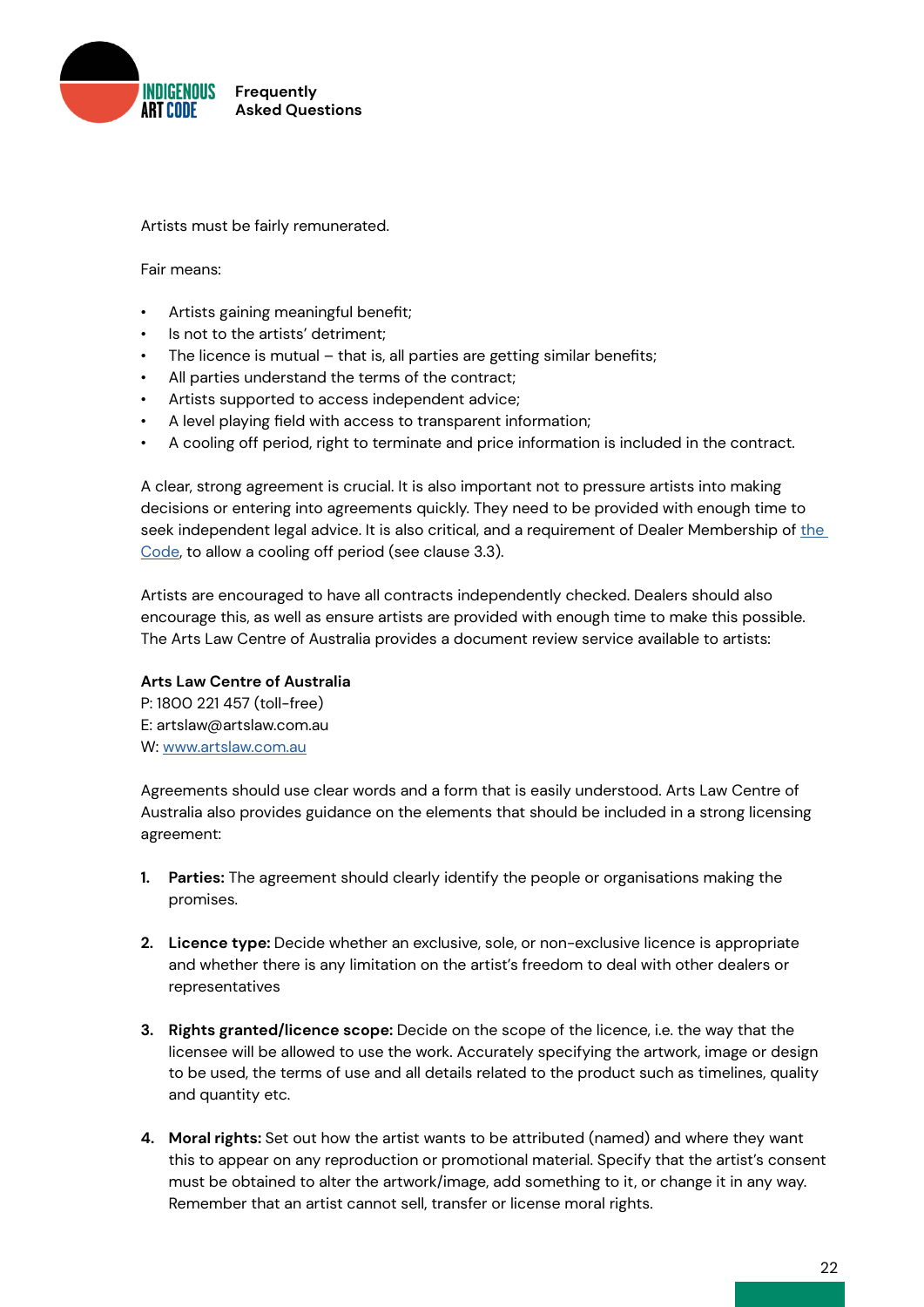Artists must be fairly remunerated.

Fair means:

- Artists gaining meaningful benefit;
- Is not to the artists' detriment;
- The licence is mutual – that is, all parties are getting similar benefits;
- All parties understand the terms of the contract;
- Artists supported to access independent advice;
- A level playing field with access to transparent information;
- A cooling off period, right to terminate and price information is included in the contract.

A clear, strong agreement is crucial. It is also important not to pressure artists into making decisions or entering into agreements quickly. They need to be provided with enough time to seek independent legal advice. It is also critical, and a requirement of Dealer Membership of the Code, to allow a cooling off period (see clause 3.3).

Artists are encouraged to have all contracts independently checked. Dealers should also encourage this, as well as ensure artists are provided with enough time to make this possible. The Arts Law Centre of Australia provides a document review service available to artists:

**Arts Law Centre of Australia**
P: 1800 221 457 (toll-free)
E: artslaw@artslaw.com.au
W: www.artslaw.com.au

Agreements should use clear words and a form that is easily understood. Arts Law Centre of Australia also provides guidance on the elements that should be included in a strong licensing agreement:

1. **Parties:** The agreement should clearly identify the people or organisations making the promises.

2. **Licence type:** Decide whether an exclusive, sole, or non-exclusive licence is appropriate and whether there is any limitation on the artist's freedom to deal with other dealers or representatives

3. **Rights granted/licence scope:** Decide on the scope of the licence, i.e. the way that the licensee will be allowed to use the work. Accurately specifying the artwork, image or design to be used, the terms of use and all details related to the product such as timelines, quality and quantity etc.

4. **Moral rights:** Set out how the artist wants to be attributed (named) and where they want this to appear on any reproduction or promotional material. Specify that the artist's consent must be obtained to alter the artwork/image, add something to it, or change it in any way. Remember that an artist cannot sell, transfer or license moral rights.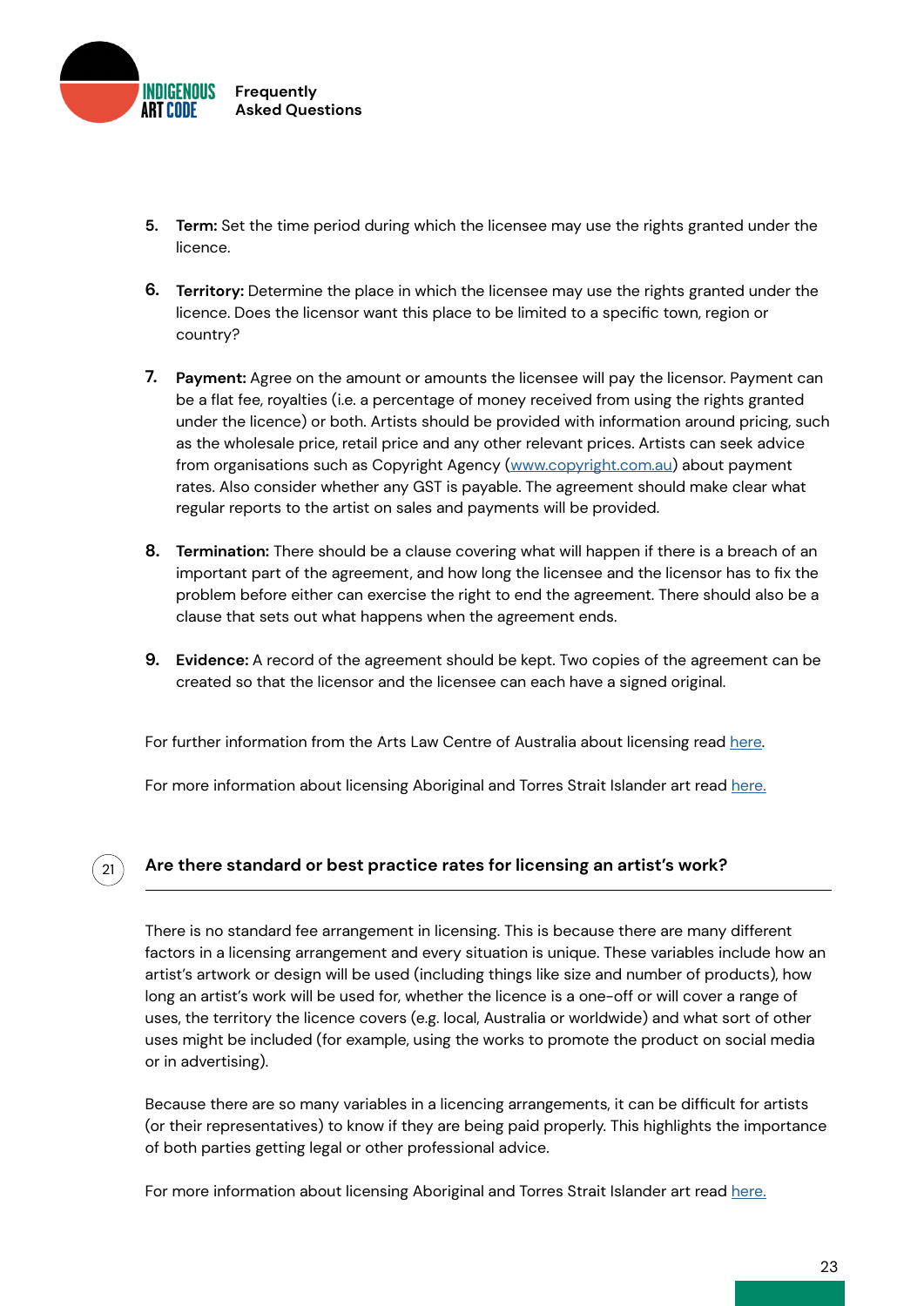5. **Term:** Set the time period during which the licensee may use the rights granted under the licence.

6. **Territory:** Determine the place in which the licensee may use the rights granted under the licence. Does the licensor want this place to be limited to a specific town, region or country?

7. **Payment:** Agree on the amount or amounts the licensee will pay the licensor. Payment can be a flat fee, royalties (i.e. a percentage of money received from using the rights granted under the licence) or both. Artists should be provided with information around pricing, such as the wholesale price, retail price and any other relevant prices. Artists can seek advice from organisations such as Copyright Agency ([www.copyright.com.au](www.copyright.com.au)) about payment rates. Also consider whether any GST is payable. The agreement should make clear what regular reports to the artist on sales and payments will be provided.

8. **Termination:** There should be a clause covering what will happen if there is a breach of an important part of the agreement, and how long the licensee and the licensor has to fix the problem before either can exercise the right to end the agreement. There should also be a clause that sets out what happens when the agreement ends.

9. **Evidence:** A record of the agreement should be kept. Two copies of the agreement can be created so that the licensor and the licensee can each have a signed original.

For further information from the Arts Law Centre of Australia about licensing read here.

For more information about licensing Aboriginal and Torres Strait Islander art read here.

## 21 Are there standard or best practice rates for licensing an artist's work?

There is no standard fee arrangement in licensing. This is because there are many different factors in a licensing arrangement and every situation is unique. These variables include how an artist's artwork or design will be used (including things like size and number of products), how long an artist's work will be used for, whether the licence is a one-off or will cover a range of uses, the territory the licence covers (e.g. local, Australia or worldwide) and what sort of other uses might be included (for example, using the works to promote the product on social media or in advertising).

Because there are so many variables in a licencing arrangements, it can be difficult for artists (or their representatives) to know if they are being paid properly. This highlights the importance of both parties getting legal or other professional advice.

For more information about licensing Aboriginal and Torres Strait Islander art read here.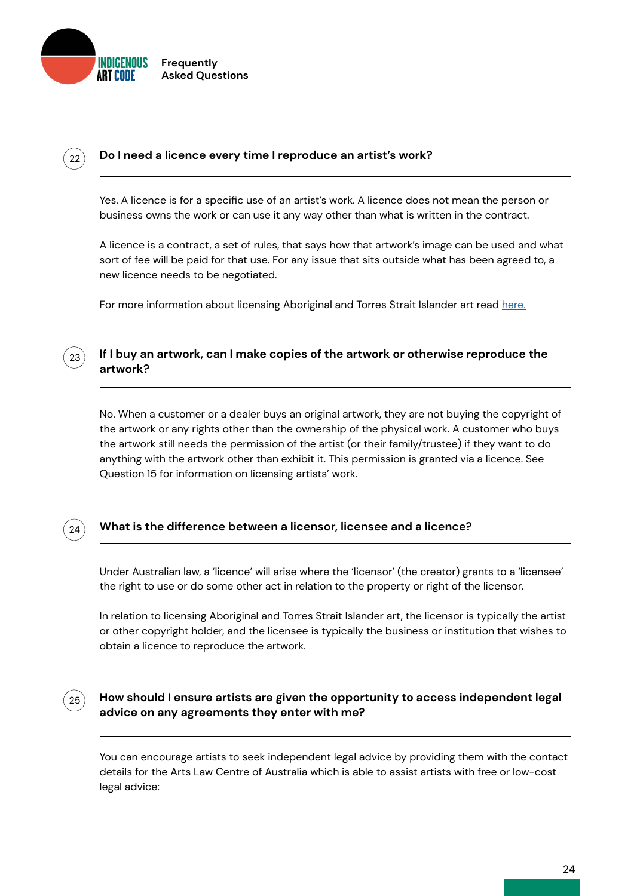## 22 Do I need a licence every time I reproduce an artist's work?

Yes. A licence is for a specific use of an artist's work. A licence does not mean the person or business owns the work or can use it any way other than what is written in the contract.

A licence is a contract, a set of rules, that says how that artwork's image can be used and what sort of fee will be paid for that use. For any issue that sits outside what has been agreed to, a new licence needs to be negotiated.

For more information about licensing Aboriginal and Torres Strait Islander art read here.

## 23 If I buy an artwork, can I make copies of the artwork or otherwise reproduce the artwork?

No. When a customer or a dealer buys an original artwork, they are not buying the copyright of the artwork or any rights other than the ownership of the physical work. A customer who buys the artwork still needs the permission of the artist (or their family/trustee) if they want to do anything with the artwork other than exhibit it. This permission is granted via a licence. See Question 15 for information on licensing artists' work.

## 24 What is the difference between a licensor, licensee and a licence?

Under Australian law, a 'licence' will arise where the 'licensor' (the creator) grants to a 'licensee' the right to use or do some other act in relation to the property or right of the licensor.

In relation to licensing Aboriginal and Torres Strait Islander art, the licensor is typically the artist or other copyright holder, and the licensee is typically the business or institution that wishes to obtain a licence to reproduce the artwork.

## 25 How should I ensure artists are given the opportunity to access independent legal advice on any agreements they enter with me?

You can encourage artists to seek independent legal advice by providing them with the contact details for the Arts Law Centre of Australia which is able to assist artists with free or low-cost legal advice: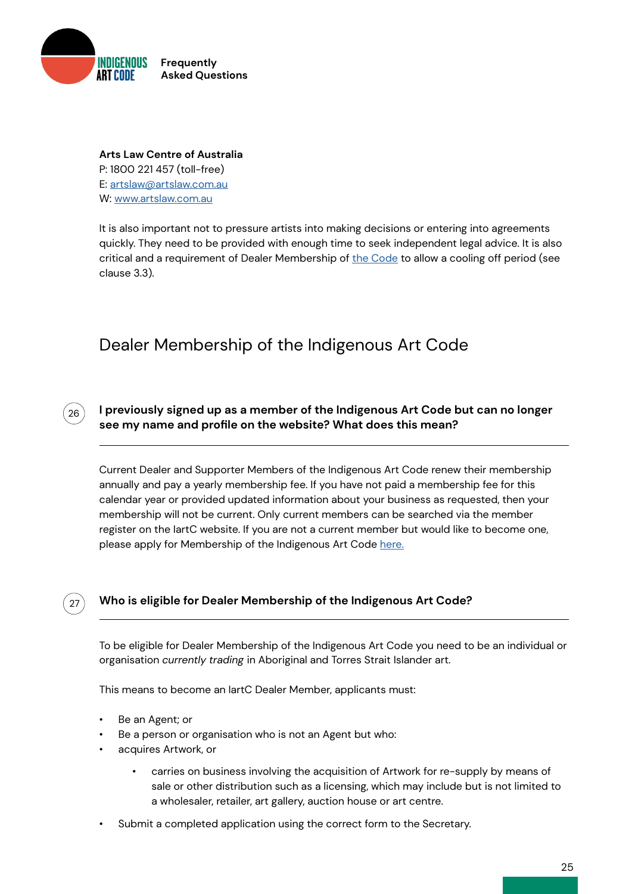**Arts Law Centre of Australia**
P: 1800 221 457 (toll-free)
E: [artslaw@artslaw.com.au](mailto:artslaw@artslaw.com.au)
W: [www.artslaw.com.au](http://www.artslaw.com.au)

It is also important not to pressure artists into making decisions or entering into agreements quickly. They need to be provided with enough time to seek independent legal advice. It is also critical and a requirement of Dealer Membership of [the Code](#) to allow a cooling off period (see clause 3.3).

## Dealer Membership of the Indigenous Art Code

### 26 I previously signed up as a member of the Indigenous Art Code but can no longer see my name and profile on the website? What does this mean?

Current Dealer and Supporter Members of the Indigenous Art Code renew their membership annually and pay a yearly membership fee. If you have not paid a membership fee for this calendar year or provided updated information about your business as requested, then your membership will not be current. Only current members can be searched via the member register on the IartC website. If you are not a current member but would like to become one, please apply for Membership of the Indigenous Art Code [here.](#)

### 27 Who is eligible for Dealer Membership of the Indigenous Art Code?

To be eligible for Dealer Membership of the Indigenous Art Code you need to be an individual or organisation *currently trading* in Aboriginal and Torres Strait Islander art.

This means to become an IartC Dealer Member, applicants must:

- Be an Agent; or
- Be a person or organisation who is not an Agent but who:
- acquires Artwork, or
    - carries on business involving the acquisition of Artwork for re-supply by means of sale or other distribution such as a licensing, which may include but is not limited to a wholesaler, retailer, art gallery, auction house or art centre.
- Submit a completed application using the correct form to the Secretary.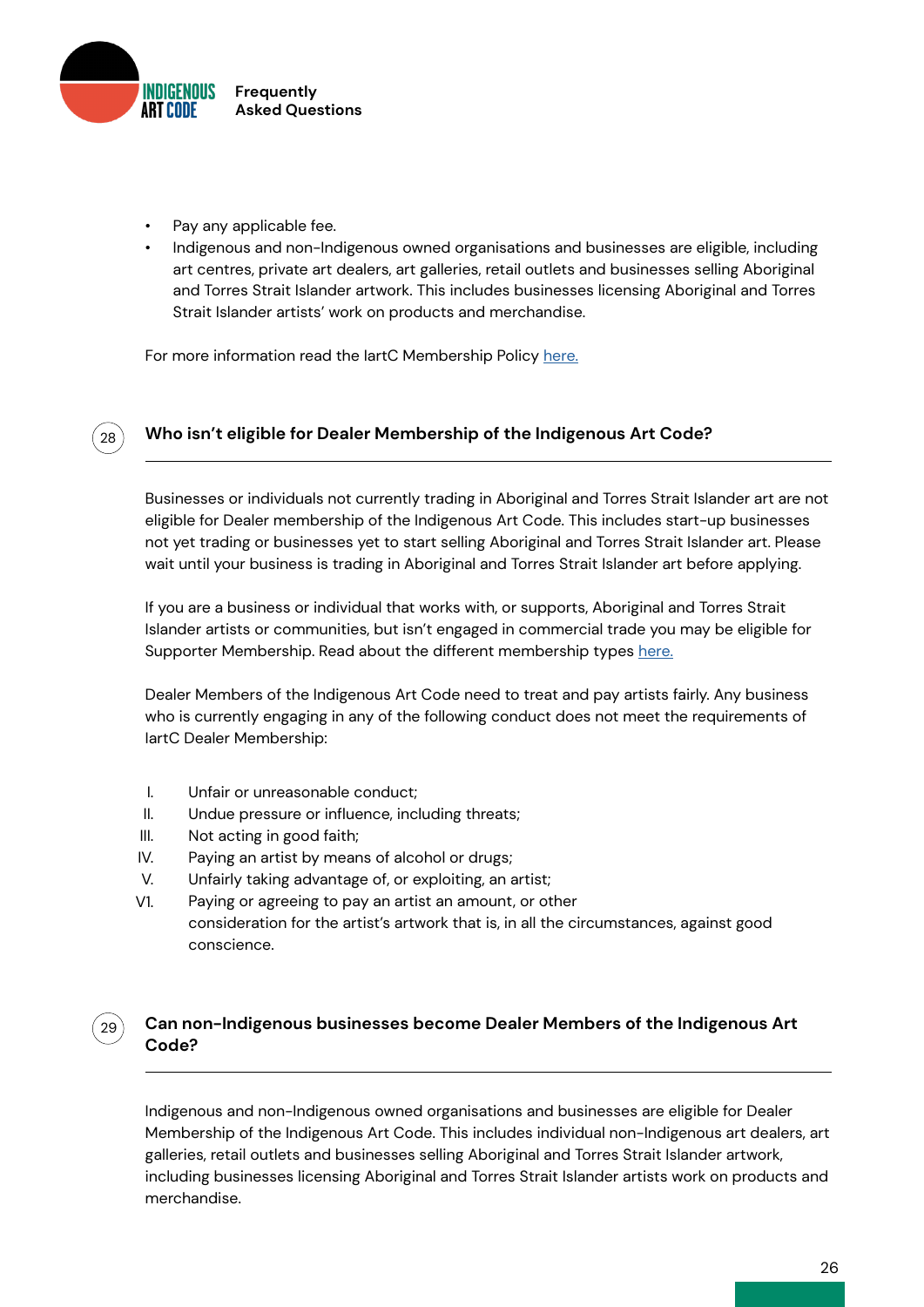- Pay any applicable fee.
- Indigenous and non-Indigenous owned organisations and businesses are eligible, including art centres, private art dealers, art galleries, retail outlets and businesses selling Aboriginal and Torres Strait Islander artwork. This includes businesses licensing Aboriginal and Torres Strait Islander artists' work on products and merchandise.

For more information read the IartC Membership Policy here.

## 28 Who isn't eligible for Dealer Membership of the Indigenous Art Code?

Businesses or individuals not currently trading in Aboriginal and Torres Strait Islander art are not eligible for Dealer membership of the Indigenous Art Code. This includes start-up businesses not yet trading or businesses yet to start selling Aboriginal and Torres Strait Islander art. Please wait until your business is trading in Aboriginal and Torres Strait Islander art before applying.

If you are a business or individual that works with, or supports, Aboriginal and Torres Strait Islander artists or communities, but isn't engaged in commercial trade you may be eligible for Supporter Membership. Read about the different membership types here.

Dealer Members of the Indigenous Art Code need to treat and pay artists fairly. Any business who is currently engaging in any of the following conduct does not meet the requirements of IartC Dealer Membership:

I. Unfair or unreasonable conduct;
II. Undue pressure or influence, including threats;
III. Not acting in good faith;
IV. Paying an artist by means of alcohol or drugs;
V. Unfairly taking advantage of, or exploiting, an artist;
V1. Paying or agreeing to pay an artist an amount, or other consideration for the artist's artwork that is, in all the circumstances, against good conscience.

## 29 Can non-Indigenous businesses become Dealer Members of the Indigenous Art Code?

Indigenous and non-Indigenous owned organisations and businesses are eligible for Dealer Membership of the Indigenous Art Code. This includes individual non-Indigenous art dealers, art galleries, retail outlets and businesses selling Aboriginal and Torres Strait Islander artwork, including businesses licensing Aboriginal and Torres Strait Islander artists work on products and merchandise.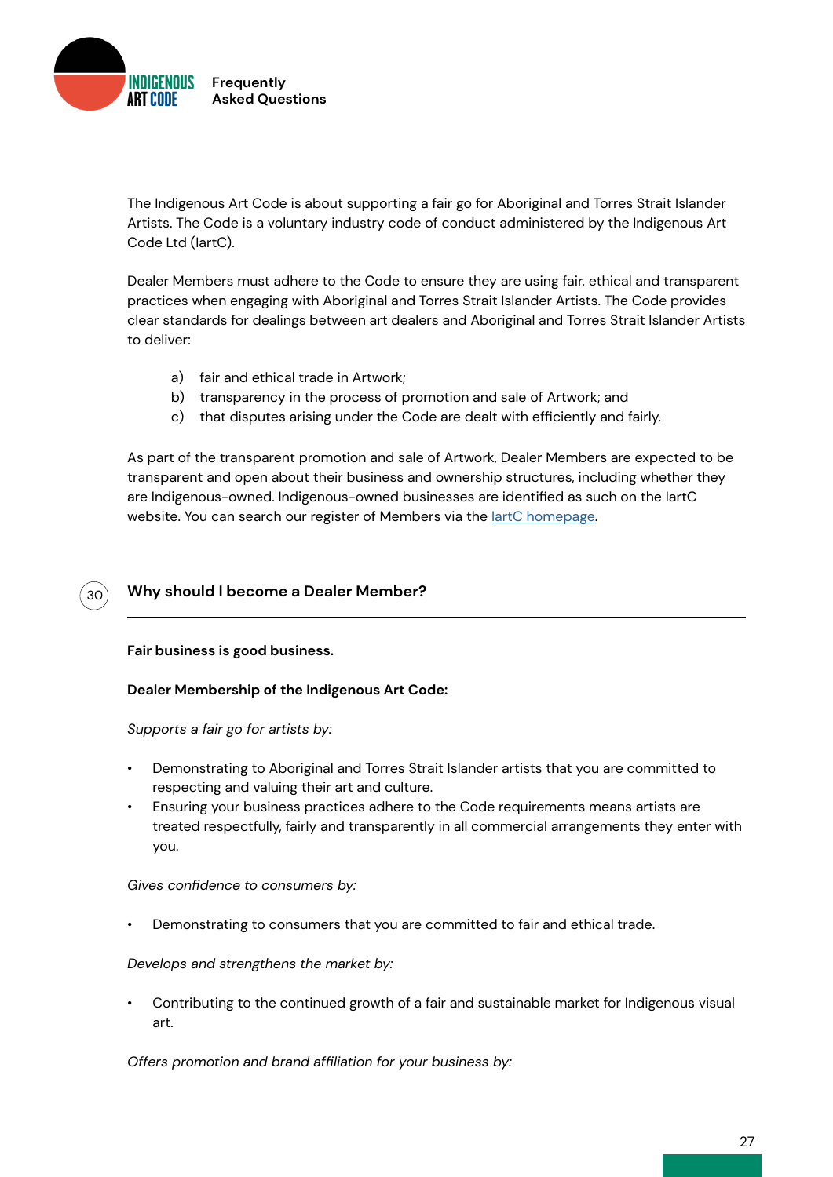The Indigenous Art Code is about supporting a fair go for Aboriginal and Torres Strait Islander Artists. The Code is a voluntary industry code of conduct administered by the Indigenous Art Code Ltd (IartC).

Dealer Members must adhere to the Code to ensure they are using fair, ethical and transparent practices when engaging with Aboriginal and Torres Strait Islander Artists. The Code provides clear standards for dealings between art dealers and Aboriginal and Torres Strait Islander Artists to deliver:

a) fair and ethical trade in Artwork;
b) transparency in the process of promotion and sale of Artwork; and
c) that disputes arising under the Code are dealt with efficiently and fairly.

As part of the transparent promotion and sale of Artwork, Dealer Members are expected to be transparent and open about their business and ownership structures, including whether they are Indigenous-owned. Indigenous-owned businesses are identified as such on the IartC website. You can search our register of Members via the [IartC homepage](#).

## 30 Why should I become a Dealer Member?

**Fair business is good business.**

**Dealer Membership of the Indigenous Art Code:**

*Supports a fair go for artists by:*

- Demonstrating to Aboriginal and Torres Strait Islander artists that you are committed to respecting and valuing their art and culture.
- Ensuring your business practices adhere to the Code requirements means artists are treated respectfully, fairly and transparently in all commercial arrangements they enter with you.

*Gives confidence to consumers by:*

- Demonstrating to consumers that you are committed to fair and ethical trade.

*Develops and strengthens the market by:*

- Contributing to the continued growth of a fair and sustainable market for Indigenous visual art.

*Offers promotion and brand affiliation for your business by:*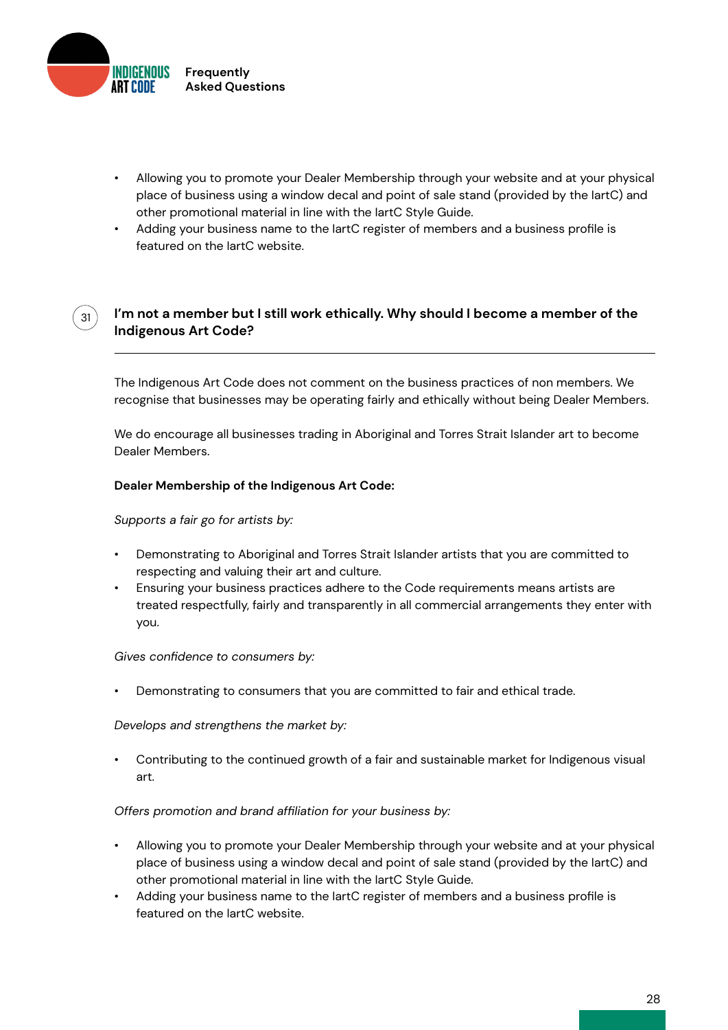- Allowing you to promote your Dealer Membership through your website and at your physical place of business using a window decal and point of sale stand (provided by the IartC) and other promotional material in line with the IartC Style Guide.
- Adding your business name to the IartC register of members and a business profile is featured on the IartC website.

## 31 I'm not a member but I still work ethically. Why should I become a member of the Indigenous Art Code?

The Indigenous Art Code does not comment on the business practices of non members. We recognise that businesses may be operating fairly and ethically without being Dealer Members.

We do encourage all businesses trading in Aboriginal and Torres Strait Islander art to become Dealer Members.

**Dealer Membership of the Indigenous Art Code:**

*Supports a fair go for artists by:*

- Demonstrating to Aboriginal and Torres Strait Islander artists that you are committed to respecting and valuing their art and culture.
- Ensuring your business practices adhere to the Code requirements means artists are treated respectfully, fairly and transparently in all commercial arrangements they enter with you.

*Gives confidence to consumers by:*

- Demonstrating to consumers that you are committed to fair and ethical trade.

*Develops and strengthens the market by:*

- Contributing to the continued growth of a fair and sustainable market for Indigenous visual art.

*Offers promotion and brand affiliation for your business by:*

- Allowing you to promote your Dealer Membership through your website and at your physical place of business using a window decal and point of sale stand (provided by the IartC) and other promotional material in line with the IartC Style Guide.
- Adding your business name to the IartC register of members and a business profile is featured on the IartC website.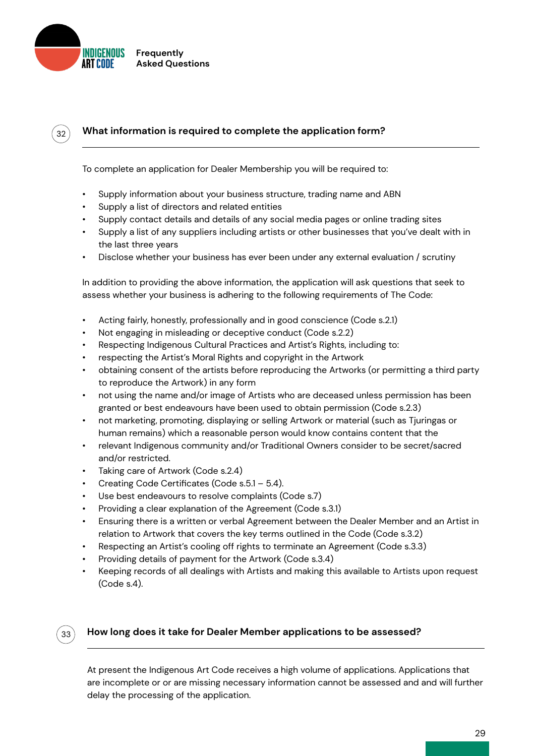## 32 What information is required to complete the application form?

To complete an application for Dealer Membership you will be required to:

- Supply information about your business structure, trading name and ABN
- Supply a list of directors and related entities
- Supply contact details and details of any social media pages or online trading sites
- Supply a list of any suppliers including artists or other businesses that you've dealt with in the last three years
- Disclose whether your business has ever been under any external evaluation / scrutiny

In addition to providing the above information, the application will ask questions that seek to assess whether your business is adhering to the following requirements of The Code:

- Acting fairly, honestly, professionally and in good conscience (Code s.2.1)
- Not engaging in misleading or deceptive conduct (Code s.2.2)
- Respecting Indigenous Cultural Practices and Artist's Rights, including to:
- respecting the Artist's Moral Rights and copyright in the Artwork
- obtaining consent of the artists before reproducing the Artworks (or permitting a third party to reproduce the Artwork) in any form
- not using the name and/or image of Artists who are deceased unless permission has been granted or best endeavours have been used to obtain permission (Code s.2.3)
- not marketing, promoting, displaying or selling Artwork or material (such as Tjuringas or human remains) which a reasonable person would know contains content that the
- relevant Indigenous community and/or Traditional Owners consider to be secret/sacred and/or restricted.
- Taking care of Artwork (Code s.2.4)
- Creating Code Certificates (Code s.5.1 – 5.4).
- Use best endeavours to resolve complaints (Code s.7)
- Providing a clear explanation of the Agreement (Code s.3.1)
- Ensuring there is a written or verbal Agreement between the Dealer Member and an Artist in relation to Artwork that covers the key terms outlined in the Code (Code s.3.2)
- Respecting an Artist's cooling off rights to terminate an Agreement (Code s.3.3)
- Providing details of payment for the Artwork (Code s.3.4)
- Keeping records of all dealings with Artists and making this available to Artists upon request (Code s.4).

## 33 How long does it take for Dealer Member applications to be assessed?

At present the Indigenous Art Code receives a high volume of applications. Applications that are incomplete or or are missing necessary information cannot be assessed and and will further delay the processing of the application.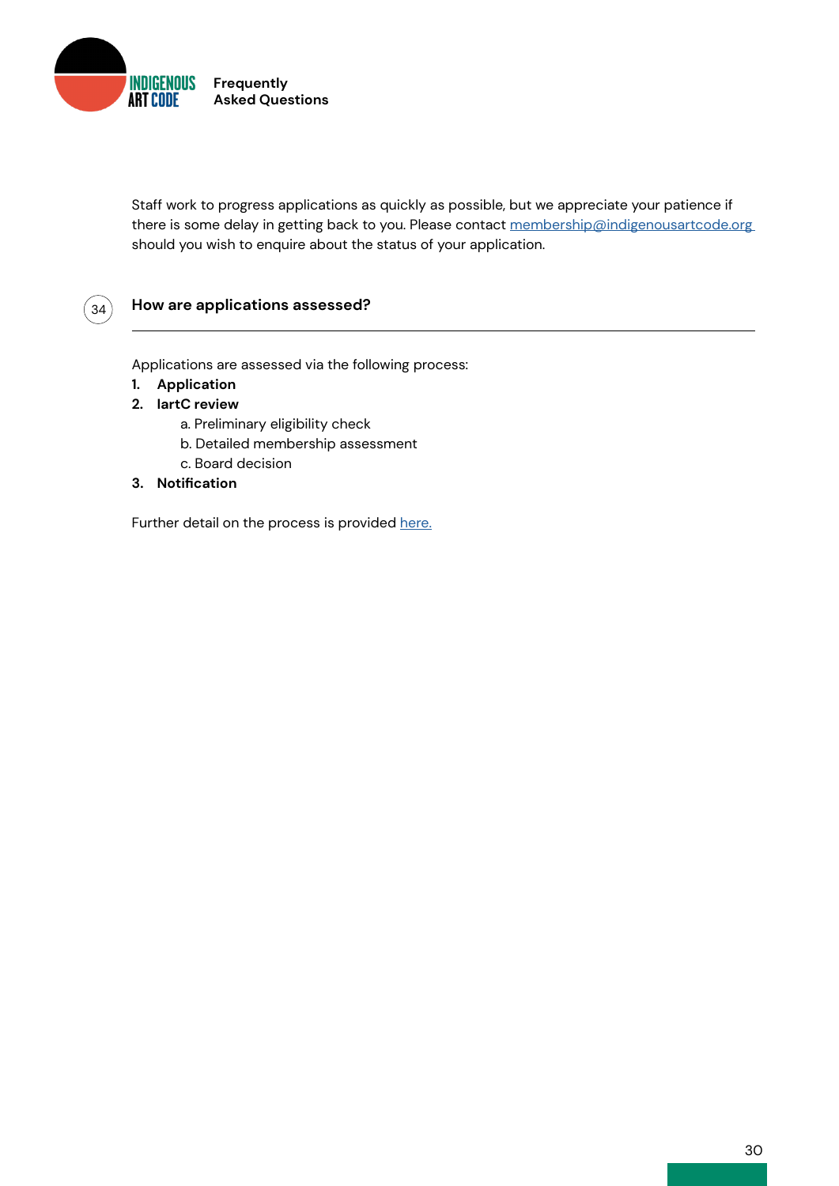Staff work to progress applications as quickly as possible, but we appreciate your patience if there is some delay in getting back to you. Please contact [membership@indigenousartcode.org](mailto:membership@indigenousartcode.org) should you wish to enquire about the status of your application.

## 34 How are applications assessed?

Applications are assessed via the following process:

1. **Application**
2. **IartC review**
    a. Preliminary eligibility check
    b. Detailed membership assessment
    c. Board decision
3. **Notification**

Further detail on the process is provided here.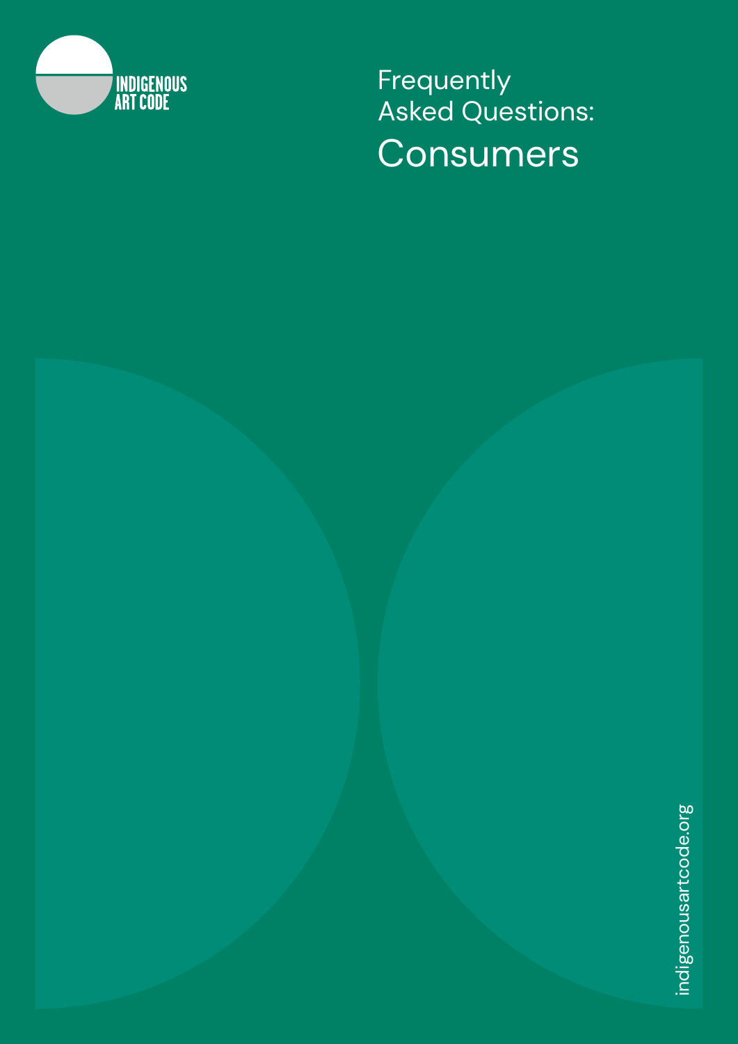INDIGENOUS ART CODE

# Frequently Asked Questions: Consumers

indigenousartcode.org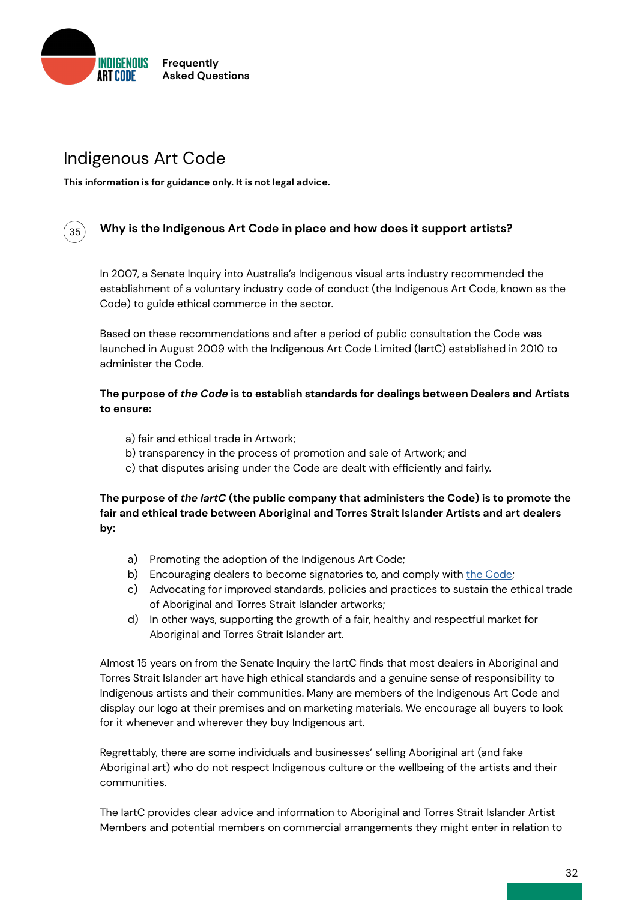# Indigenous Art Code

**This information is for guidance only. It is not legal advice.**

## 35 Why is the Indigenous Art Code in place and how does it support artists?

In 2007, a Senate Inquiry into Australia's Indigenous visual arts industry recommended the establishment of a voluntary industry code of conduct (the Indigenous Art Code, known as the Code) to guide ethical commerce in the sector.

Based on these recommendations and after a period of public consultation the Code was launched in August 2009 with the Indigenous Art Code Limited (IartC) established in 2010 to administer the Code.

**The purpose of *the Code* is to establish standards for dealings between Dealers and Artists to ensure:**

a) fair and ethical trade in Artwork;
b) transparency in the process of promotion and sale of Artwork; and
c) that disputes arising under the Code are dealt with efficiently and fairly.

**The purpose of *the IartC* (the public company that administers the Code) is to promote the fair and ethical trade between Aboriginal and Torres Strait Islander Artists and art dealers by:**

a) Promoting the adoption of the Indigenous Art Code;
b) Encouraging dealers to become signatories to, and comply with the Code;
c) Advocating for improved standards, policies and practices to sustain the ethical trade of Aboriginal and Torres Strait Islander artworks;
d) In other ways, supporting the growth of a fair, healthy and respectful market for Aboriginal and Torres Strait Islander art.

Almost 15 years on from the Senate Inquiry the IartC finds that most dealers in Aboriginal and Torres Strait Islander art have high ethical standards and a genuine sense of responsibility to Indigenous artists and their communities. Many are members of the Indigenous Art Code and display our logo at their premises and on marketing materials. We encourage all buyers to look for it whenever and wherever they buy Indigenous art.

Regrettably, there are some individuals and businesses' selling Aboriginal art (and fake Aboriginal art) who do not respect Indigenous culture or the wellbeing of the artists and their communities.

The IartC provides clear advice and information to Aboriginal and Torres Strait Islander Artist Members and potential members on commercial arrangements they might enter in relation to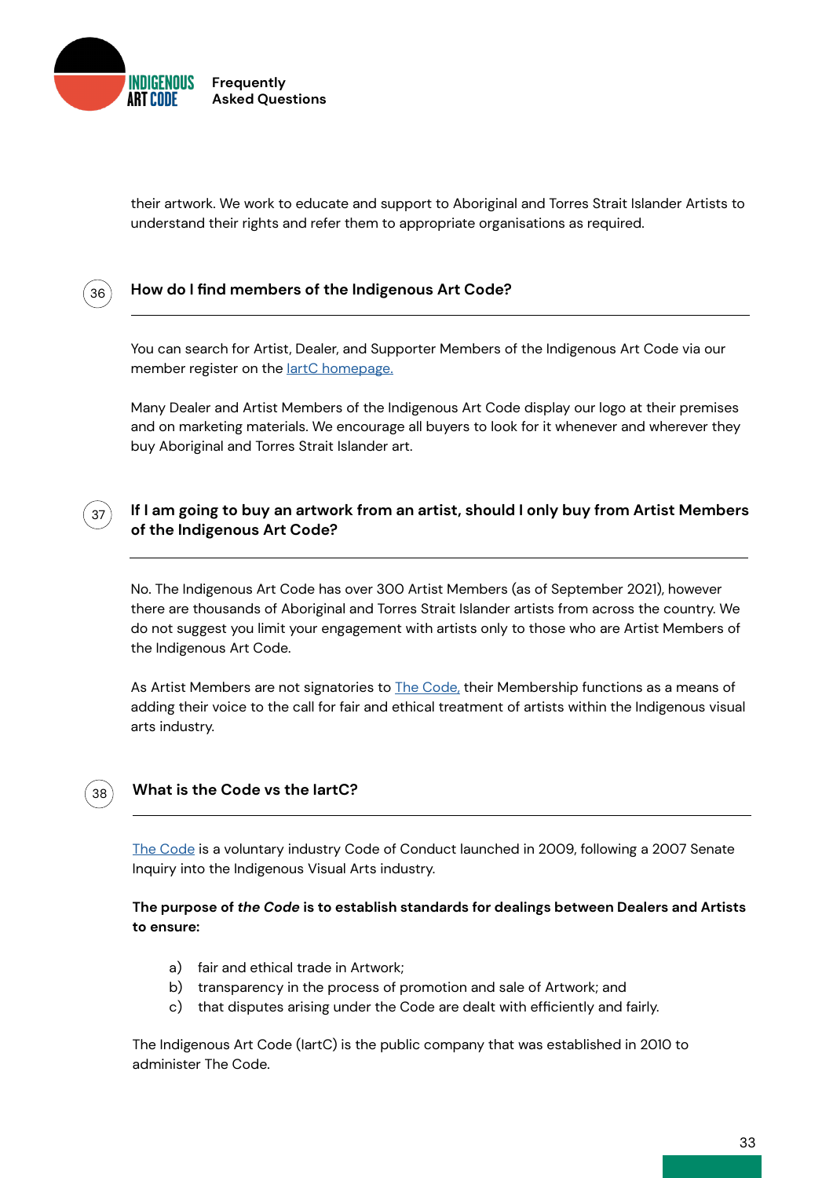their artwork. We work to educate and support to Aboriginal and Torres Strait Islander Artists to understand their rights and refer them to appropriate organisations as required.

## 36 How do I find members of the Indigenous Art Code?

You can search for Artist, Dealer, and Supporter Members of the Indigenous Art Code via our member register on the IartC homepage.

Many Dealer and Artist Members of the Indigenous Art Code display our logo at their premises and on marketing materials. We encourage all buyers to look for it whenever and wherever they buy Aboriginal and Torres Strait Islander art.

## 37 If I am going to buy an artwork from an artist, should I only buy from Artist Members of the Indigenous Art Code?

No. The Indigenous Art Code has over 300 Artist Members (as of September 2021), however there are thousands of Aboriginal and Torres Strait Islander artists from across the country. We do not suggest you limit your engagement with artists only to those who are Artist Members of the Indigenous Art Code.

As Artist Members are not signatories to The Code, their Membership functions as a means of adding their voice to the call for fair and ethical treatment of artists within the Indigenous visual arts industry.

## 38 What is the Code vs the IartC?

The Code is a voluntary industry Code of Conduct launched in 2009, following a 2007 Senate Inquiry into the Indigenous Visual Arts industry.

**The purpose of *the Code* is to establish standards for dealings between Dealers and Artists to ensure:**

a) fair and ethical trade in Artwork;
b) transparency in the process of promotion and sale of Artwork; and
c) that disputes arising under the Code are dealt with efficiently and fairly.

The Indigenous Art Code (IartC) is the public company that was established in 2010 to administer The Code.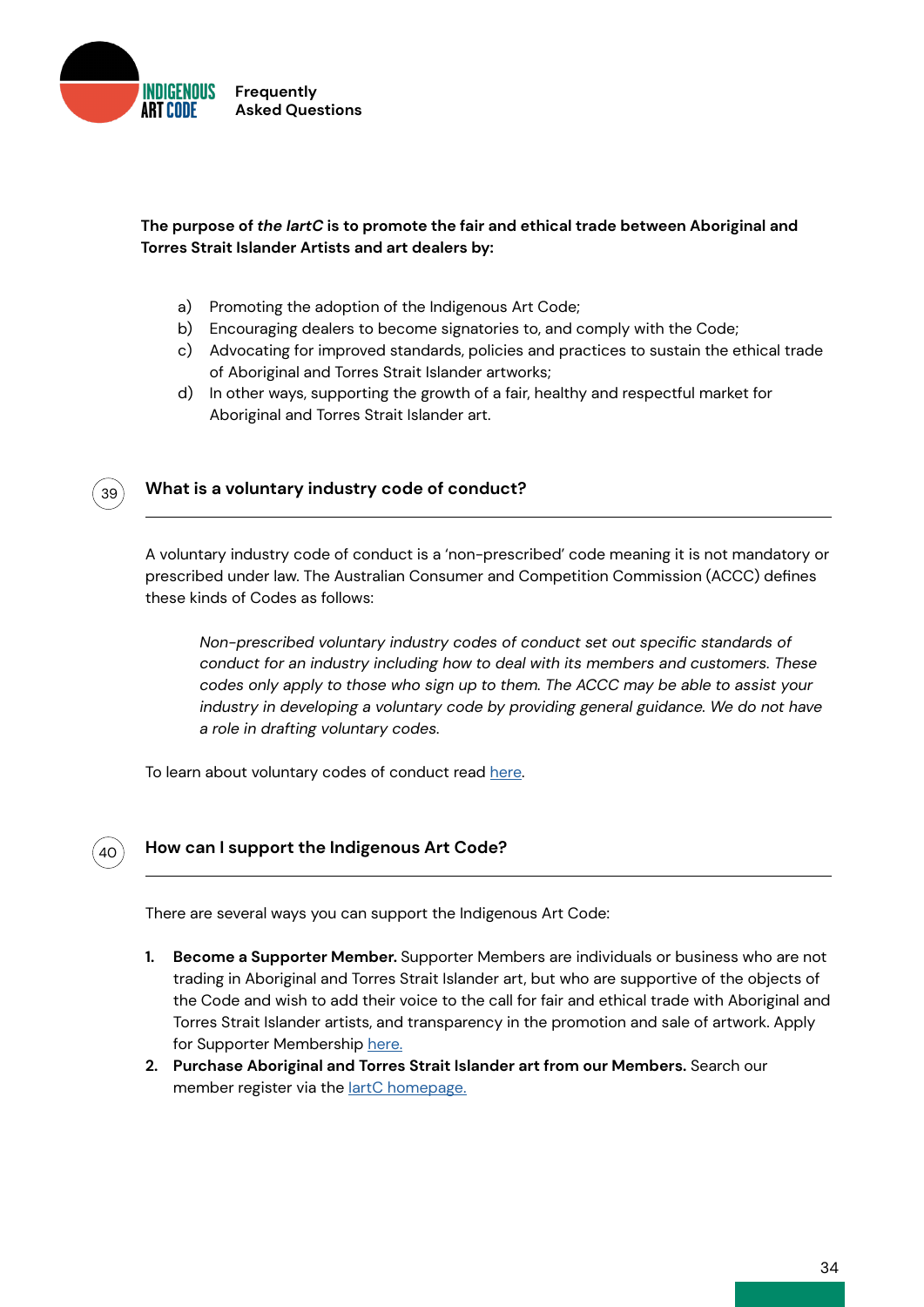**The purpose of *the IartC* is to promote the fair and ethical trade between Aboriginal and Torres Strait Islander Artists and art dealers by:**

a) Promoting the adoption of the Indigenous Art Code;
b) Encouraging dealers to become signatories to, and comply with the Code;
c) Advocating for improved standards, policies and practices to sustain the ethical trade of Aboriginal and Torres Strait Islander artworks;
d) In other ways, supporting the growth of a fair, healthy and respectful market for Aboriginal and Torres Strait Islander art.

## 39 What is a voluntary industry code of conduct?

A voluntary industry code of conduct is a 'non-prescribed' code meaning it is not mandatory or prescribed under law. The Australian Consumer and Competition Commission (ACCC) defines these kinds of Codes as follows:

> *Non-prescribed voluntary industry codes of conduct set out specific standards of conduct for an industry including how to deal with its members and customers. These codes only apply to those who sign up to them. The ACCC may be able to assist your industry in developing a voluntary code by providing general guidance. We do not have a role in drafting voluntary codes.*

To learn about voluntary codes of conduct read here.

## 40 How can I support the Indigenous Art Code?

There are several ways you can support the Indigenous Art Code:

1. **Become a Supporter Member.** Supporter Members are individuals or business who are not trading in Aboriginal and Torres Strait Islander art, but who are supportive of the objects of the Code and wish to add their voice to the call for fair and ethical trade with Aboriginal and Torres Strait Islander artists, and transparency in the promotion and sale of artwork. Apply for Supporter Membership here.
2. **Purchase Aboriginal and Torres Strait Islander art from our Members.** Search our member register via the IartC homepage.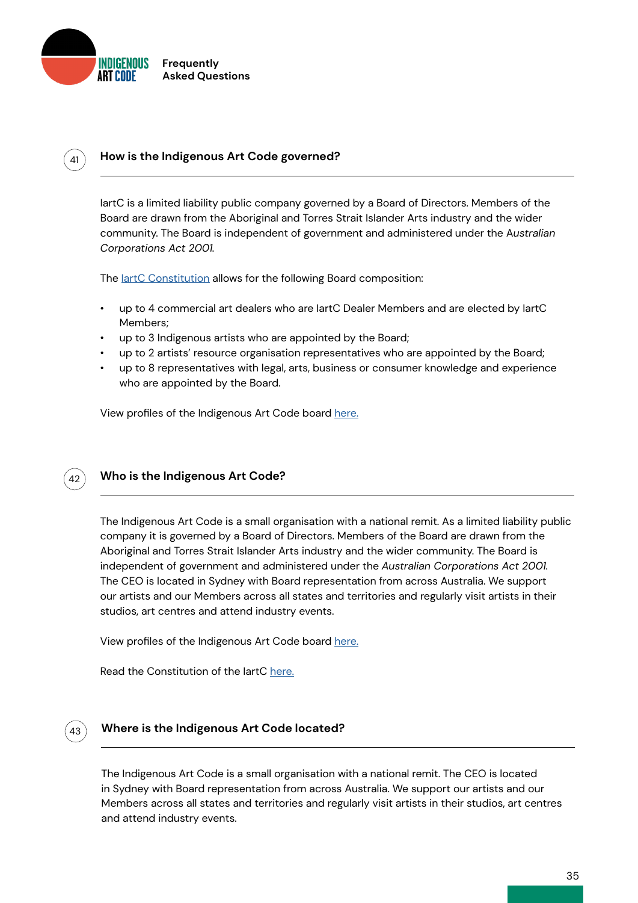## 41 How is the Indigenous Art Code governed?

IartC is a limited liability public company governed by a Board of Directors. Members of the Board are drawn from the Aboriginal and Torres Strait Islander Arts industry and the wider community. The Board is independent of government and administered under the A*ustralian Corporations Act 2001*.

The IartC Constitution allows for the following Board composition:

- up to 4 commercial art dealers who are IartC Dealer Members and are elected by IartC Members;
- up to 3 Indigenous artists who are appointed by the Board;
- up to 2 artists' resource organisation representatives who are appointed by the Board;
- up to 8 representatives with legal, arts, business or consumer knowledge and experience who are appointed by the Board.

View profiles of the Indigenous Art Code board here.

## 42 Who is the Indigenous Art Code?

The Indigenous Art Code is a small organisation with a national remit. As a limited liability public company it is governed by a Board of Directors. Members of the Board are drawn from the Aboriginal and Torres Strait Islander Arts industry and the wider community. The Board is independent of government and administered under the *Australian Corporations Act 2001*. The CEO is located in Sydney with Board representation from across Australia. We support our artists and our Members across all states and territories and regularly visit artists in their studios, art centres and attend industry events.

View profiles of the Indigenous Art Code board here.

Read the Constitution of the IartC here.

## 43 Where is the Indigenous Art Code located?

The Indigenous Art Code is a small organisation with a national remit. The CEO is located in Sydney with Board representation from across Australia. We support our artists and our Members across all states and territories and regularly visit artists in their studios, art centres and attend industry events.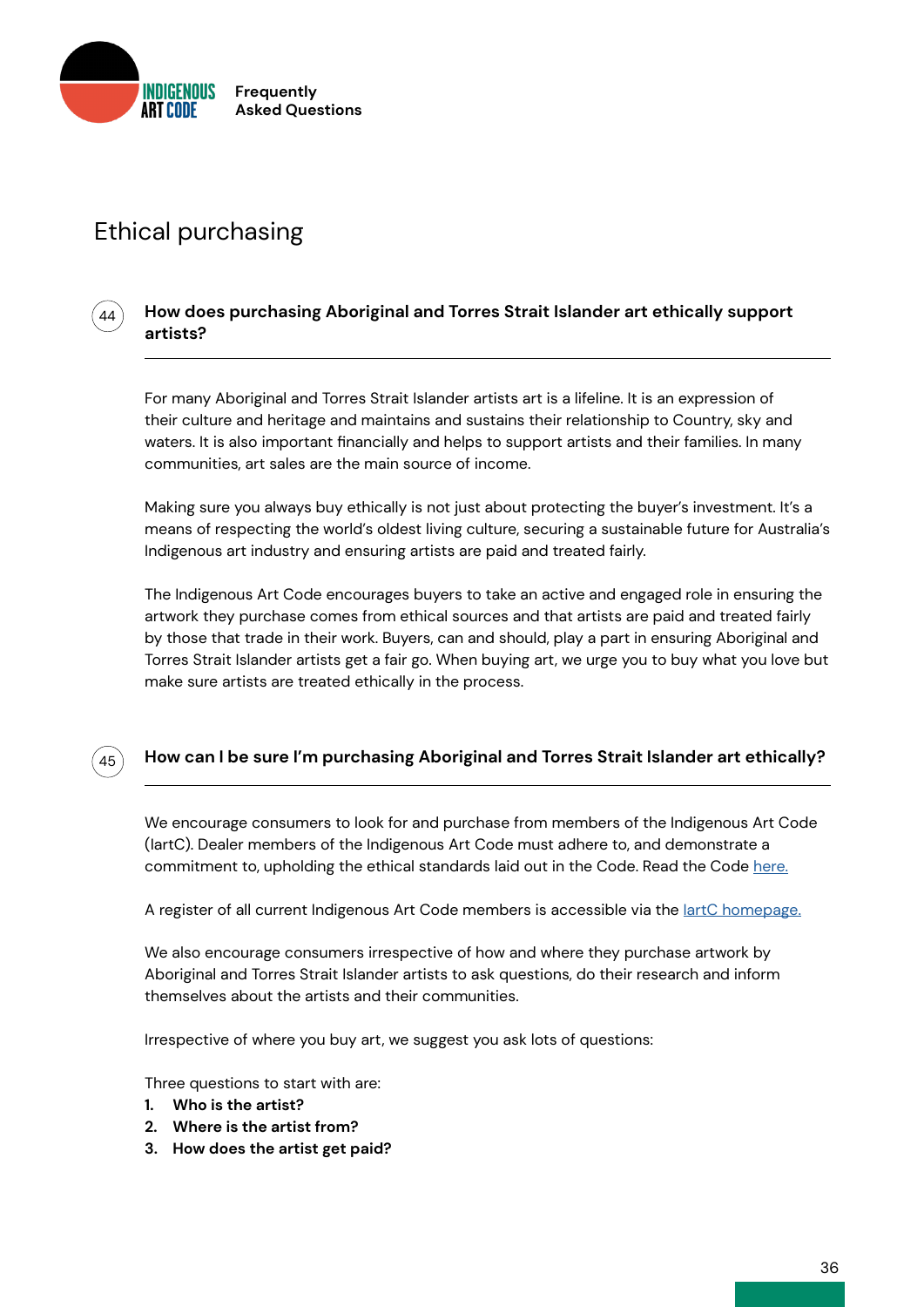# Ethical purchasing

## 44 How does purchasing Aboriginal and Torres Strait Islander art ethically support artists?

For many Aboriginal and Torres Strait Islander artists art is a lifeline. It is an expression of their culture and heritage and maintains and sustains their relationship to Country, sky and waters. It is also important financially and helps to support artists and their families. In many communities, art sales are the main source of income.

Making sure you always buy ethically is not just about protecting the buyer's investment. It's a means of respecting the world's oldest living culture, securing a sustainable future for Australia's Indigenous art industry and ensuring artists are paid and treated fairly.

The Indigenous Art Code encourages buyers to take an active and engaged role in ensuring the artwork they purchase comes from ethical sources and that artists are paid and treated fairly by those that trade in their work. Buyers, can and should, play a part in ensuring Aboriginal and Torres Strait Islander artists get a fair go. When buying art, we urge you to buy what you love but make sure artists are treated ethically in the process.

## 45 How can I be sure I'm purchasing Aboriginal and Torres Strait Islander art ethically?

We encourage consumers to look for and purchase from members of the Indigenous Art Code (IartC). Dealer members of the Indigenous Art Code must adhere to, and demonstrate a commitment to, upholding the ethical standards laid out in the Code. Read the Code here.

A register of all current Indigenous Art Code members is accessible via the IartC homepage.

We also encourage consumers irrespective of how and where they purchase artwork by Aboriginal and Torres Strait Islander artists to ask questions, do their research and inform themselves about the artists and their communities.

Irrespective of where you buy art, we suggest you ask lots of questions:

Three questions to start with are:

1. **Who is the artist?**
2. **Where is the artist from?**
3. **How does the artist get paid?**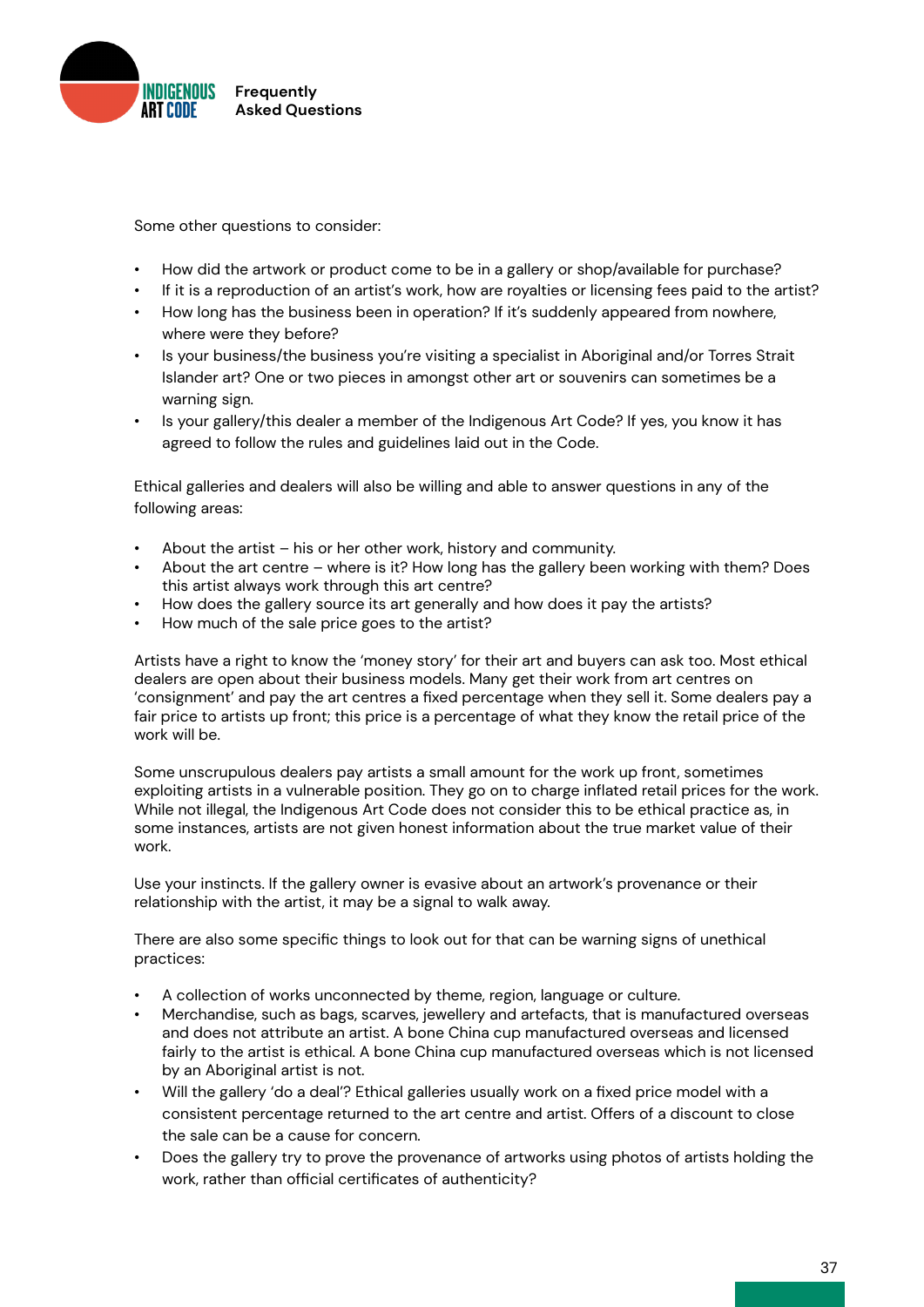Some other questions to consider:

- How did the artwork or product come to be in a gallery or shop/available for purchase?
- If it is a reproduction of an artist's work, how are royalties or licensing fees paid to the artist?
- How long has the business been in operation? If it's suddenly appeared from nowhere, where were they before?
- Is your business/the business you're visiting a specialist in Aboriginal and/or Torres Strait Islander art? One or two pieces in amongst other art or souvenirs can sometimes be a warning sign.
- Is your gallery/this dealer a member of the Indigenous Art Code? If yes, you know it has agreed to follow the rules and guidelines laid out in the Code.

Ethical galleries and dealers will also be willing and able to answer questions in any of the following areas:

- About the artist – his or her other work, history and community.
- About the art centre – where is it? How long has the gallery been working with them? Does this artist always work through this art centre?
- How does the gallery source its art generally and how does it pay the artists?
- How much of the sale price goes to the artist?

Artists have a right to know the 'money story' for their art and buyers can ask too. Most ethical dealers are open about their business models. Many get their work from art centres on 'consignment' and pay the art centres a fixed percentage when they sell it. Some dealers pay a fair price to artists up front; this price is a percentage of what they know the retail price of the work will be.

Some unscrupulous dealers pay artists a small amount for the work up front, sometimes exploiting artists in a vulnerable position. They go on to charge inflated retail prices for the work. While not illegal, the Indigenous Art Code does not consider this to be ethical practice as, in some instances, artists are not given honest information about the true market value of their work.

Use your instincts. If the gallery owner is evasive about an artwork's provenance or their relationship with the artist, it may be a signal to walk away.

There are also some specific things to look out for that can be warning signs of unethical practices:

- A collection of works unconnected by theme, region, language or culture.
- Merchandise, such as bags, scarves, jewellery and artefacts, that is manufactured overseas and does not attribute an artist. A bone China cup manufactured overseas and licensed fairly to the artist is ethical. A bone China cup manufactured overseas which is not licensed by an Aboriginal artist is not.
- Will the gallery 'do a deal'? Ethical galleries usually work on a fixed price model with a consistent percentage returned to the art centre and artist. Offers of a discount to close the sale can be a cause for concern.
- Does the gallery try to prove the provenance of artworks using photos of artists holding the work, rather than official certificates of authenticity?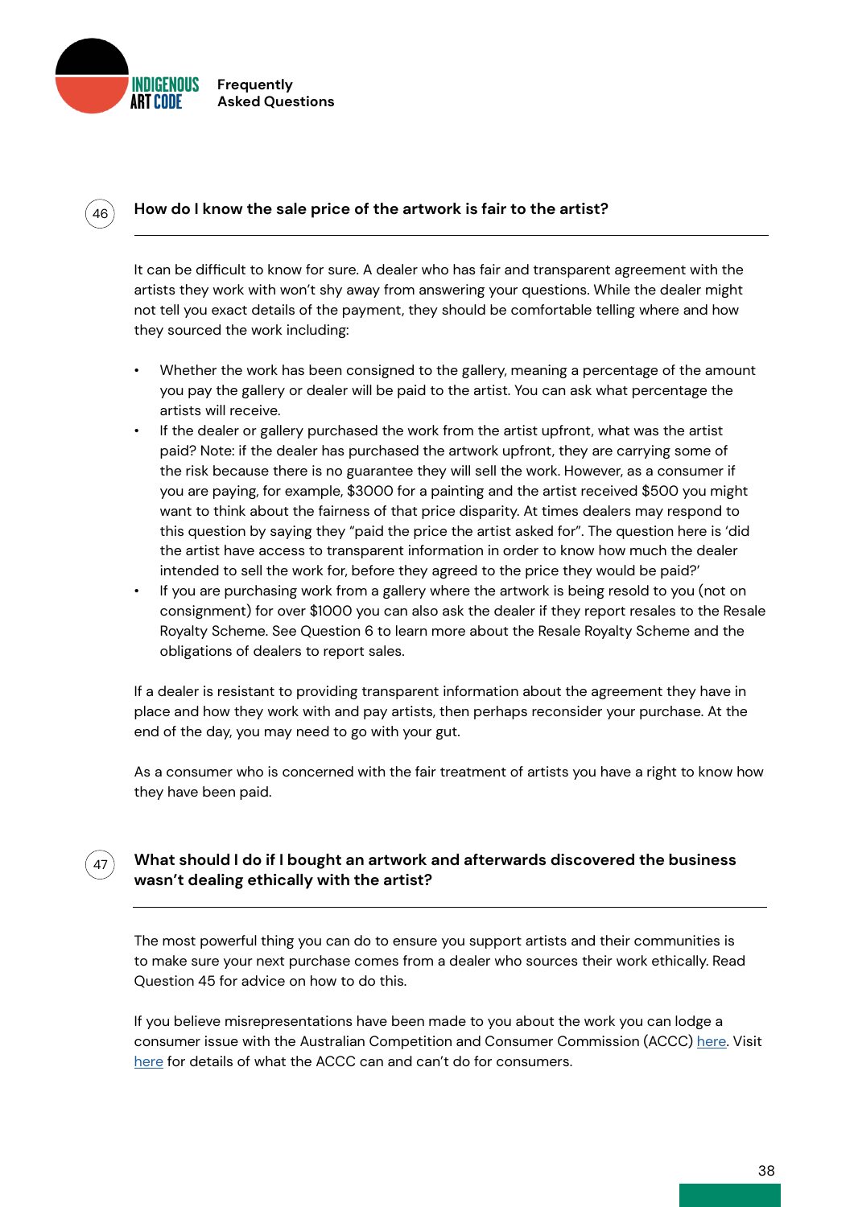## 46 How do I know the sale price of the artwork is fair to the artist?

It can be difficult to know for sure. A dealer who has fair and transparent agreement with the artists they work with won't shy away from answering your questions. While the dealer might not tell you exact details of the payment, they should be comfortable telling where and how they sourced the work including:

- Whether the work has been consigned to the gallery, meaning a percentage of the amount you pay the gallery or dealer will be paid to the artist. You can ask what percentage the artists will receive.
- If the dealer or gallery purchased the work from the artist upfront, what was the artist paid? Note: if the dealer has purchased the artwork upfront, they are carrying some of the risk because there is no guarantee they will sell the work. However, as a consumer if you are paying, for example, $3000 for a painting and the artist received $500 you might want to think about the fairness of that price disparity. At times dealers may respond to this question by saying they "paid the price the artist asked for". The question here is 'did the artist have access to transparent information in order to know how much the dealer intended to sell the work for, before they agreed to the price they would be paid?'
- If you are purchasing work from a gallery where the artwork is being resold to you (not on consignment) for over $1000 you can also ask the dealer if they report resales to the Resale Royalty Scheme. See Question 6 to learn more about the Resale Royalty Scheme and the obligations of dealers to report sales.

If a dealer is resistant to providing transparent information about the agreement they have in place and how they work with and pay artists, then perhaps reconsider your purchase. At the end of the day, you may need to go with your gut.

As a consumer who is concerned with the fair treatment of artists you have a right to know how they have been paid.

## 47 What should I do if I bought an artwork and afterwards discovered the business wasn't dealing ethically with the artist?

The most powerful thing you can do to ensure you support artists and their communities is to make sure your next purchase comes from a dealer who sources their work ethically. Read Question 45 for advice on how to do this.

If you believe misrepresentations have been made to you about the work you can lodge a consumer issue with the Australian Competition and Consumer Commission (ACCC) here. Visit here for details of what the ACCC can and can't do for consumers.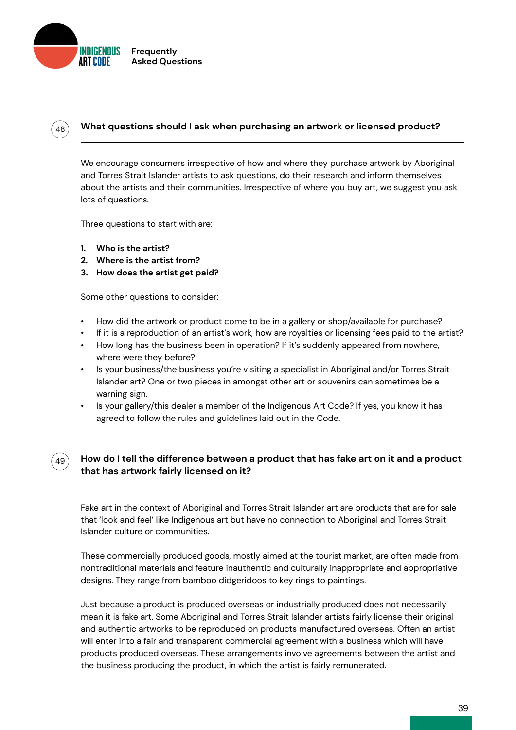## 48 What questions should I ask when purchasing an artwork or licensed product?

We encourage consumers irrespective of how and where they purchase artwork by Aboriginal and Torres Strait Islander artists to ask questions, do their research and inform themselves about the artists and their communities. Irrespective of where you buy art, we suggest you ask lots of questions.

Three questions to start with are:

1. **Who is the artist?**
2. **Where is the artist from?**
3. **How does the artist get paid?**

Some other questions to consider:

- How did the artwork or product come to be in a gallery or shop/available for purchase?
- If it is a reproduction of an artist's work, how are royalties or licensing fees paid to the artist?
- How long has the business been in operation? If it's suddenly appeared from nowhere, where were they before?
- Is your business/the business you're visiting a specialist in Aboriginal and/or Torres Strait Islander art? One or two pieces in amongst other art or souvenirs can sometimes be a warning sign.
- Is your gallery/this dealer a member of the Indigenous Art Code? If yes, you know it has agreed to follow the rules and guidelines laid out in the Code.

## 49 How do I tell the difference between a product that has fake art on it and a product that has artwork fairly licensed on it?

Fake art in the context of Aboriginal and Torres Strait Islander art are products that are for sale that 'look and feel' like Indigenous art but have no connection to Aboriginal and Torres Strait Islander culture or communities.

These commercially produced goods, mostly aimed at the tourist market, are often made from nontraditional materials and feature inauthentic and culturally inappropriate and appropriative designs. They range from bamboo didgeridoos to key rings to paintings.

Just because a product is produced overseas or industrially produced does not necessarily mean it is fake art. Some Aboriginal and Torres Strait Islander artists fairly license their original and authentic artworks to be reproduced on products manufactured overseas. Often an artist will enter into a fair and transparent commercial agreement with a business which will have products produced overseas. These arrangements involve agreements between the artist and the business producing the product, in which the artist is fairly remunerated.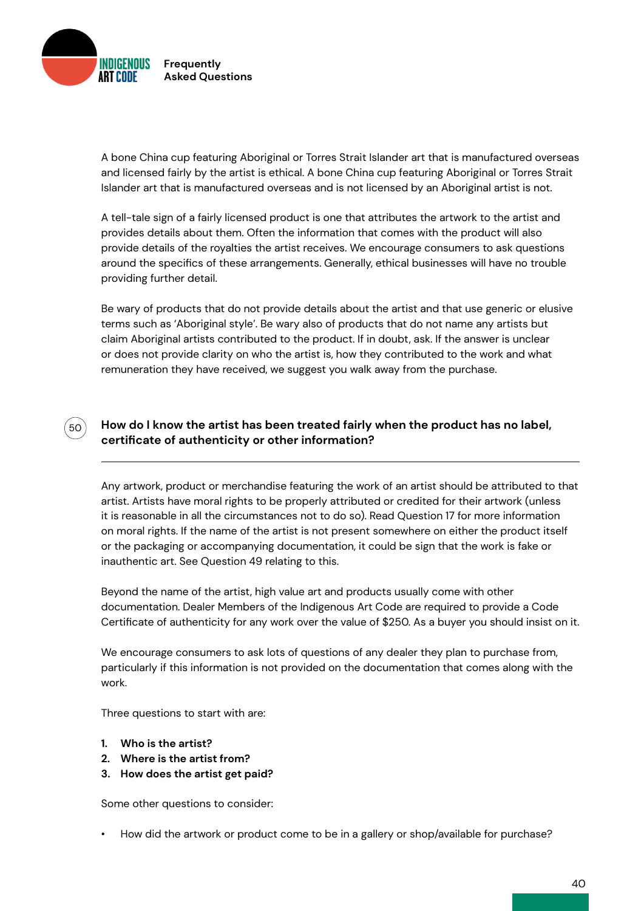A bone China cup featuring Aboriginal or Torres Strait Islander art that is manufactured overseas and licensed fairly by the artist is ethical. A bone China cup featuring Aboriginal or Torres Strait Islander art that is manufactured overseas and is not licensed by an Aboriginal artist is not.

A tell-tale sign of a fairly licensed product is one that attributes the artwork to the artist and provides details about them. Often the information that comes with the product will also provide details of the royalties the artist receives. We encourage consumers to ask questions around the specifics of these arrangements. Generally, ethical businesses will have no trouble providing further detail.

Be wary of products that do not provide details about the artist and that use generic or elusive terms such as 'Aboriginal style'. Be wary also of products that do not name any artists but claim Aboriginal artists contributed to the product. If in doubt, ask. If the answer is unclear or does not provide clarity on who the artist is, how they contributed to the work and what remuneration they have received, we suggest you walk away from the purchase.

## 50 How do I know the artist has been treated fairly when the product has no label, certificate of authenticity or other information?

Any artwork, product or merchandise featuring the work of an artist should be attributed to that artist. Artists have moral rights to be properly attributed or credited for their artwork (unless it is reasonable in all the circumstances not to do so). Read Question 17 for more information on moral rights. If the name of the artist is not present somewhere on either the product itself or the packaging or accompanying documentation, it could be sign that the work is fake or inauthentic art. See Question 49 relating to this.

Beyond the name of the artist, high value art and products usually come with other documentation. Dealer Members of the Indigenous Art Code are required to provide a Code Certificate of authenticity for any work over the value of $250. As a buyer you should insist on it.

We encourage consumers to ask lots of questions of any dealer they plan to purchase from, particularly if this information is not provided on the documentation that comes along with the work.

Three questions to start with are:

1. **Who is the artist?**
2. **Where is the artist from?**
3. **How does the artist get paid?**

Some other questions to consider:

- How did the artwork or product come to be in a gallery or shop/available for purchase?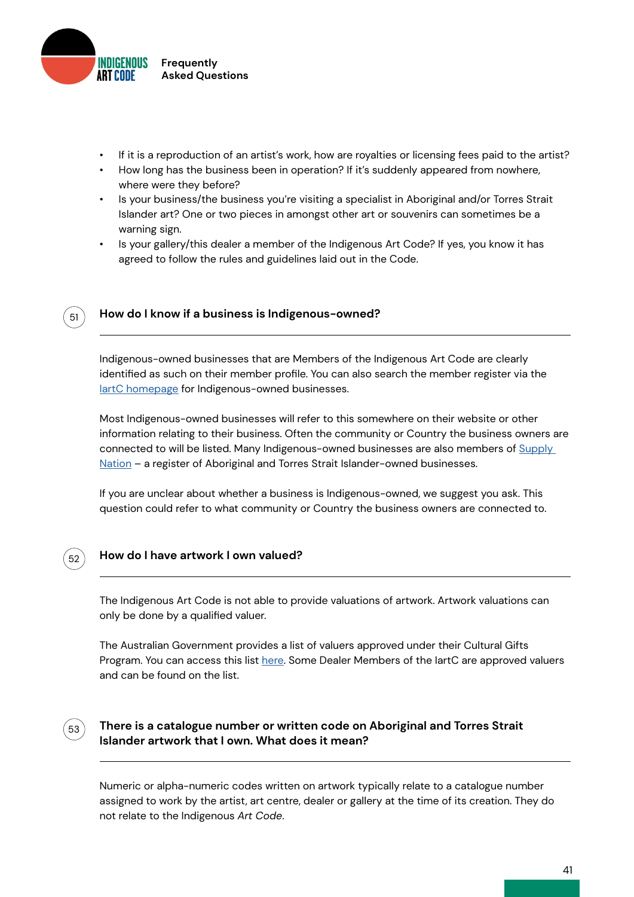- If it is a reproduction of an artist's work, how are royalties or licensing fees paid to the artist?
- How long has the business been in operation? If it's suddenly appeared from nowhere, where were they before?
- Is your business/the business you're visiting a specialist in Aboriginal and/or Torres Strait Islander art? One or two pieces in amongst other art or souvenirs can sometimes be a warning sign.
- Is your gallery/this dealer a member of the Indigenous Art Code? If yes, you know it has agreed to follow the rules and guidelines laid out in the Code.

## 51 How do I know if a business is Indigenous-owned?

Indigenous-owned businesses that are Members of the Indigenous Art Code are clearly identified as such on their member profile. You can also search the member register via the IartC homepage for Indigenous-owned businesses.

Most Indigenous-owned businesses will refer to this somewhere on their website or other information relating to their business. Often the community or Country the business owners are connected to will be listed. Many Indigenous-owned businesses are also members of Supply Nation – a register of Aboriginal and Torres Strait Islander-owned businesses.

If you are unclear about whether a business is Indigenous-owned, we suggest you ask. This question could refer to what community or Country the business owners are connected to.

## 52 How do I have artwork I own valued?

The Indigenous Art Code is not able to provide valuations of artwork. Artwork valuations can only be done by a qualified valuer.

The Australian Government provides a list of valuers approved under their Cultural Gifts Program. You can access this list here. Some Dealer Members of the IartC are approved valuers and can be found on the list.

## 53 There is a catalogue number or written code on Aboriginal and Torres Strait Islander artwork that I own. What does it mean?

Numeric or alpha-numeric codes written on artwork typically relate to a catalogue number assigned to work by the artist, art centre, dealer or gallery at the time of its creation. They do not relate to the Indigenous *Art Code*.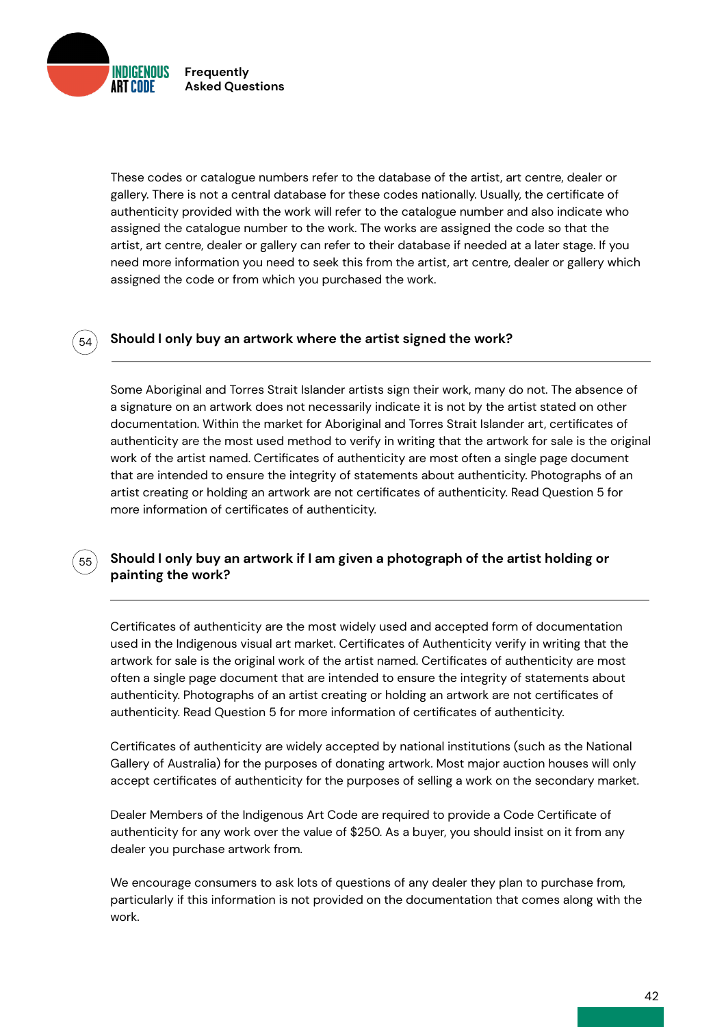These codes or catalogue numbers refer to the database of the artist, art centre, dealer or gallery. There is not a central database for these codes nationally. Usually, the certificate of authenticity provided with the work will refer to the catalogue number and also indicate who assigned the catalogue number to the work. The works are assigned the code so that the artist, art centre, dealer or gallery can refer to their database if needed at a later stage. If you need more information you need to seek this from the artist, art centre, dealer or gallery which assigned the code or from which you purchased the work.

## 54 Should I only buy an artwork where the artist signed the work?

Some Aboriginal and Torres Strait Islander artists sign their work, many do not. The absence of a signature on an artwork does not necessarily indicate it is not by the artist stated on other documentation. Within the market for Aboriginal and Torres Strait Islander art, certificates of authenticity are the most used method to verify in writing that the artwork for sale is the original work of the artist named. Certificates of authenticity are most often a single page document that are intended to ensure the integrity of statements about authenticity. Photographs of an artist creating or holding an artwork are not certificates of authenticity. Read Question 5 for more information of certificates of authenticity.

## 55 Should I only buy an artwork if I am given a photograph of the artist holding or painting the work?

Certificates of authenticity are the most widely used and accepted form of documentation used in the Indigenous visual art market. Certificates of Authenticity verify in writing that the artwork for sale is the original work of the artist named. Certificates of authenticity are most often a single page document that are intended to ensure the integrity of statements about authenticity. Photographs of an artist creating or holding an artwork are not certificates of authenticity. Read Question 5 for more information of certificates of authenticity.

Certificates of authenticity are widely accepted by national institutions (such as the National Gallery of Australia) for the purposes of donating artwork. Most major auction houses will only accept certificates of authenticity for the purposes of selling a work on the secondary market.

Dealer Members of the Indigenous Art Code are required to provide a Code Certificate of authenticity for any work over the value of $250. As a buyer, you should insist on it from any dealer you purchase artwork from.

We encourage consumers to ask lots of questions of any dealer they plan to purchase from, particularly if this information is not provided on the documentation that comes along with the work.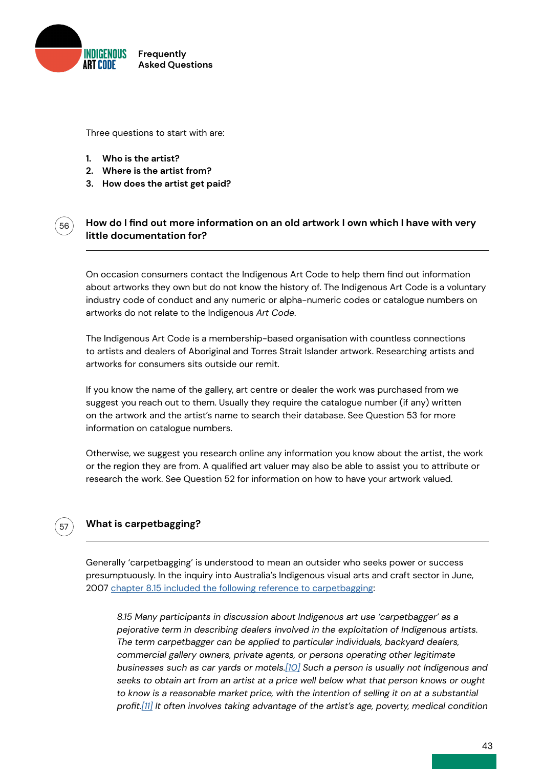Three questions to start with are:

1. **Who is the artist?**
2. **Where is the artist from?**
3. **How does the artist get paid?**

## 56 How do I find out more information on an old artwork I own which I have with very little documentation for?

On occasion consumers contact the Indigenous Art Code to help them find out information about artworks they own but do not know the history of. The Indigenous Art Code is a voluntary industry code of conduct and any numeric or alpha-numeric codes or catalogue numbers on artworks do not relate to the Indigenous *Art Code*.

The Indigenous Art Code is a membership-based organisation with countless connections to artists and dealers of Aboriginal and Torres Strait Islander artwork. Researching artists and artworks for consumers sits outside our remit.

If you know the name of the gallery, art centre or dealer the work was purchased from we suggest you reach out to them. Usually they require the catalogue number (if any) written on the artwork and the artist's name to search their database. See Question 53 for more information on catalogue numbers.

Otherwise, we suggest you research online any information you know about the artist, the work or the region they are from. A qualified art valuer may also be able to assist you to attribute or research the work. See Question 52 for information on how to have your artwork valued.

## 57 What is carpetbagging?

Generally 'carpetbagging' is understood to mean an outsider who seeks power or success presumptuously. In the inquiry into Australia's Indigenous visual arts and craft sector in June, 2007 chapter 8.15 included the following reference to carpetbagging:

> *8.15 Many participants in discussion about Indigenous art use 'carpetbagger' as a pejorative term in describing dealers involved in the exploitation of Indigenous artists. The term carpetbagger can be applied to particular individuals, backyard dealers, commercial gallery owners, private agents, or persons operating other legitimate businesses such as car yards or motels.[10] Such a person is usually not Indigenous and seeks to obtain art from an artist at a price well below what that person knows or ought to know is a reasonable market price, with the intention of selling it on at a substantial profit.[11] It often involves taking advantage of the artist's age, poverty, medical condition*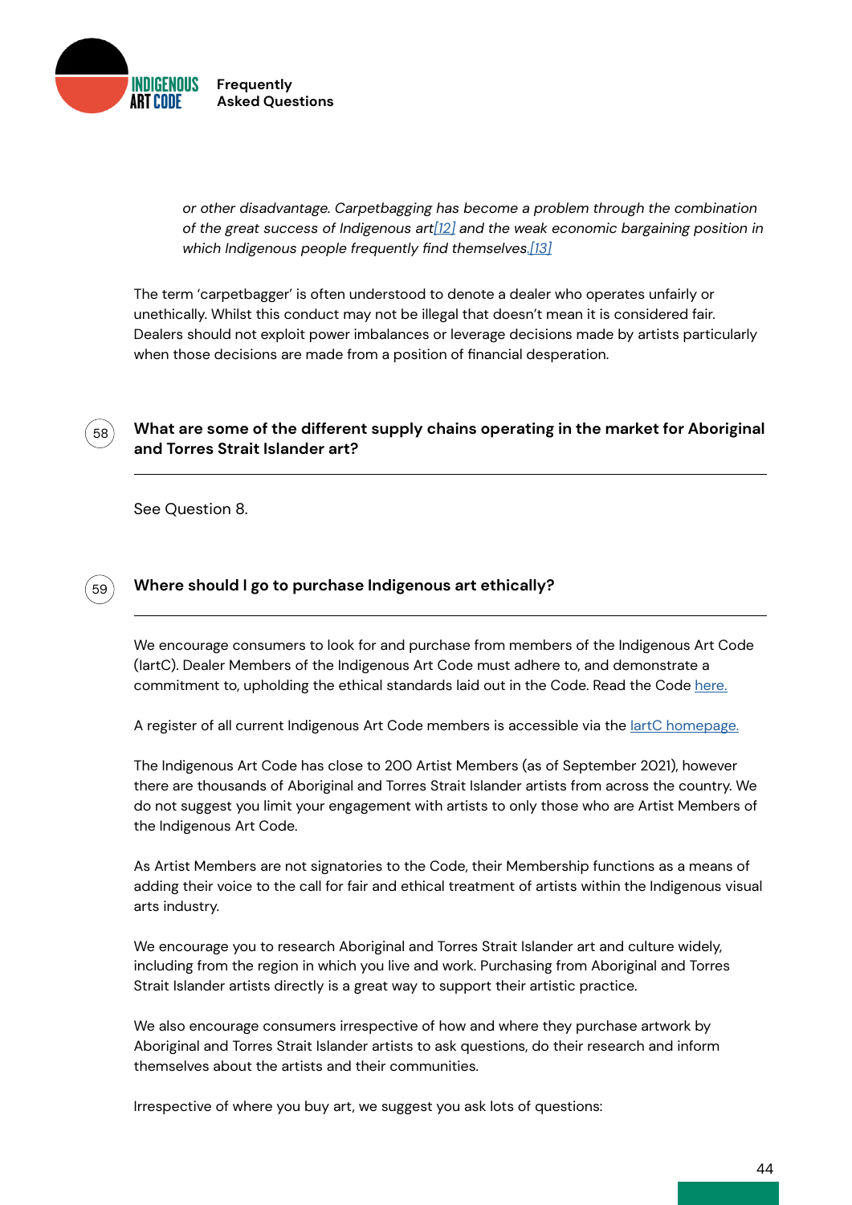*or other disadvantage. Carpetbagging has become a problem through the combination of the great success of Indigenous art[12] and the weak economic bargaining position in which Indigenous people frequently find themselves.[13]*

The term 'carpetbagger' is often understood to denote a dealer who operates unfairly or unethically. Whilst this conduct may not be illegal that doesn't mean it is considered fair. Dealers should not exploit power imbalances or leverage decisions made by artists particularly when those decisions are made from a position of financial desperation.

## 58 What are some of the different supply chains operating in the market for Aboriginal and Torres Strait Islander art?

See Question 8.

## 59 Where should I go to purchase Indigenous art ethically?

We encourage consumers to look for and purchase from members of the Indigenous Art Code (IartC). Dealer Members of the Indigenous Art Code must adhere to, and demonstrate a commitment to, upholding the ethical standards laid out in the Code. Read the Code here.

A register of all current Indigenous Art Code members is accessible via the IartC homepage.

The Indigenous Art Code has close to 200 Artist Members (as of September 2021), however there are thousands of Aboriginal and Torres Strait Islander artists from across the country. We do not suggest you limit your engagement with artists to only those who are Artist Members of the Indigenous Art Code.

As Artist Members are not signatories to the Code, their Membership functions as a means of adding their voice to the call for fair and ethical treatment of artists within the Indigenous visual arts industry.

We encourage you to research Aboriginal and Torres Strait Islander art and culture widely, including from the region in which you live and work. Purchasing from Aboriginal and Torres Strait Islander artists directly is a great way to support their artistic practice.

We also encourage consumers irrespective of how and where they purchase artwork by Aboriginal and Torres Strait Islander artists to ask questions, do their research and inform themselves about the artists and their communities.

Irrespective of where you buy art, we suggest you ask lots of questions: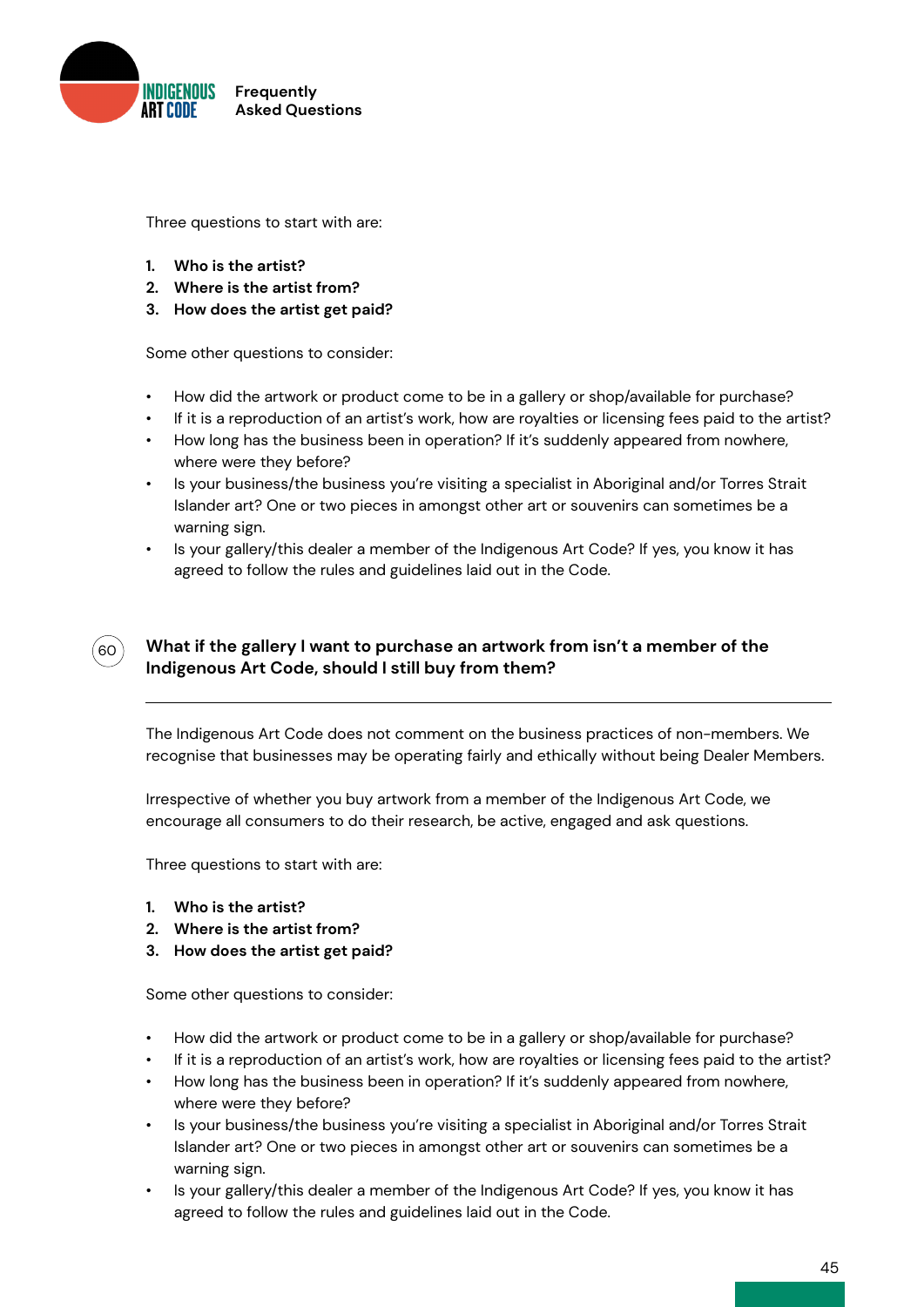Three questions to start with are:

1. **Who is the artist?**
2. **Where is the artist from?**
3. **How does the artist get paid?**

Some other questions to consider:

- How did the artwork or product come to be in a gallery or shop/available for purchase?
- If it is a reproduction of an artist's work, how are royalties or licensing fees paid to the artist?
- How long has the business been in operation? If it's suddenly appeared from nowhere, where were they before?
- Is your business/the business you're visiting a specialist in Aboriginal and/or Torres Strait Islander art? One or two pieces in amongst other art or souvenirs can sometimes be a warning sign.
- Is your gallery/this dealer a member of the Indigenous Art Code? If yes, you know it has agreed to follow the rules and guidelines laid out in the Code.

## 60 What if the gallery I want to purchase an artwork from isn't a member of the Indigenous Art Code, should I still buy from them?

The Indigenous Art Code does not comment on the business practices of non-members. We recognise that businesses may be operating fairly and ethically without being Dealer Members.

Irrespective of whether you buy artwork from a member of the Indigenous Art Code, we encourage all consumers to do their research, be active, engaged and ask questions.

Three questions to start with are:

1. **Who is the artist?**
2. **Where is the artist from?**
3. **How does the artist get paid?**

Some other questions to consider:

- How did the artwork or product come to be in a gallery or shop/available for purchase?
- If it is a reproduction of an artist's work, how are royalties or licensing fees paid to the artist?
- How long has the business been in operation? If it's suddenly appeared from nowhere, where were they before?
- Is your business/the business you're visiting a specialist in Aboriginal and/or Torres Strait Islander art? One or two pieces in amongst other art or souvenirs can sometimes be a warning sign.
- Is your gallery/this dealer a member of the Indigenous Art Code? If yes, you know it has agreed to follow the rules and guidelines laid out in the Code.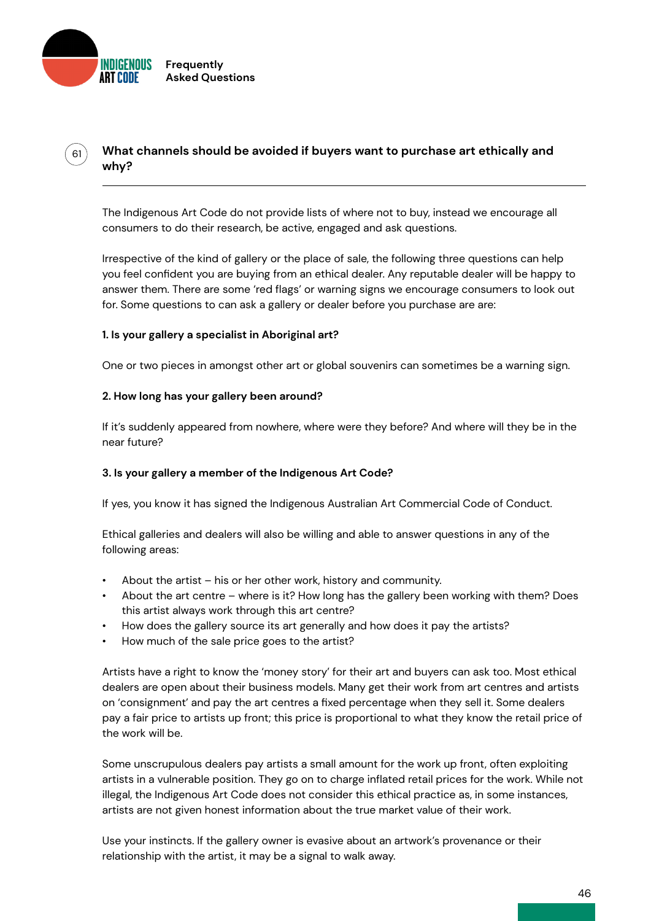## 61 What channels should be avoided if buyers want to purchase art ethically and why?

The Indigenous Art Code do not provide lists of where not to buy, instead we encourage all consumers to do their research, be active, engaged and ask questions.

Irrespective of the kind of gallery or the place of sale, the following three questions can help you feel confident you are buying from an ethical dealer. Any reputable dealer will be happy to answer them. There are some 'red flags' or warning signs we encourage consumers to look out for. Some questions to can ask a gallery or dealer before you purchase are are:

**1. Is your gallery a specialist in Aboriginal art?**

One or two pieces in amongst other art or global souvenirs can sometimes be a warning sign.

**2. How long has your gallery been around?**

If it's suddenly appeared from nowhere, where were they before? And where will they be in the near future?

**3. Is your gallery a member of the Indigenous Art Code?**

If yes, you know it has signed the Indigenous Australian Art Commercial Code of Conduct.

Ethical galleries and dealers will also be willing and able to answer questions in any of the following areas:

- About the artist – his or her other work, history and community.
- About the art centre – where is it? How long has the gallery been working with them? Does this artist always work through this art centre?
- How does the gallery source its art generally and how does it pay the artists?
- How much of the sale price goes to the artist?

Artists have a right to know the 'money story' for their art and buyers can ask too. Most ethical dealers are open about their business models. Many get their work from art centres and artists on 'consignment' and pay the art centres a fixed percentage when they sell it. Some dealers pay a fair price to artists up front; this price is proportional to what they know the retail price of the work will be.

Some unscrupulous dealers pay artists a small amount for the work up front, often exploiting artists in a vulnerable position. They go on to charge inflated retail prices for the work. While not illegal, the Indigenous Art Code does not consider this ethical practice as, in some instances, artists are not given honest information about the true market value of their work.

Use your instincts. If the gallery owner is evasive about an artwork's provenance or their relationship with the artist, it may be a signal to walk away.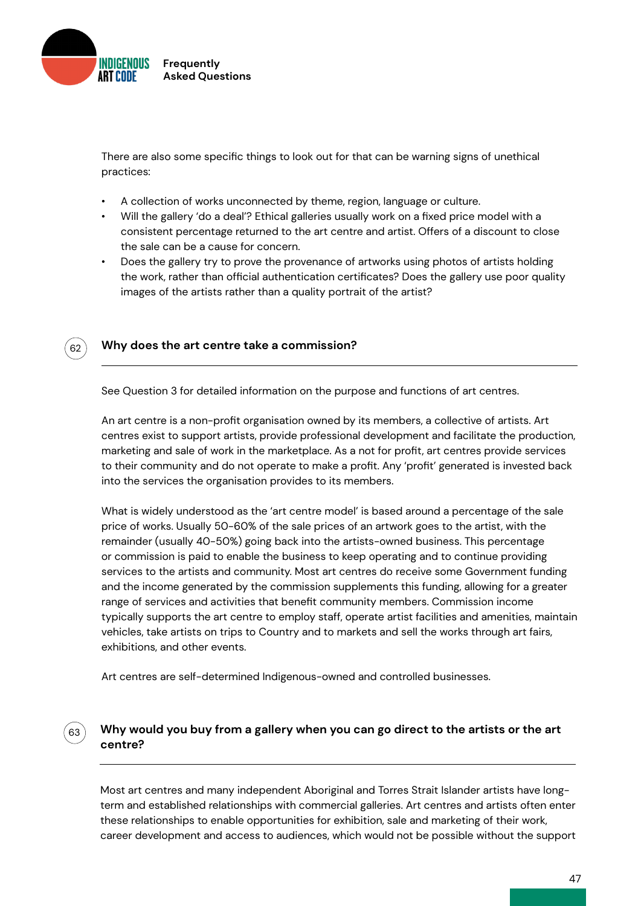There are also some specific things to look out for that can be warning signs of unethical practices:

- A collection of works unconnected by theme, region, language or culture.
- Will the gallery 'do a deal'? Ethical galleries usually work on a fixed price model with a consistent percentage returned to the art centre and artist. Offers of a discount to close the sale can be a cause for concern.
- Does the gallery try to prove the provenance of artworks using photos of artists holding the work, rather than official authentication certificates? Does the gallery use poor quality images of the artists rather than a quality portrait of the artist?

## 62 Why does the art centre take a commission?

See Question 3 for detailed information on the purpose and functions of art centres.

An art centre is a non-profit organisation owned by its members, a collective of artists. Art centres exist to support artists, provide professional development and facilitate the production, marketing and sale of work in the marketplace. As a not for profit, art centres provide services to their community and do not operate to make a profit. Any 'profit' generated is invested back into the services the organisation provides to its members.

What is widely understood as the 'art centre model' is based around a percentage of the sale price of works. Usually 50-60% of the sale prices of an artwork goes to the artist, with the remainder (usually 40-50%) going back into the artists-owned business. This percentage or commission is paid to enable the business to keep operating and to continue providing services to the artists and community. Most art centres do receive some Government funding and the income generated by the commission supplements this funding, allowing for a greater range of services and activities that benefit community members. Commission income typically supports the art centre to employ staff, operate artist facilities and amenities, maintain vehicles, take artists on trips to Country and to markets and sell the works through art fairs, exhibitions, and other events.

Art centres are self-determined Indigenous-owned and controlled businesses.

## 63 Why would you buy from a gallery when you can go direct to the artists or the art centre?

Most art centres and many independent Aboriginal and Torres Strait Islander artists have long-term and established relationships with commercial galleries. Art centres and artists often enter these relationships to enable opportunities for exhibition, sale and marketing of their work, career development and access to audiences, which would not be possible without the support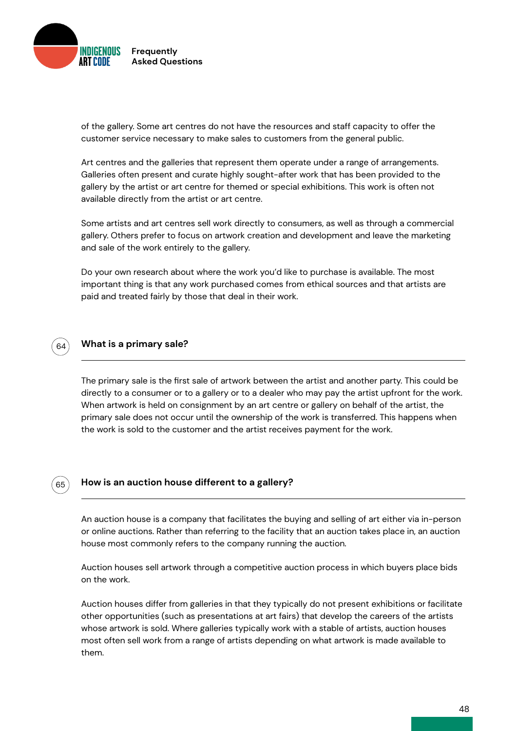of the gallery. Some art centres do not have the resources and staff capacity to offer the customer service necessary to make sales to customers from the general public.

Art centres and the galleries that represent them operate under a range of arrangements. Galleries often present and curate highly sought-after work that has been provided to the gallery by the artist or art centre for themed or special exhibitions. This work is often not available directly from the artist or art centre.

Some artists and art centres sell work directly to consumers, as well as through a commercial gallery. Others prefer to focus on artwork creation and development and leave the marketing and sale of the work entirely to the gallery.

Do your own research about where the work you'd like to purchase is available. The most important thing is that any work purchased comes from ethical sources and that artists are paid and treated fairly by those that deal in their work.

## 64 What is a primary sale?

The primary sale is the first sale of artwork between the artist and another party. This could be directly to a consumer or to a gallery or to a dealer who may pay the artist upfront for the work. When artwork is held on consignment by an art centre or gallery on behalf of the artist, the primary sale does not occur until the ownership of the work is transferred. This happens when the work is sold to the customer and the artist receives payment for the work.

## 65 How is an auction house different to a gallery?

An auction house is a company that facilitates the buying and selling of art either via in-person or online auctions. Rather than referring to the facility that an auction takes place in, an auction house most commonly refers to the company running the auction.

Auction houses sell artwork through a competitive auction process in which buyers place bids on the work.

Auction houses differ from galleries in that they typically do not present exhibitions or facilitate other opportunities (such as presentations at art fairs) that develop the careers of the artists whose artwork is sold. Where galleries typically work with a stable of artists, auction houses most often sell work from a range of artists depending on what artwork is made available to them.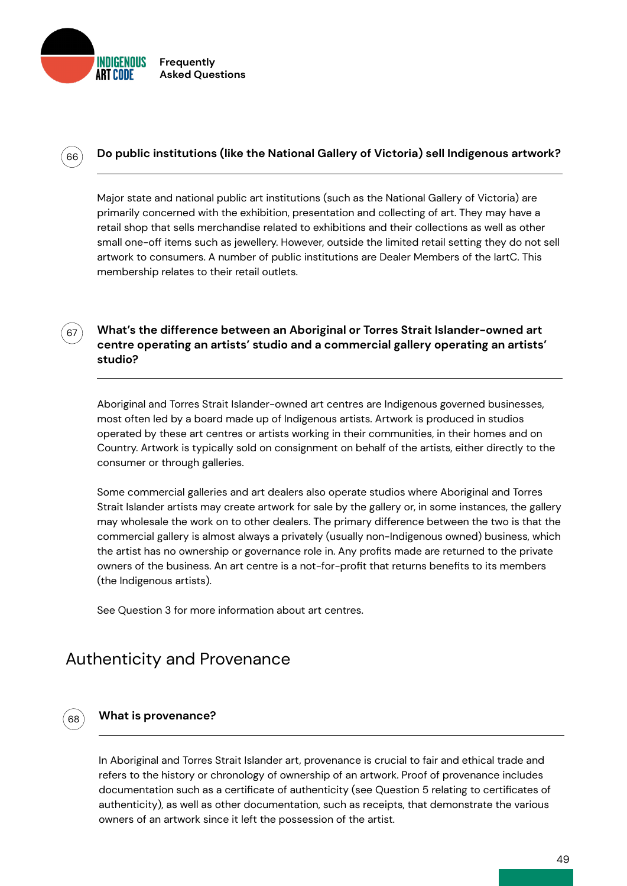### 66 Do public institutions (like the National Gallery of Victoria) sell Indigenous artwork?

Major state and national public art institutions (such as the National Gallery of Victoria) are primarily concerned with the exhibition, presentation and collecting of art. They may have a retail shop that sells merchandise related to exhibitions and their collections as well as other small one-off items such as jewellery. However, outside the limited retail setting they do not sell artwork to consumers. A number of public institutions are Dealer Members of the IartC. This membership relates to their retail outlets.

### 67 What's the difference between an Aboriginal or Torres Strait Islander-owned art centre operating an artists' studio and a commercial gallery operating an artists' studio?

Aboriginal and Torres Strait Islander-owned art centres are Indigenous governed businesses, most often led by a board made up of Indigenous artists. Artwork is produced in studios operated by these art centres or artists working in their communities, in their homes and on Country. Artwork is typically sold on consignment on behalf of the artists, either directly to the consumer or through galleries.

Some commercial galleries and art dealers also operate studios where Aboriginal and Torres Strait Islander artists may create artwork for sale by the gallery or, in some instances, the gallery may wholesale the work on to other dealers. The primary difference between the two is that the commercial gallery is almost always a privately (usually non-Indigenous owned) business, which the artist has no ownership or governance role in. Any profits made are returned to the private owners of the business. An art centre is a not-for-profit that returns benefits to its members (the Indigenous artists).

See Question 3 for more information about art centres.

## Authenticity and Provenance

### 68 What is provenance?

In Aboriginal and Torres Strait Islander art, provenance is crucial to fair and ethical trade and refers to the history or chronology of ownership of an artwork. Proof of provenance includes documentation such as a certificate of authenticity (see Question 5 relating to certificates of authenticity), as well as other documentation, such as receipts, that demonstrate the various owners of an artwork since it left the possession of the artist.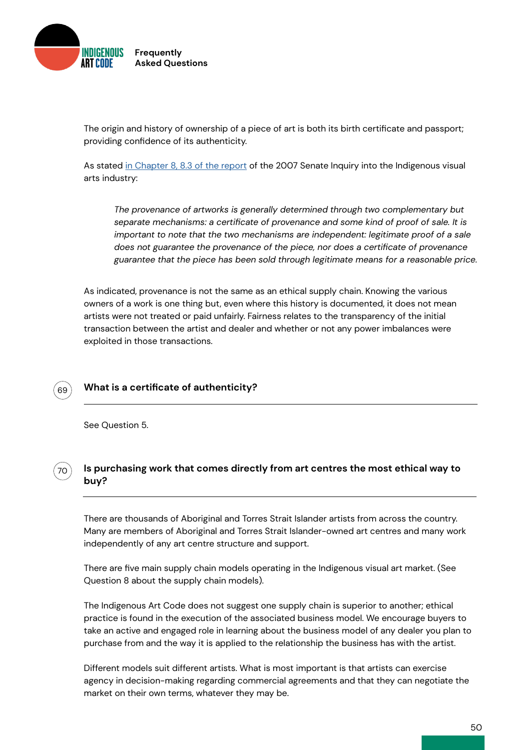The origin and history of ownership of a piece of art is both its birth certificate and passport; providing confidence of its authenticity.

As stated [in Chapter 8, 8.3 of the report](#) of the 2007 Senate Inquiry into the Indigenous visual arts industry:

> *The provenance of artworks is generally determined through two complementary but separate mechanisms: a certificate of provenance and some kind of proof of sale. It is important to note that the two mechanisms are independent: legitimate proof of a sale does not guarantee the provenance of the piece, nor does a certificate of provenance guarantee that the piece has been sold through legitimate means for a reasonable price.*

As indicated, provenance is not the same as an ethical supply chain. Knowing the various owners of a work is one thing but, even where this history is documented, it does not mean artists were not treated or paid unfairly. Fairness relates to the transparency of the initial transaction between the artist and dealer and whether or not any power imbalances were exploited in those transactions.

## 69 What is a certificate of authenticity?

See Question 5.

## 70 Is purchasing work that comes directly from art centres the most ethical way to buy?

There are thousands of Aboriginal and Torres Strait Islander artists from across the country. Many are members of Aboriginal and Torres Strait Islander-owned art centres and many work independently of any art centre structure and support.

There are five main supply chain models operating in the Indigenous visual art market. (See Question 8 about the supply chain models).

The Indigenous Art Code does not suggest one supply chain is superior to another; ethical practice is found in the execution of the associated business model. We encourage buyers to take an active and engaged role in learning about the business model of any dealer you plan to purchase from and the way it is applied to the relationship the business has with the artist.

Different models suit different artists. What is most important is that artists can exercise agency in decision-making regarding commercial agreements and that they can negotiate the market on their own terms, whatever they may be.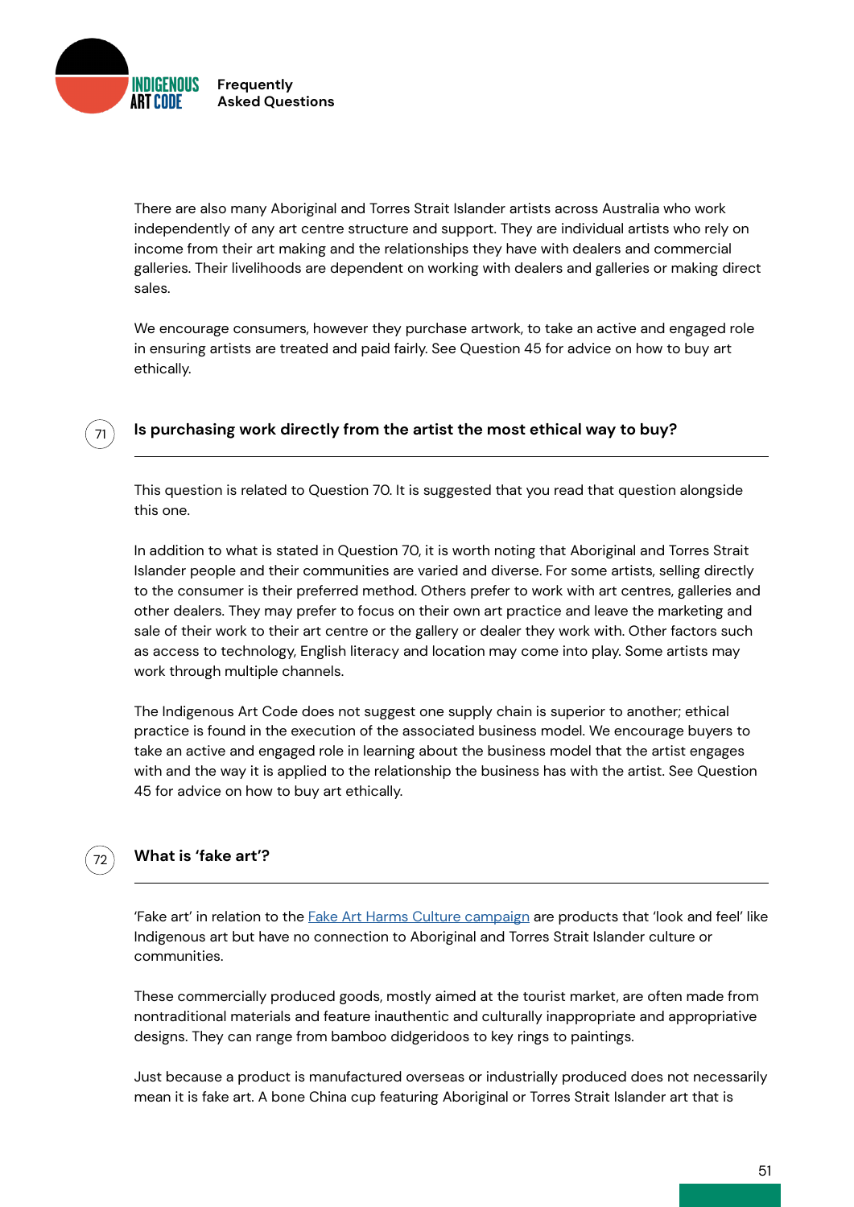There are also many Aboriginal and Torres Strait Islander artists across Australia who work independently of any art centre structure and support. They are individual artists who rely on income from their art making and the relationships they have with dealers and commercial galleries. Their livelihoods are dependent on working with dealers and galleries or making direct sales.

We encourage consumers, however they purchase artwork, to take an active and engaged role in ensuring artists are treated and paid fairly. See Question 45 for advice on how to buy art ethically.

## 71 Is purchasing work directly from the artist the most ethical way to buy?

This question is related to Question 70. It is suggested that you read that question alongside this one.

In addition to what is stated in Question 70, it is worth noting that Aboriginal and Torres Strait Islander people and their communities are varied and diverse. For some artists, selling directly to the consumer is their preferred method. Others prefer to work with art centres, galleries and other dealers. They may prefer to focus on their own art practice and leave the marketing and sale of their work to their art centre or the gallery or dealer they work with. Other factors such as access to technology, English literacy and location may come into play. Some artists may work through multiple channels.

The Indigenous Art Code does not suggest one supply chain is superior to another; ethical practice is found in the execution of the associated business model. We encourage buyers to take an active and engaged role in learning about the business model that the artist engages with and the way it is applied to the relationship the business has with the artist. See Question 45 for advice on how to buy art ethically.

## 72 What is 'fake art'?

'Fake art' in relation to the Fake Art Harms Culture campaign are products that 'look and feel' like Indigenous art but have no connection to Aboriginal and Torres Strait Islander culture or communities.

These commercially produced goods, mostly aimed at the tourist market, are often made from nontraditional materials and feature inauthentic and culturally inappropriate and appropriative designs. They can range from bamboo didgeridoos to key rings to paintings.

Just because a product is manufactured overseas or industrially produced does not necessarily mean it is fake art. A bone China cup featuring Aboriginal or Torres Strait Islander art that is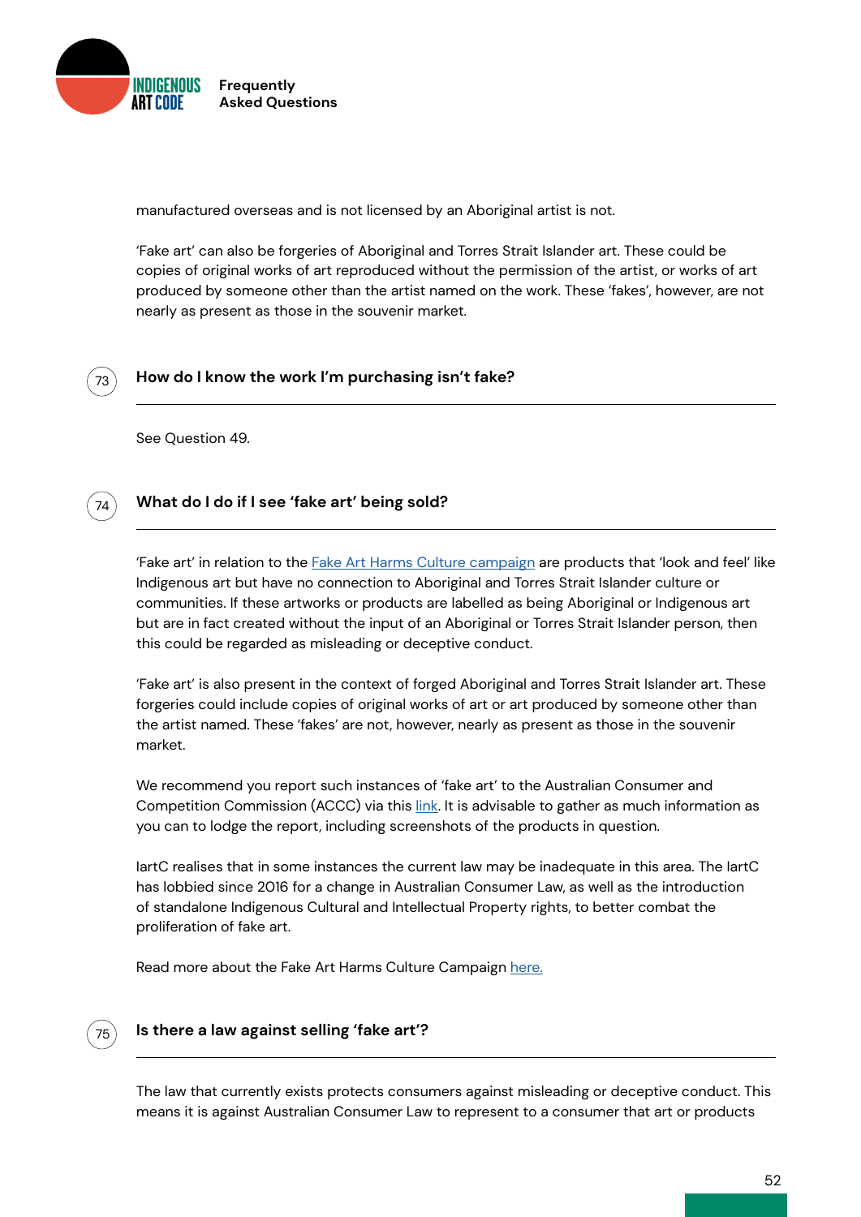manufactured overseas and is not licensed by an Aboriginal artist is not.

'Fake art' can also be forgeries of Aboriginal and Torres Strait Islander art. These could be copies of original works of art reproduced without the permission of the artist, or works of art produced by someone other than the artist named on the work. These 'fakes', however, are not nearly as present as those in the souvenir market.

### 73 How do I know the work I'm purchasing isn't fake?

See Question 49.

### 74 What do I do if I see 'fake art' being sold?

'Fake art' in relation to the Fake Art Harms Culture campaign are products that 'look and feel' like Indigenous art but have no connection to Aboriginal and Torres Strait Islander culture or communities. If these artworks or products are labelled as being Aboriginal or Indigenous art but are in fact created without the input of an Aboriginal or Torres Strait Islander person, then this could be regarded as misleading or deceptive conduct.

'Fake art' is also present in the context of forged Aboriginal and Torres Strait Islander art. These forgeries could include copies of original works of art or art produced by someone other than the artist named. These 'fakes' are not, however, nearly as present as those in the souvenir market.

We recommend you report such instances of 'fake art' to the Australian Consumer and Competition Commission (ACCC) via this link. It is advisable to gather as much information as you can to lodge the report, including screenshots of the products in question.

IartC realises that in some instances the current law may be inadequate in this area. The IartC has lobbied since 2016 for a change in Australian Consumer Law, as well as the introduction of standalone Indigenous Cultural and Intellectual Property rights, to better combat the proliferation of fake art.

Read more about the Fake Art Harms Culture Campaign here.

### 75 Is there a law against selling 'fake art'?

The law that currently exists protects consumers against misleading or deceptive conduct. This means it is against Australian Consumer Law to represent to a consumer that art or products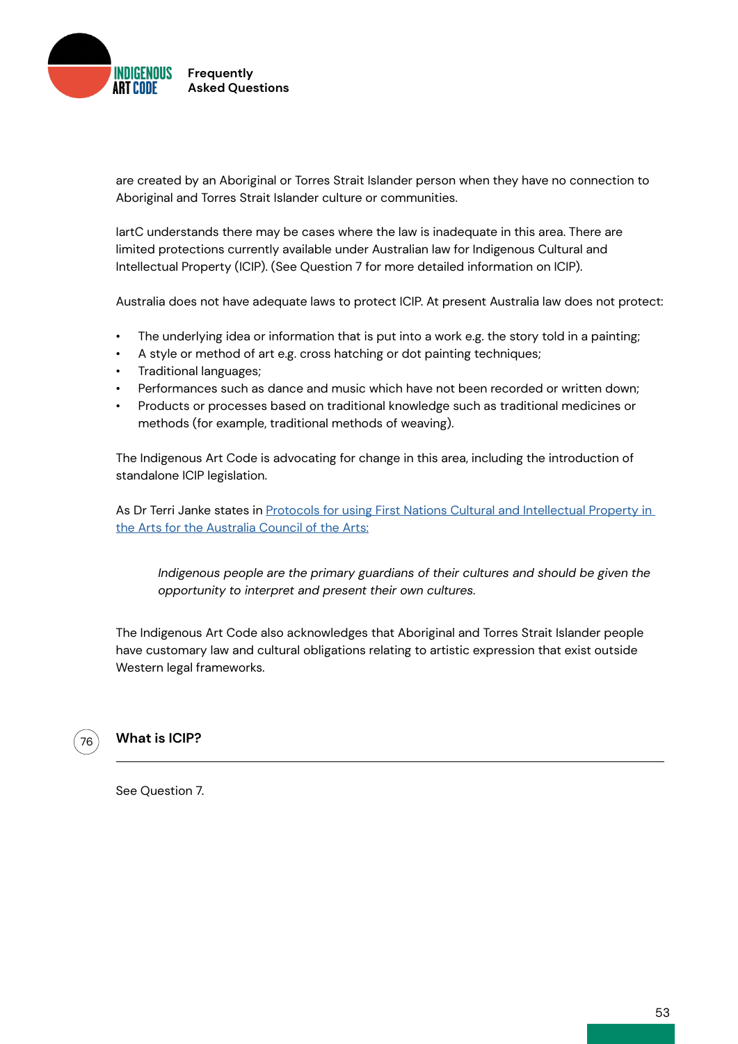are created by an Aboriginal or Torres Strait Islander person when they have no connection to Aboriginal and Torres Strait Islander culture or communities.

IartC understands there may be cases where the law is inadequate in this area. There are limited protections currently available under Australian law for Indigenous Cultural and Intellectual Property (ICIP). (See Question 7 for more detailed information on ICIP).

Australia does not have adequate laws to protect ICIP. At present Australia law does not protect:

- The underlying idea or information that is put into a work e.g. the story told in a painting;
- A style or method of art e.g. cross hatching or dot painting techniques;
- Traditional languages;
- Performances such as dance and music which have not been recorded or written down;
- Products or processes based on traditional knowledge such as traditional medicines or methods (for example, traditional methods of weaving).

The Indigenous Art Code is advocating for change in this area, including the introduction of standalone ICIP legislation.

As Dr Terri Janke states in Protocols for using First Nations Cultural and Intellectual Property in the Arts for the Australia Council of the Arts:

> *Indigenous people are the primary guardians of their cultures and should be given the opportunity to interpret and present their own cultures.*

The Indigenous Art Code also acknowledges that Aboriginal and Torres Strait Islander people have customary law and cultural obligations relating to artistic expression that exist outside Western legal frameworks.

## 76 What is ICIP?

See Question 7.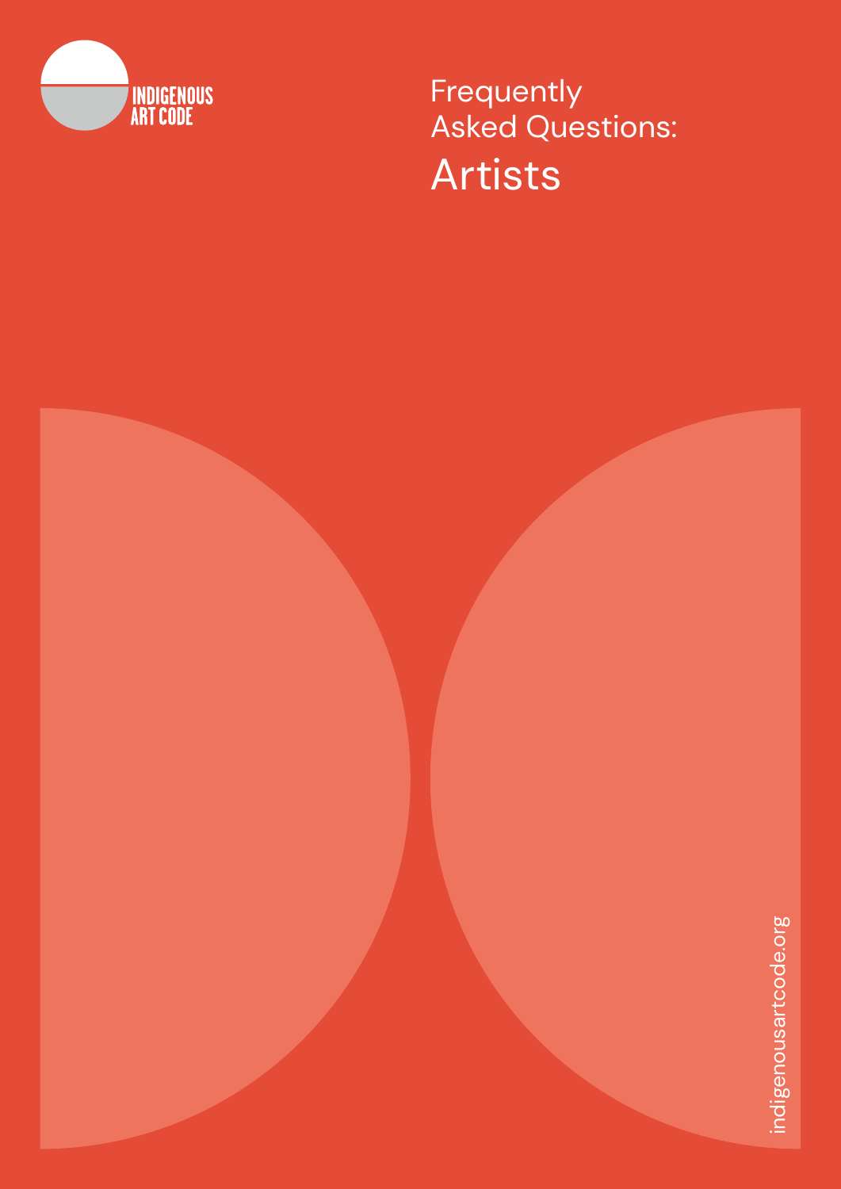INDIGENOUS ART CODE

# Frequently Asked Questions: Artists

indigenousartcode.org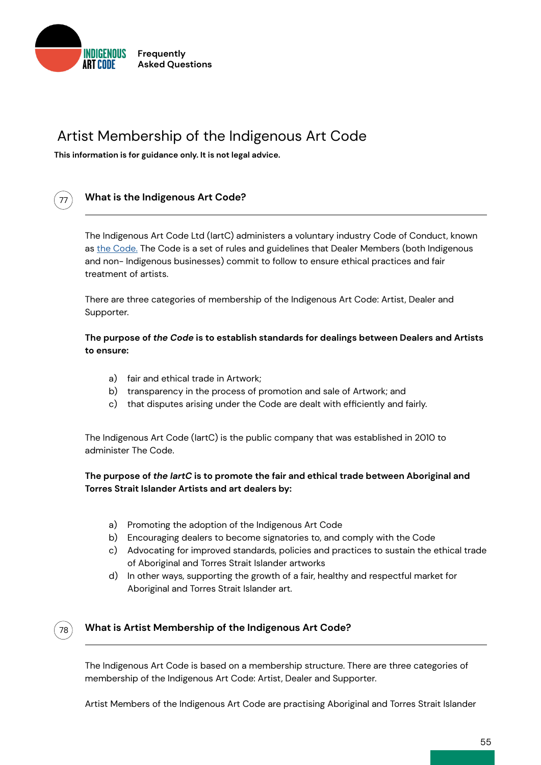# Artist Membership of the Indigenous Art Code

**This information is for guidance only. It is not legal advice.**

## 77 What is the Indigenous Art Code?

The Indigenous Art Code Ltd (IartC) administers a voluntary industry Code of Conduct, known as the Code. The Code is a set of rules and guidelines that Dealer Members (both Indigenous and non- Indigenous businesses) commit to follow to ensure ethical practices and fair treatment of artists.

There are three categories of membership of the Indigenous Art Code: Artist, Dealer and Supporter.

**The purpose of *the Code* is to establish standards for dealings between Dealers and Artists to ensure:**

a) fair and ethical trade in Artwork;
b) transparency in the process of promotion and sale of Artwork; and
c) that disputes arising under the Code are dealt with efficiently and fairly.

The Indigenous Art Code (IartC) is the public company that was established in 2010 to administer The Code.

**The purpose of *the IartC* is to promote the fair and ethical trade between Aboriginal and Torres Strait Islander Artists and art dealers by:**

a) Promoting the adoption of the Indigenous Art Code
b) Encouraging dealers to become signatories to, and comply with the Code
c) Advocating for improved standards, policies and practices to sustain the ethical trade of Aboriginal and Torres Strait Islander artworks
d) In other ways, supporting the growth of a fair, healthy and respectful market for Aboriginal and Torres Strait Islander art.

## 78 What is Artist Membership of the Indigenous Art Code?

The Indigenous Art Code is based on a membership structure. There are three categories of membership of the Indigenous Art Code: Artist, Dealer and Supporter.

Artist Members of the Indigenous Art Code are practising Aboriginal and Torres Strait Islander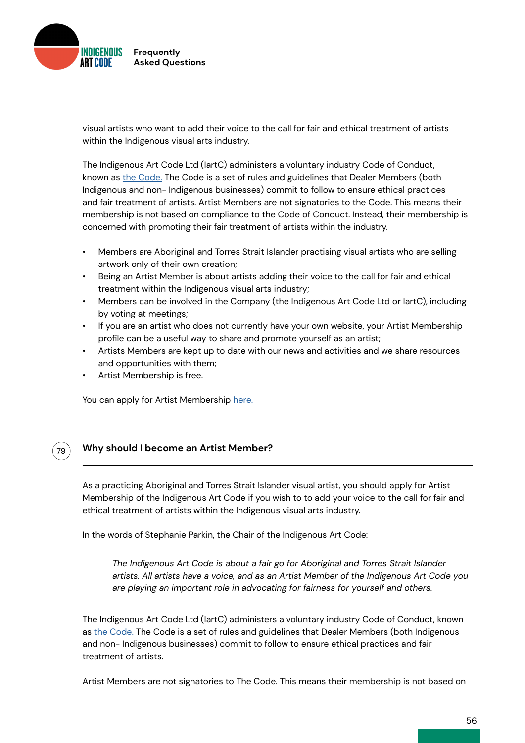visual artists who want to add their voice to the call for fair and ethical treatment of artists within the Indigenous visual arts industry.

The Indigenous Art Code Ltd (IartC) administers a voluntary industry Code of Conduct, known as the Code. The Code is a set of rules and guidelines that Dealer Members (both Indigenous and non- Indigenous businesses) commit to follow to ensure ethical practices and fair treatment of artists. Artist Members are not signatories to the Code. This means their membership is not based on compliance to the Code of Conduct. Instead, their membership is concerned with promoting their fair treatment of artists within the industry.

- Members are Aboriginal and Torres Strait Islander practising visual artists who are selling artwork only of their own creation;
- Being an Artist Member is about artists adding their voice to the call for fair and ethical treatment within the Indigenous visual arts industry;
- Members can be involved in the Company (the Indigenous Art Code Ltd or IartC), including by voting at meetings;
- If you are an artist who does not currently have your own website, your Artist Membership profile can be a useful way to share and promote yourself as an artist;
- Artists Members are kept up to date with our news and activities and we share resources and opportunities with them;
- Artist Membership is free.

You can apply for Artist Membership here.

## 79 Why should I become an Artist Member?

As a practicing Aboriginal and Torres Strait Islander visual artist, you should apply for Artist Membership of the Indigenous Art Code if you wish to to add your voice to the call for fair and ethical treatment of artists within the Indigenous visual arts industry.

In the words of Stephanie Parkin, the Chair of the Indigenous Art Code:

> *The Indigenous Art Code is about a fair go for Aboriginal and Torres Strait Islander artists. All artists have a voice, and as an Artist Member of the Indigenous Art Code you are playing an important role in advocating for fairness for yourself and others.*

The Indigenous Art Code Ltd (IartC) administers a voluntary industry Code of Conduct, known as the Code. The Code is a set of rules and guidelines that Dealer Members (both Indigenous and non- Indigenous businesses) commit to follow to ensure ethical practices and fair treatment of artists.

Artist Members are not signatories to The Code. This means their membership is not based on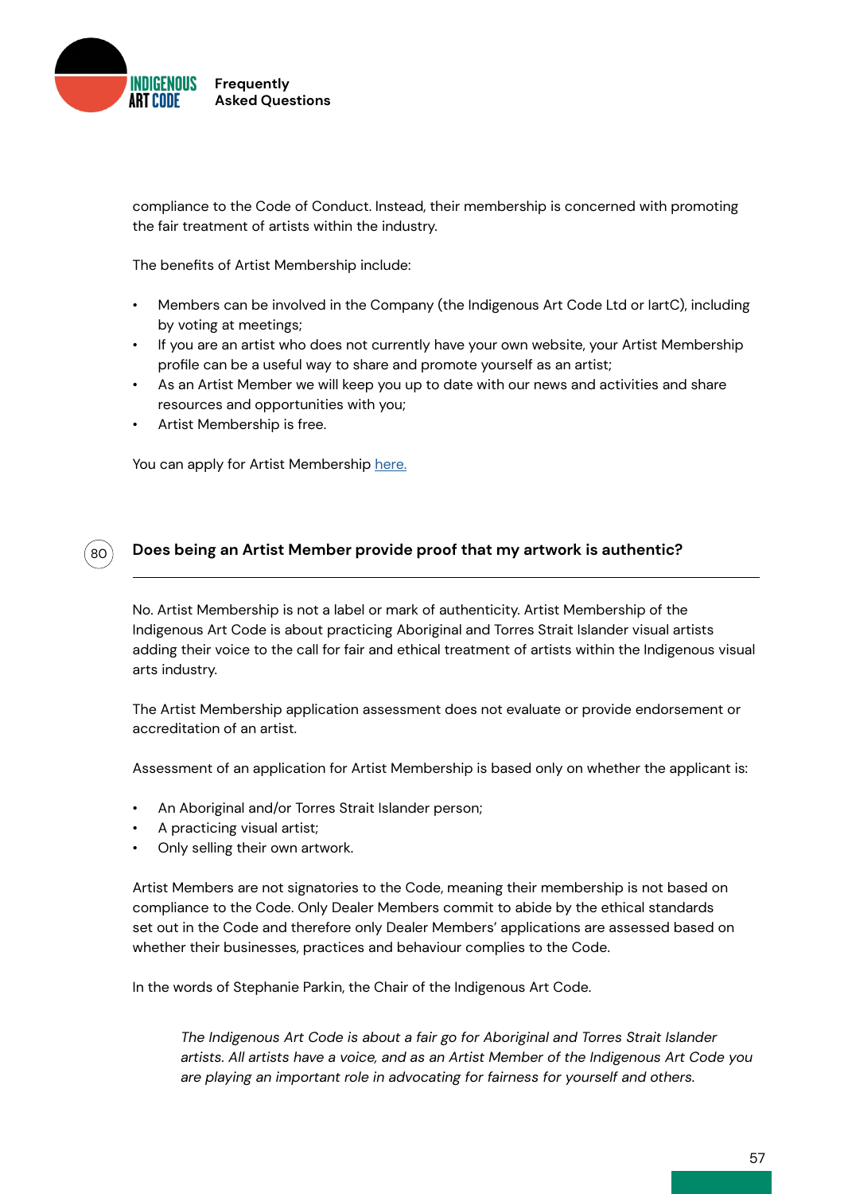compliance to the Code of Conduct. Instead, their membership is concerned with promoting the fair treatment of artists within the industry.

The benefits of Artist Membership include:

- Members can be involved in the Company (the Indigenous Art Code Ltd or IartC), including by voting at meetings;
- If you are an artist who does not currently have your own website, your Artist Membership profile can be a useful way to share and promote yourself as an artist;
- As an Artist Member we will keep you up to date with our news and activities and share resources and opportunities with you;
- Artist Membership is free.

You can apply for Artist Membership here.

## 80 Does being an Artist Member provide proof that my artwork is authentic?

No. Artist Membership is not a label or mark of authenticity. Artist Membership of the Indigenous Art Code is about practicing Aboriginal and Torres Strait Islander visual artists adding their voice to the call for fair and ethical treatment of artists within the Indigenous visual arts industry.

The Artist Membership application assessment does not evaluate or provide endorsement or accreditation of an artist.

Assessment of an application for Artist Membership is based only on whether the applicant is:

- An Aboriginal and/or Torres Strait Islander person;
- A practicing visual artist;
- Only selling their own artwork.

Artist Members are not signatories to the Code, meaning their membership is not based on compliance to the Code. Only Dealer Members commit to abide by the ethical standards set out in the Code and therefore only Dealer Members' applications are assessed based on whether their businesses, practices and behaviour complies to the Code.

In the words of Stephanie Parkin, the Chair of the Indigenous Art Code.

> *The Indigenous Art Code is about a fair go for Aboriginal and Torres Strait Islander artists. All artists have a voice, and as an Artist Member of the Indigenous Art Code you are playing an important role in advocating for fairness for yourself and others.*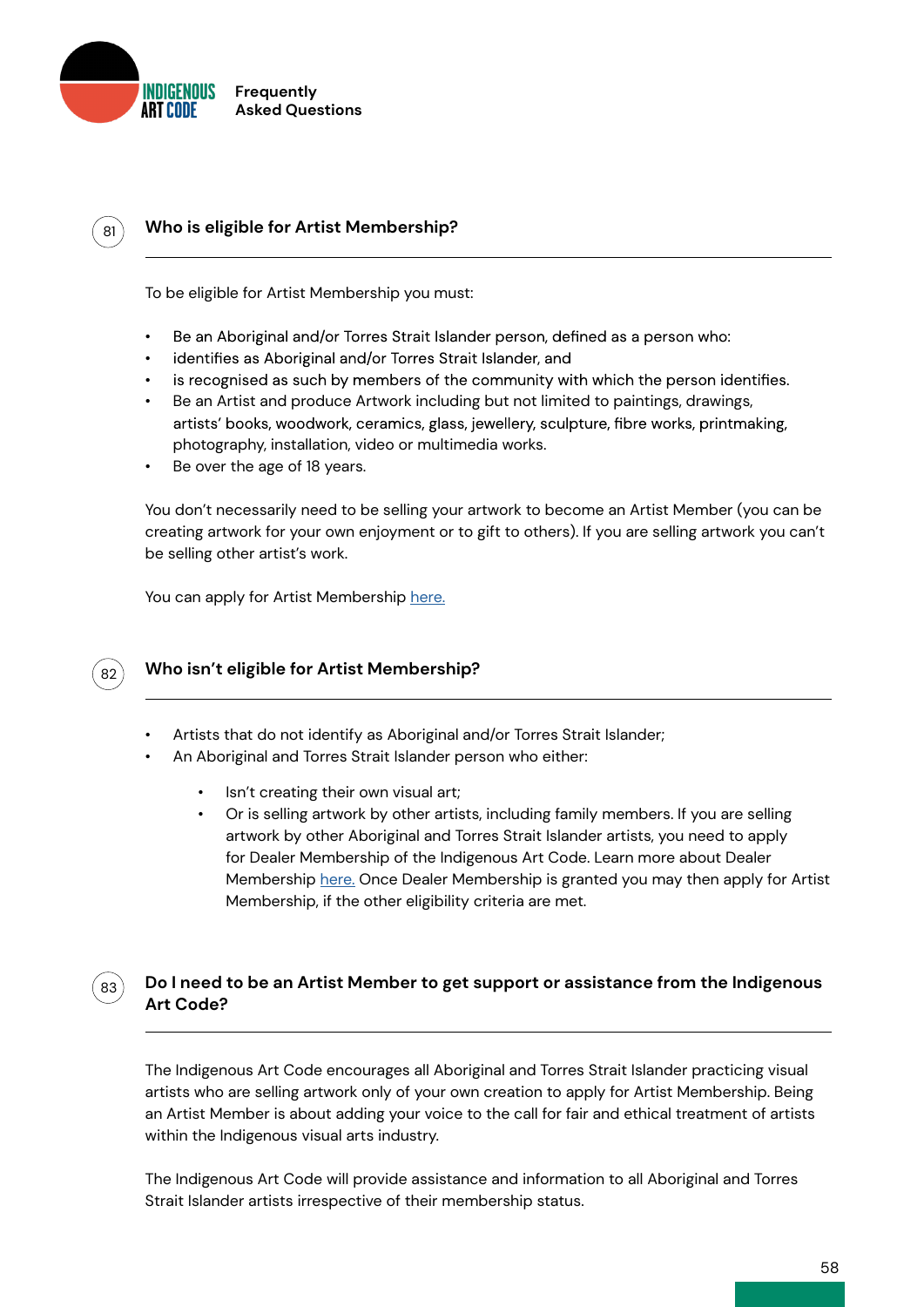## 81 Who is eligible for Artist Membership?

To be eligible for Artist Membership you must:

- Be an Aboriginal and/or Torres Strait Islander person, defined as a person who:
- identifies as Aboriginal and/or Torres Strait Islander, and
- is recognised as such by members of the community with which the person identifies.
- Be an Artist and produce Artwork including but not limited to paintings, drawings, artists' books, woodwork, ceramics, glass, jewellery, sculpture, fibre works, printmaking, photography, installation, video or multimedia works.
- Be over the age of 18 years.

You don't necessarily need to be selling your artwork to become an Artist Member (you can be creating artwork for your own enjoyment or to gift to others). If you are selling artwork you can't be selling other artist's work.

You can apply for Artist Membership here.

## 82 Who isn't eligible for Artist Membership?

- Artists that do not identify as Aboriginal and/or Torres Strait Islander;
- An Aboriginal and Torres Strait Islander person who either:
  - Isn't creating their own visual art;
  - Or is selling artwork by other artists, including family members. If you are selling artwork by other Aboriginal and Torres Strait Islander artists, you need to apply for Dealer Membership of the Indigenous Art Code. Learn more about Dealer Membership here. Once Dealer Membership is granted you may then apply for Artist Membership, if the other eligibility criteria are met.

## 83 Do I need to be an Artist Member to get support or assistance from the Indigenous Art Code?

The Indigenous Art Code encourages all Aboriginal and Torres Strait Islander practicing visual artists who are selling artwork only of your own creation to apply for Artist Membership. Being an Artist Member is about adding your voice to the call for fair and ethical treatment of artists within the Indigenous visual arts industry.

The Indigenous Art Code will provide assistance and information to all Aboriginal and Torres Strait Islander artists irrespective of their membership status.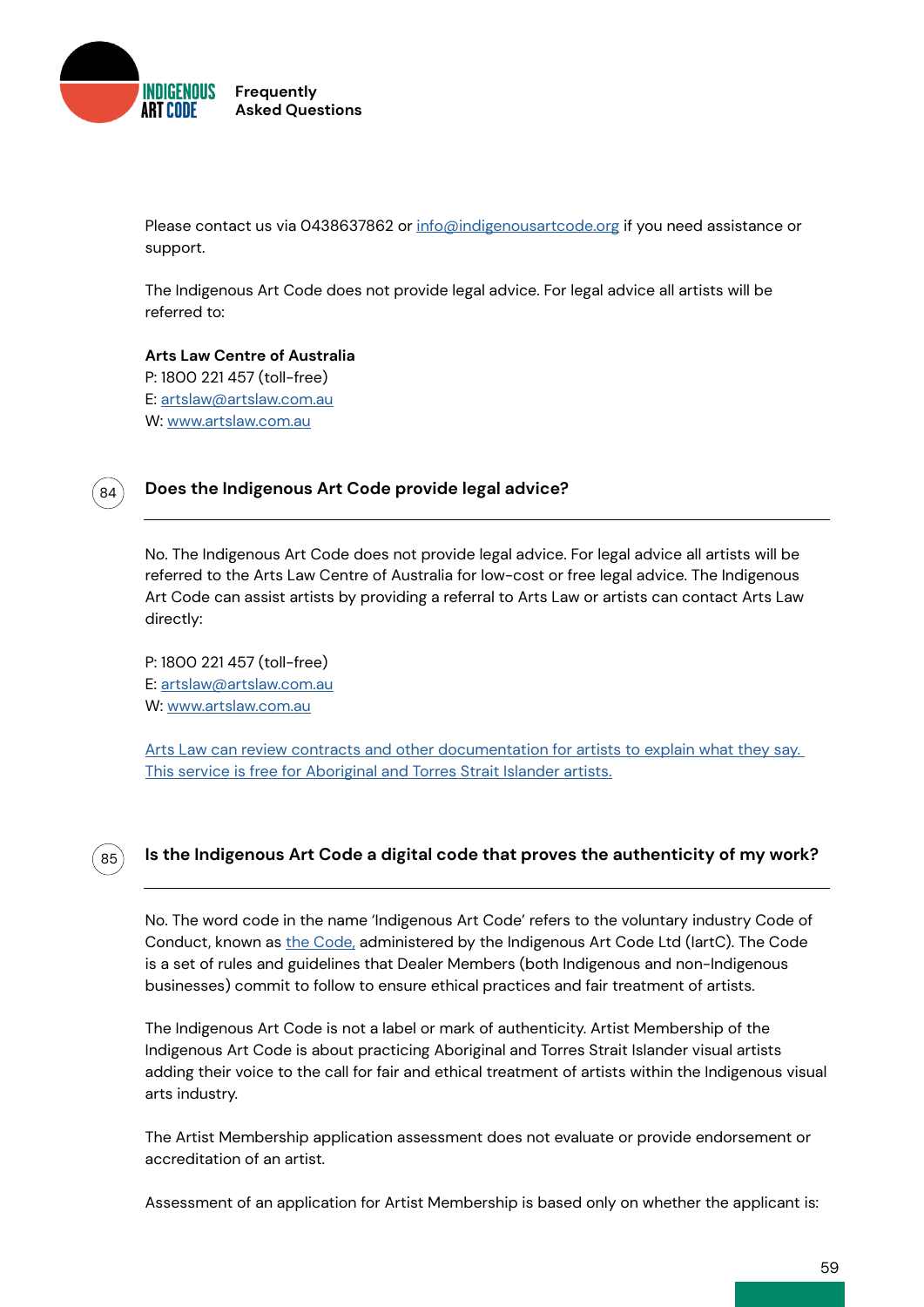Please contact us via 0438637862 or [info@indigenousartcode.org](mailto:info@indigenousartcode.org) if you need assistance or support.

The Indigenous Art Code does not provide legal advice. For legal advice all artists will be referred to:

**Arts Law Centre of Australia**
P: 1800 221 457 (toll-free)
E: [artslaw@artslaw.com.au](mailto:artslaw@artslaw.com.au)
W: [www.artslaw.com.au](http://www.artslaw.com.au)

### 84 Does the Indigenous Art Code provide legal advice?

No. The Indigenous Art Code does not provide legal advice. For legal advice all artists will be referred to the Arts Law Centre of Australia for low-cost or free legal advice. The Indigenous Art Code can assist artists by providing a referral to Arts Law or artists can contact Arts Law directly:

P: 1800 221 457 (toll-free)
E: [artslaw@artslaw.com.au](mailto:artslaw@artslaw.com.au)
W: [www.artslaw.com.au](http://www.artslaw.com.au)

Arts Law can review contracts and other documentation for artists to explain what they say. This service is free for Aboriginal and Torres Strait Islander artists.

### 85 Is the Indigenous Art Code a digital code that proves the authenticity of my work?

No. The word code in the name 'Indigenous Art Code' refers to the voluntary industry Code of Conduct, known as the Code, administered by the Indigenous Art Code Ltd (IartC). The Code is a set of rules and guidelines that Dealer Members (both Indigenous and non-Indigenous businesses) commit to follow to ensure ethical practices and fair treatment of artists.

The Indigenous Art Code is not a label or mark of authenticity. Artist Membership of the Indigenous Art Code is about practicing Aboriginal and Torres Strait Islander visual artists adding their voice to the call for fair and ethical treatment of artists within the Indigenous visual arts industry.

The Artist Membership application assessment does not evaluate or provide endorsement or accreditation of an artist.

Assessment of an application for Artist Membership is based only on whether the applicant is: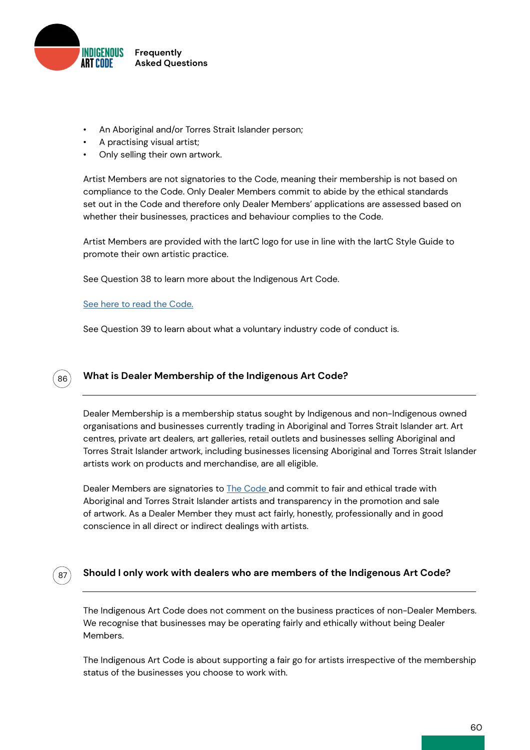- An Aboriginal and/or Torres Strait Islander person;
- A practising visual artist;
- Only selling their own artwork.

Artist Members are not signatories to the Code, meaning their membership is not based on compliance to the Code. Only Dealer Members commit to abide by the ethical standards set out in the Code and therefore only Dealer Members' applications are assessed based on whether their businesses, practices and behaviour complies to the Code.

Artist Members are provided with the IartC logo for use in line with the IartC Style Guide to promote their own artistic practice.

See Question 38 to learn more about the Indigenous Art Code.

See here to read the Code.

See Question 39 to learn about what a voluntary industry code of conduct is.

## 86 What is Dealer Membership of the Indigenous Art Code?

Dealer Membership is a membership status sought by Indigenous and non-Indigenous owned organisations and businesses currently trading in Aboriginal and Torres Strait Islander art. Art centres, private art dealers, art galleries, retail outlets and businesses selling Aboriginal and Torres Strait Islander artwork, including businesses licensing Aboriginal and Torres Strait Islander artists work on products and merchandise, are all eligible.

Dealer Members are signatories to The Code and commit to fair and ethical trade with Aboriginal and Torres Strait Islander artists and transparency in the promotion and sale of artwork. As a Dealer Member they must act fairly, honestly, professionally and in good conscience in all direct or indirect dealings with artists.

## 87 Should I only work with dealers who are members of the Indigenous Art Code?

The Indigenous Art Code does not comment on the business practices of non-Dealer Members. We recognise that businesses may be operating fairly and ethically without being Dealer Members.

The Indigenous Art Code is about supporting a fair go for artists irrespective of the membership status of the businesses you choose to work with.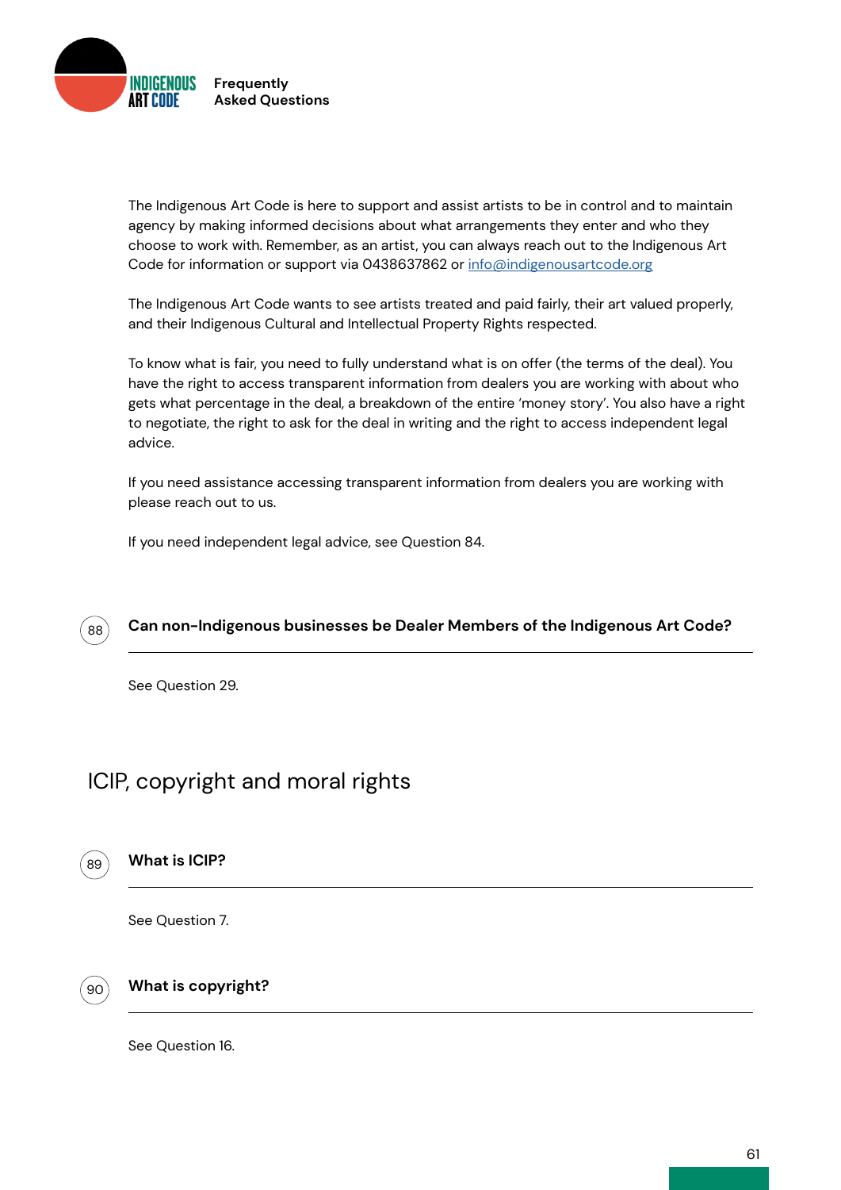The Indigenous Art Code is here to support and assist artists to be in control and to maintain agency by making informed decisions about what arrangements they enter and who they choose to work with. Remember, as an artist, you can always reach out to the Indigenous Art Code for information or support via 0438637862 or [info@indigenousartcode.org](mailto:info@indigenousartcode.org)

The Indigenous Art Code wants to see artists treated and paid fairly, their art valued properly, and their Indigenous Cultural and Intellectual Property Rights respected.

To know what is fair, you need to fully understand what is on offer (the terms of the deal). You have the right to access transparent information from dealers you are working with about who gets what percentage in the deal, a breakdown of the entire 'money story'. You also have a right to negotiate, the right to ask for the deal in writing and the right to access independent legal advice.

If you need assistance accessing transparent information from dealers you are working with please reach out to us.

If you need independent legal advice, see Question 84.

### 88 Can non-Indigenous businesses be Dealer Members of the Indigenous Art Code?

See Question 29.

## ICIP, copyright and moral rights

### 89 What is ICIP?

See Question 7.

### 90 What is copyright?

See Question 16.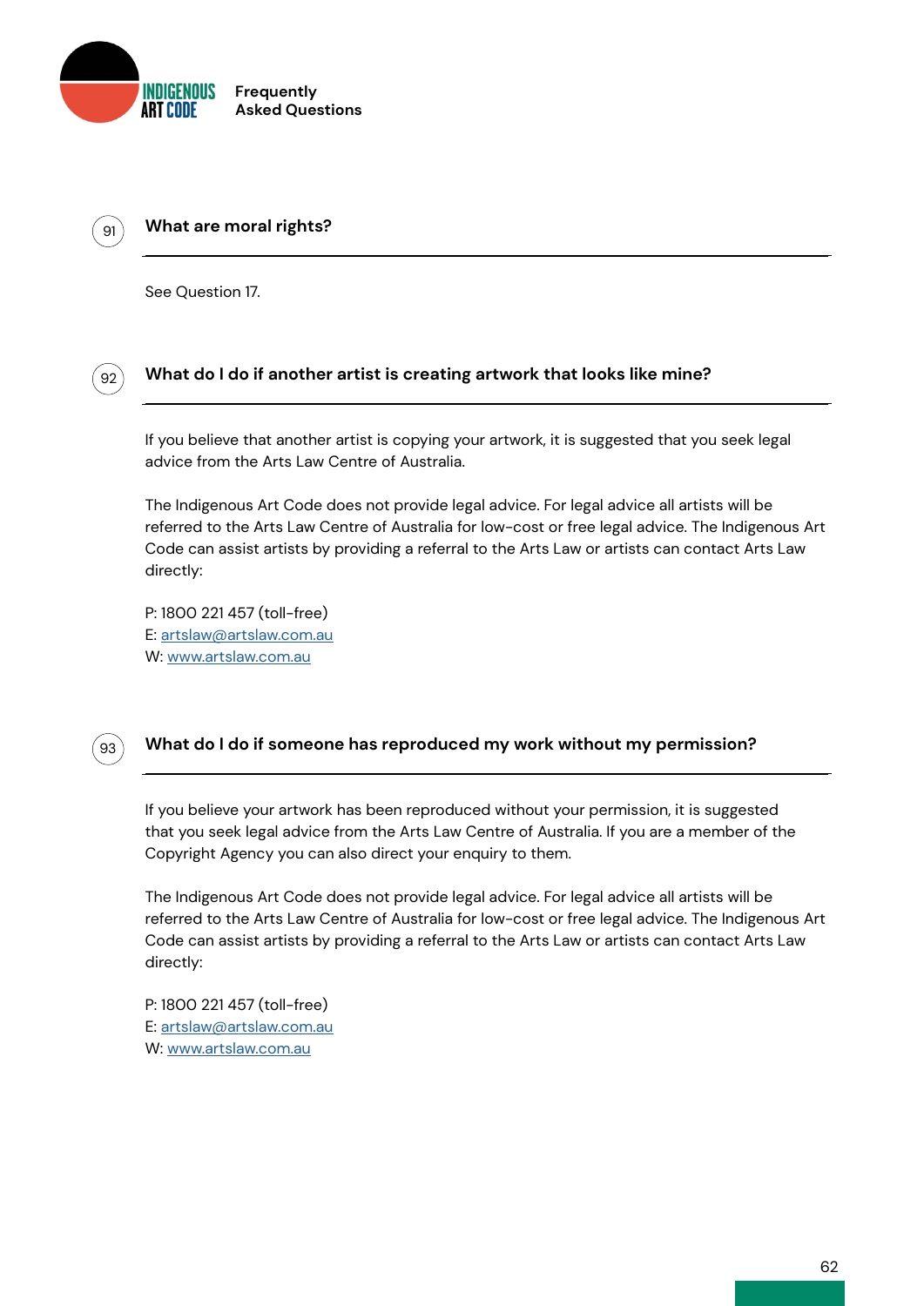## 91 What are moral rights?

See Question 17.

## 92 What do I do if another artist is creating artwork that looks like mine?

If you believe that another artist is copying your artwork, it is suggested that you seek legal advice from the Arts Law Centre of Australia.

The Indigenous Art Code does not provide legal advice. For legal advice all artists will be referred to the Arts Law Centre of Australia for low-cost or free legal advice. The Indigenous Art Code can assist artists by providing a referral to the Arts Law or artists can contact Arts Law directly:

P: 1800 221 457 (toll-free)
E: artslaw@artslaw.com.au
W: www.artslaw.com.au

## 93 What do I do if someone has reproduced my work without my permission?

If you believe your artwork has been reproduced without your permission, it is suggested that you seek legal advice from the Arts Law Centre of Australia. If you are a member of the Copyright Agency you can also direct your enquiry to them.

The Indigenous Art Code does not provide legal advice. For legal advice all artists will be referred to the Arts Law Centre of Australia for low-cost or free legal advice. The Indigenous Art Code can assist artists by providing a referral to the Arts Law or artists can contact Arts Law directly:

P: 1800 221 457 (toll-free)
E: artslaw@artslaw.com.au
W: www.artslaw.com.au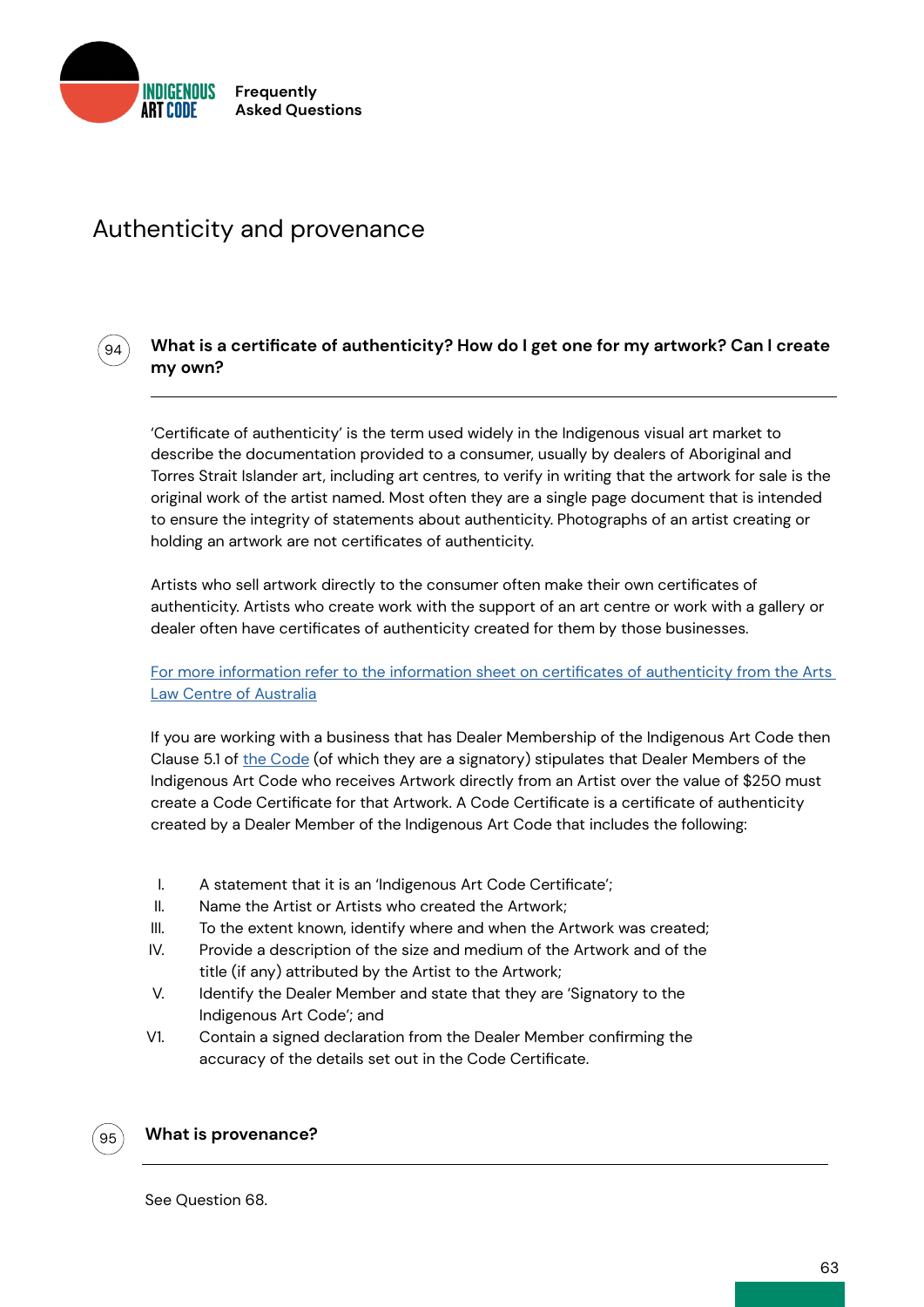# Authenticity and provenance

## 94 What is a certificate of authenticity? How do I get one for my artwork? Can I create my own?

'Certificate of authenticity' is the term used widely in the Indigenous visual art market to describe the documentation provided to a consumer, usually by dealers of Aboriginal and Torres Strait Islander art, including art centres, to verify in writing that the artwork for sale is the original work of the artist named. Most often they are a single page document that is intended to ensure the integrity of statements about authenticity. Photographs of an artist creating or holding an artwork are not certificates of authenticity.

Artists who sell artwork directly to the consumer often make their own certificates of authenticity. Artists who create work with the support of an art centre or work with a gallery or dealer often have certificates of authenticity created for them by those businesses.

For more information refer to the information sheet on certificates of authenticity from the Arts Law Centre of Australia

If you are working with a business that has Dealer Membership of the Indigenous Art Code then Clause 5.1 of the Code (of which they are a signatory) stipulates that Dealer Members of the Indigenous Art Code who receives Artwork directly from an Artist over the value of $250 must create a Code Certificate for that Artwork. A Code Certificate is a certificate of authenticity created by a Dealer Member of the Indigenous Art Code that includes the following:

I. A statement that it is an 'Indigenous Art Code Certificate';
II. Name the Artist or Artists who created the Artwork;
III. To the extent known, identify where and when the Artwork was created;
IV. Provide a description of the size and medium of the Artwork and of the title (if any) attributed by the Artist to the Artwork;
V. Identify the Dealer Member and state that they are 'Signatory to the Indigenous Art Code'; and
V1. Contain a signed declaration from the Dealer Member confirming the accuracy of the details set out in the Code Certificate.

## 95 What is provenance?

See Question 68.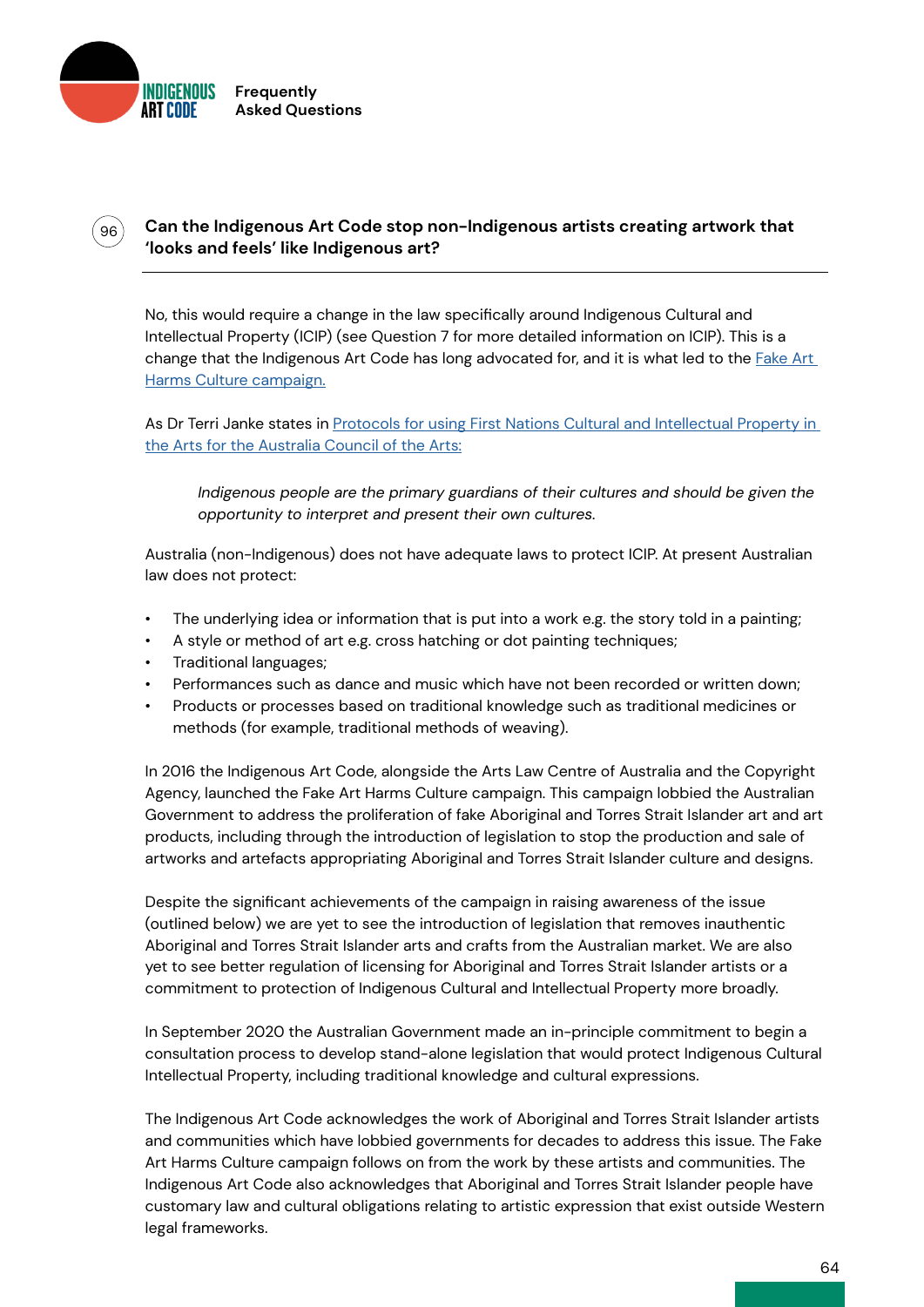## 96 Can the Indigenous Art Code stop non-Indigenous artists creating artwork that 'looks and feels' like Indigenous art?

No, this would require a change in the law specifically around Indigenous Cultural and Intellectual Property (ICIP) (see Question 7 for more detailed information on ICIP). This is a change that the Indigenous Art Code has long advocated for, and it is what led to the [Fake Art Harms Culture campaign.]

As Dr Terri Janke states in [Protocols for using First Nations Cultural and Intellectual Property in the Arts for the Australia Council of the Arts:]

> *Indigenous people are the primary guardians of their cultures and should be given the opportunity to interpret and present their own cultures.*

Australia (non-Indigenous) does not have adequate laws to protect ICIP. At present Australian law does not protect:

- The underlying idea or information that is put into a work e.g. the story told in a painting;
- A style or method of art e.g. cross hatching or dot painting techniques;
- Traditional languages;
- Performances such as dance and music which have not been recorded or written down;
- Products or processes based on traditional knowledge such as traditional medicines or methods (for example, traditional methods of weaving).

In 2016 the Indigenous Art Code, alongside the Arts Law Centre of Australia and the Copyright Agency, launched the Fake Art Harms Culture campaign. This campaign lobbied the Australian Government to address the proliferation of fake Aboriginal and Torres Strait Islander art and art products, including through the introduction of legislation to stop the production and sale of artworks and artefacts appropriating Aboriginal and Torres Strait Islander culture and designs.

Despite the significant achievements of the campaign in raising awareness of the issue (outlined below) we are yet to see the introduction of legislation that removes inauthentic Aboriginal and Torres Strait Islander arts and crafts from the Australian market. We are also yet to see better regulation of licensing for Aboriginal and Torres Strait Islander artists or a commitment to protection of Indigenous Cultural and Intellectual Property more broadly.

In September 2020 the Australian Government made an in-principle commitment to begin a consultation process to develop stand-alone legislation that would protect Indigenous Cultural Intellectual Property, including traditional knowledge and cultural expressions.

The Indigenous Art Code acknowledges the work of Aboriginal and Torres Strait Islander artists and communities which have lobbied governments for decades to address this issue. The Fake Art Harms Culture campaign follows on from the work by these artists and communities. The Indigenous Art Code also acknowledges that Aboriginal and Torres Strait Islander people have customary law and cultural obligations relating to artistic expression that exist outside Western legal frameworks.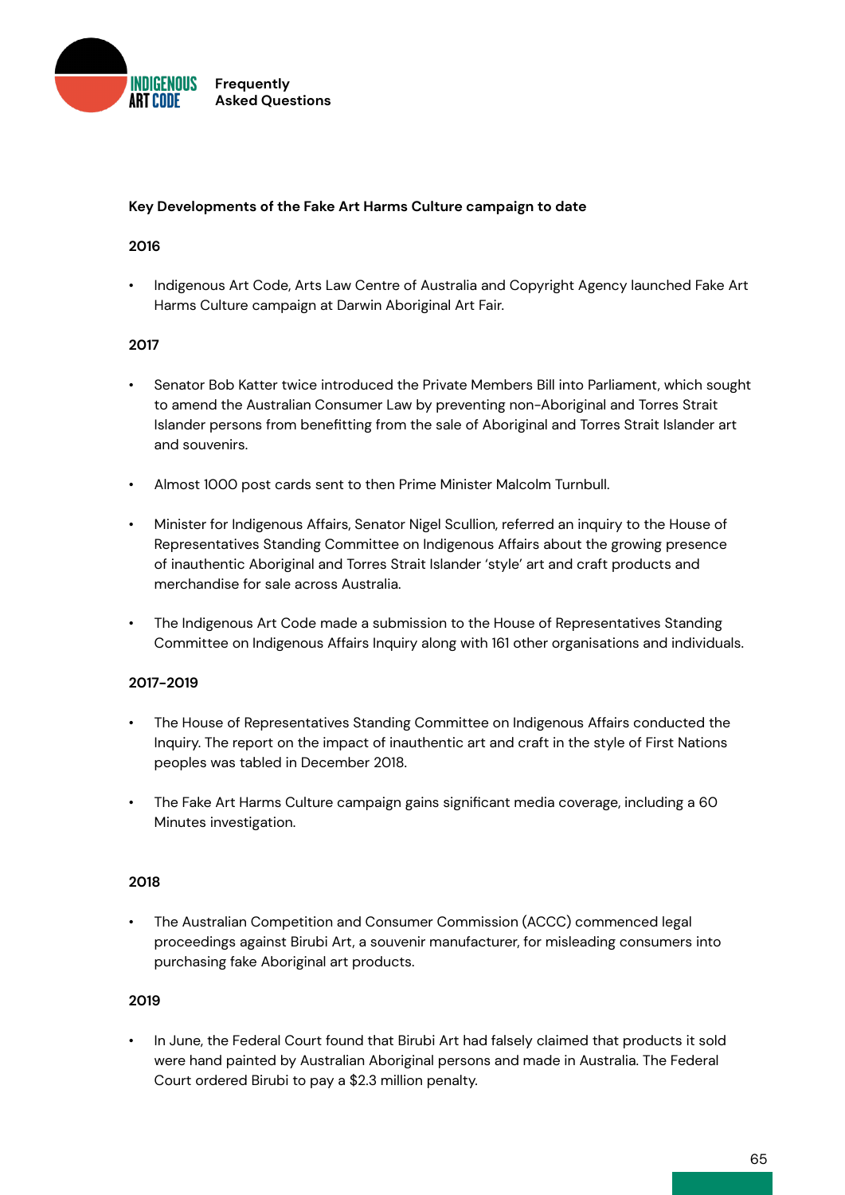**Key Developments of the Fake Art Harms Culture campaign to date**

**2016**

- Indigenous Art Code, Arts Law Centre of Australia and Copyright Agency launched Fake Art Harms Culture campaign at Darwin Aboriginal Art Fair.

**2017**

- Senator Bob Katter twice introduced the Private Members Bill into Parliament, which sought to amend the Australian Consumer Law by preventing non-Aboriginal and Torres Strait Islander persons from benefitting from the sale of Aboriginal and Torres Strait Islander art and souvenirs.

- Almost 1000 post cards sent to then Prime Minister Malcolm Turnbull.

- Minister for Indigenous Affairs, Senator Nigel Scullion, referred an inquiry to the House of Representatives Standing Committee on Indigenous Affairs about the growing presence of inauthentic Aboriginal and Torres Strait Islander 'style' art and craft products and merchandise for sale across Australia.

- The Indigenous Art Code made a submission to the House of Representatives Standing Committee on Indigenous Affairs Inquiry along with 161 other organisations and individuals.

**2017-2019**

- The House of Representatives Standing Committee on Indigenous Affairs conducted the Inquiry. The report on the impact of inauthentic art and craft in the style of First Nations peoples was tabled in December 2018.

- The Fake Art Harms Culture campaign gains significant media coverage, including a 60 Minutes investigation.

**2018**

- The Australian Competition and Consumer Commission (ACCC) commenced legal proceedings against Birubi Art, a souvenir manufacturer, for misleading consumers into purchasing fake Aboriginal art products.

**2019**

- In June, the Federal Court found that Birubi Art had falsely claimed that products it sold were hand painted by Australian Aboriginal persons and made in Australia. The Federal Court ordered Birubi to pay a $2.3 million penalty.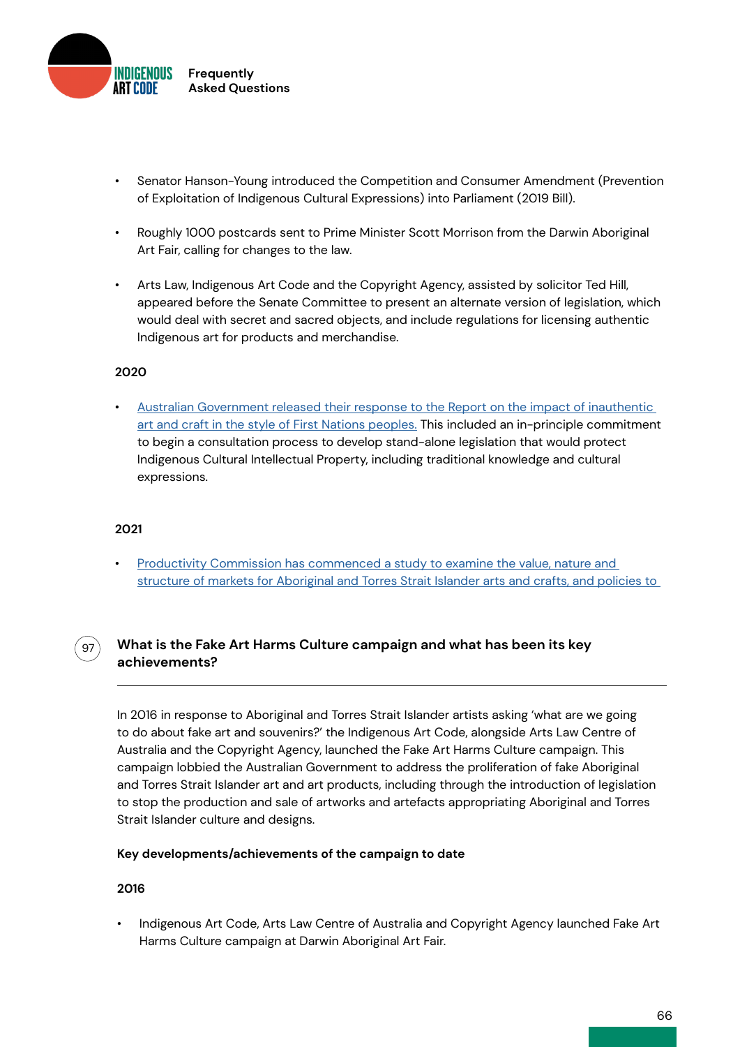- Senator Hanson-Young introduced the Competition and Consumer Amendment (Prevention of Exploitation of Indigenous Cultural Expressions) into Parliament (2019 Bill).
- Roughly 1000 postcards sent to Prime Minister Scott Morrison from the Darwin Aboriginal Art Fair, calling for changes to the law.
- Arts Law, Indigenous Art Code and the Copyright Agency, assisted by solicitor Ted Hill, appeared before the Senate Committee to present an alternate version of legislation, which would deal with secret and sacred objects, and include regulations for licensing authentic Indigenous art for products and merchandise.

**2020**

- Australian Government released their response to the Report on the impact of inauthentic art and craft in the style of First Nations peoples. This included an in-principle commitment to begin a consultation process to develop stand-alone legislation that would protect Indigenous Cultural Intellectual Property, including traditional knowledge and cultural expressions.

**2021**

- Productivity Commission has commenced a study to examine the value, nature and structure of markets for Aboriginal and Torres Strait Islander arts and crafts, and policies to

### 97 What is the Fake Art Harms Culture campaign and what has been its key achievements?

In 2016 in response to Aboriginal and Torres Strait Islander artists asking 'what are we going to do about fake art and souvenirs?' the Indigenous Art Code, alongside Arts Law Centre of Australia and the Copyright Agency, launched the Fake Art Harms Culture campaign. This campaign lobbied the Australian Government to address the proliferation of fake Aboriginal and Torres Strait Islander art and art products, including through the introduction of legislation to stop the production and sale of artworks and artefacts appropriating Aboriginal and Torres Strait Islander culture and designs.

**Key developments/achievements of the campaign to date**

**2016**

- Indigenous Art Code, Arts Law Centre of Australia and Copyright Agency launched Fake Art Harms Culture campaign at Darwin Aboriginal Art Fair.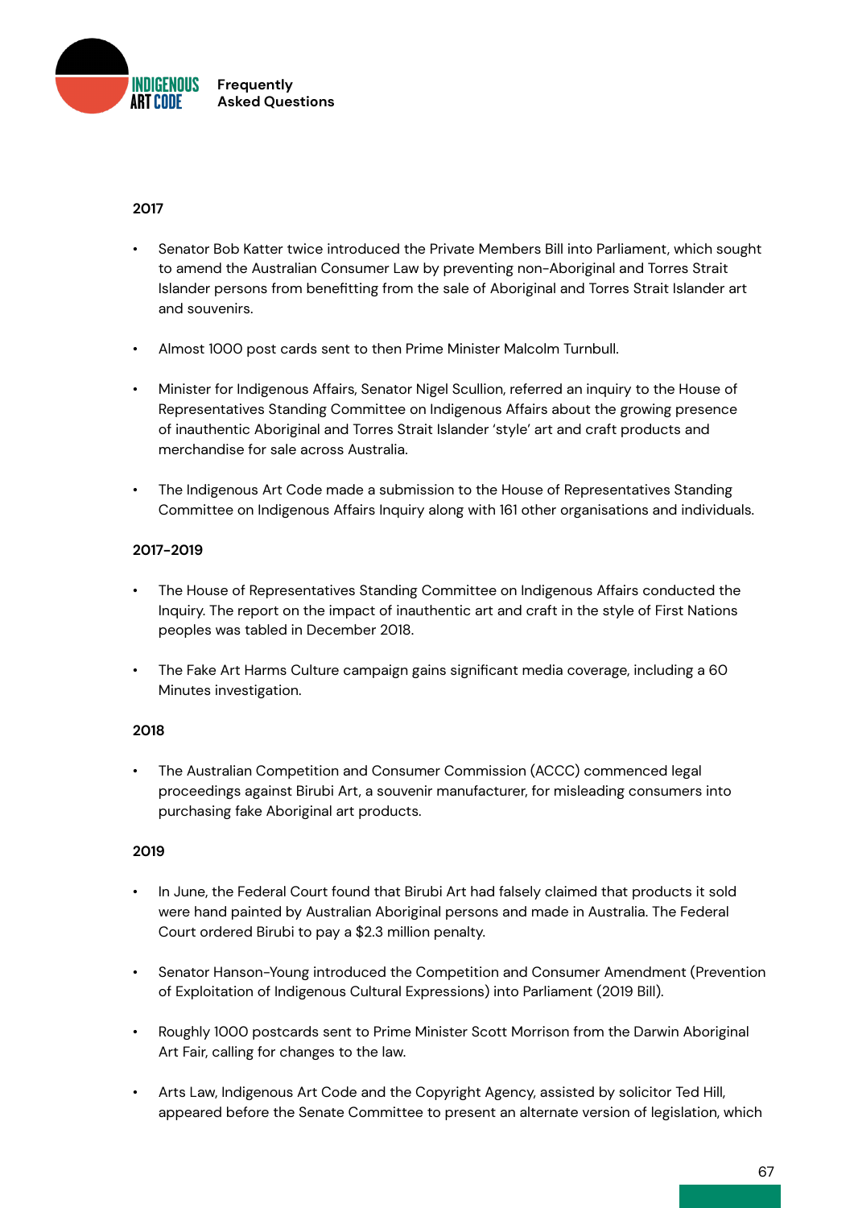**2017**

- Senator Bob Katter twice introduced the Private Members Bill into Parliament, which sought to amend the Australian Consumer Law by preventing non-Aboriginal and Torres Strait Islander persons from benefitting from the sale of Aboriginal and Torres Strait Islander art and souvenirs.
- Almost 1000 post cards sent to then Prime Minister Malcolm Turnbull.
- Minister for Indigenous Affairs, Senator Nigel Scullion, referred an inquiry to the House of Representatives Standing Committee on Indigenous Affairs about the growing presence of inauthentic Aboriginal and Torres Strait Islander 'style' art and craft products and merchandise for sale across Australia.
- The Indigenous Art Code made a submission to the House of Representatives Standing Committee on Indigenous Affairs Inquiry along with 161 other organisations and individuals.

**2017-2019**

- The House of Representatives Standing Committee on Indigenous Affairs conducted the Inquiry. The report on the impact of inauthentic art and craft in the style of First Nations peoples was tabled in December 2018.
- The Fake Art Harms Culture campaign gains significant media coverage, including a 60 Minutes investigation.

**2018**

- The Australian Competition and Consumer Commission (ACCC) commenced legal proceedings against Birubi Art, a souvenir manufacturer, for misleading consumers into purchasing fake Aboriginal art products.

**2019**

- In June, the Federal Court found that Birubi Art had falsely claimed that products it sold were hand painted by Australian Aboriginal persons and made in Australia. The Federal Court ordered Birubi to pay a $2.3 million penalty.
- Senator Hanson-Young introduced the Competition and Consumer Amendment (Prevention of Exploitation of Indigenous Cultural Expressions) into Parliament (2019 Bill).
- Roughly 1000 postcards sent to Prime Minister Scott Morrison from the Darwin Aboriginal Art Fair, calling for changes to the law.
- Arts Law, Indigenous Art Code and the Copyright Agency, assisted by solicitor Ted Hill, appeared before the Senate Committee to present an alternate version of legislation, which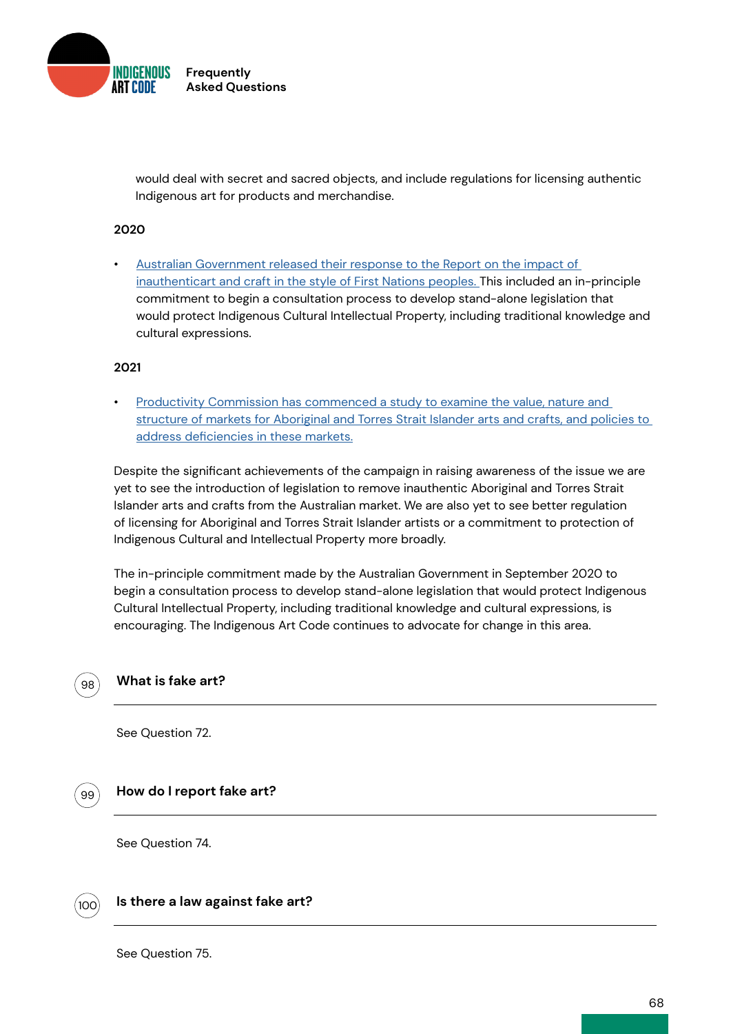would deal with secret and sacred objects, and include regulations for licensing authentic Indigenous art for products and merchandise.

**2020**

- Australian Government released their response to the Report on the impact of inauthenticart and craft in the style of First Nations peoples. This included an in-principle commitment to begin a consultation process to develop stand-alone legislation that would protect Indigenous Cultural Intellectual Property, including traditional knowledge and cultural expressions.

**2021**

- Productivity Commission has commenced a study to examine the value, nature and structure of markets for Aboriginal and Torres Strait Islander arts and crafts, and policies to address deficiencies in these markets.

Despite the significant achievements of the campaign in raising awareness of the issue we are yet to see the introduction of legislation to remove inauthentic Aboriginal and Torres Strait Islander arts and crafts from the Australian market. We are also yet to see better regulation of licensing for Aboriginal and Torres Strait Islander artists or a commitment to protection of Indigenous Cultural and Intellectual Property more broadly.

The in-principle commitment made by the Australian Government in September 2020 to begin a consultation process to develop stand-alone legislation that would protect Indigenous Cultural Intellectual Property, including traditional knowledge and cultural expressions, is encouraging. The Indigenous Art Code continues to advocate for change in this area.

## 98 What is fake art?

See Question 72.

## 99 How do I report fake art?

See Question 74.

## 100 Is there a law against fake art?

See Question 75.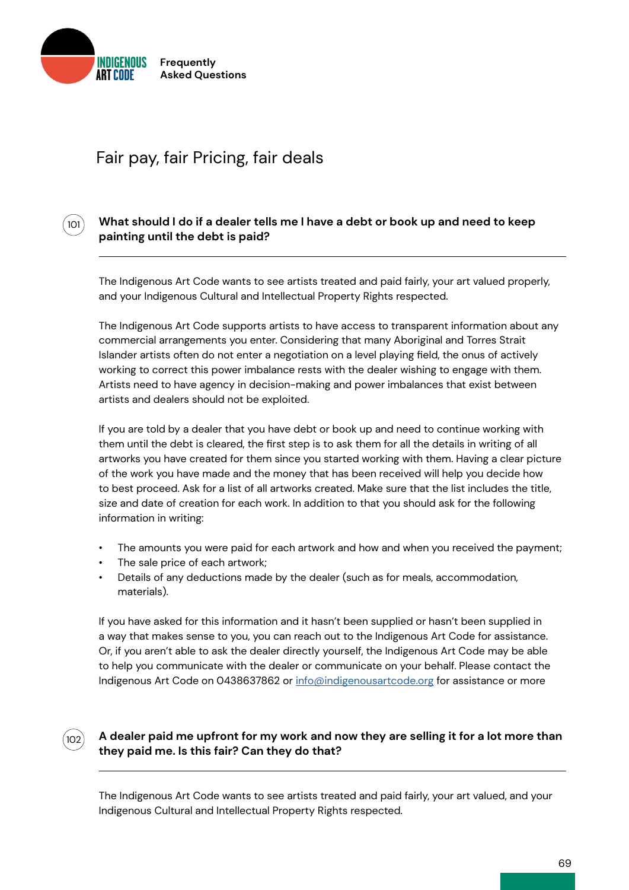## Fair pay, fair Pricing, fair deals

### 101 What should I do if a dealer tells me I have a debt or book up and need to keep painting until the debt is paid?

The Indigenous Art Code wants to see artists treated and paid fairly, your art valued properly, and your Indigenous Cultural and Intellectual Property Rights respected.

The Indigenous Art Code supports artists to have access to transparent information about any commercial arrangements you enter. Considering that many Aboriginal and Torres Strait Islander artists often do not enter a negotiation on a level playing field, the onus of actively working to correct this power imbalance rests with the dealer wishing to engage with them. Artists need to have agency in decision-making and power imbalances that exist between artists and dealers should not be exploited.

If you are told by a dealer that you have debt or book up and need to continue working with them until the debt is cleared, the first step is to ask them for all the details in writing of all artworks you have created for them since you started working with them. Having a clear picture of the work you have made and the money that has been received will help you decide how to best proceed. Ask for a list of all artworks created. Make sure that the list includes the title, size and date of creation for each work. In addition to that you should ask for the following information in writing:

- The amounts you were paid for each artwork and how and when you received the payment;
- The sale price of each artwork;
- Details of any deductions made by the dealer (such as for meals, accommodation, materials).

If you have asked for this information and it hasn't been supplied or hasn't been supplied in a way that makes sense to you, you can reach out to the Indigenous Art Code for assistance. Or, if you aren't able to ask the dealer directly yourself, the Indigenous Art Code may be able to help you communicate with the dealer or communicate on your behalf. Please contact the Indigenous Art Code on 0438637862 or info@indigenousartcode.org for assistance or more

### 102 A dealer paid me upfront for my work and now they are selling it for a lot more than they paid me. Is this fair? Can they do that?

The Indigenous Art Code wants to see artists treated and paid fairly, your art valued, and your Indigenous Cultural and Intellectual Property Rights respected.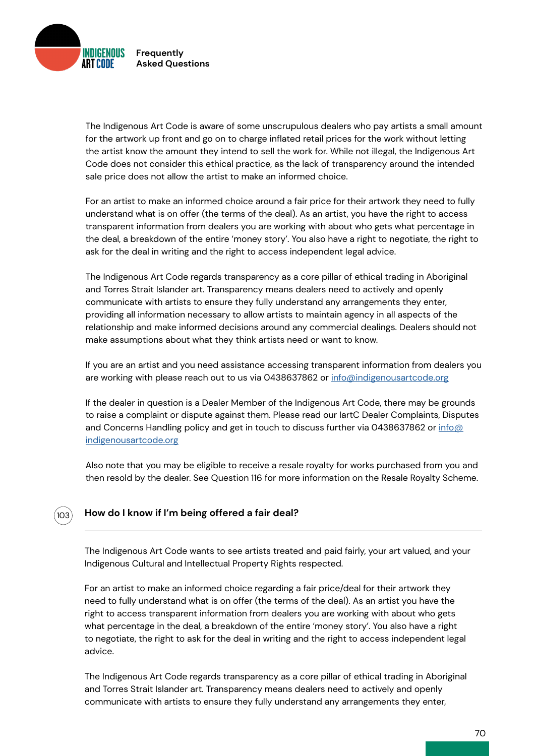The Indigenous Art Code is aware of some unscrupulous dealers who pay artists a small amount for the artwork up front and go on to charge inflated retail prices for the work without letting the artist know the amount they intend to sell the work for. While not illegal, the Indigenous Art Code does not consider this ethical practice, as the lack of transparency around the intended sale price does not allow the artist to make an informed choice.

For an artist to make an informed choice around a fair price for their artwork they need to fully understand what is on offer (the terms of the deal). As an artist, you have the right to access transparent information from dealers you are working with about who gets what percentage in the deal, a breakdown of the entire 'money story'. You also have a right to negotiate, the right to ask for the deal in writing and the right to access independent legal advice.

The Indigenous Art Code regards transparency as a core pillar of ethical trading in Aboriginal and Torres Strait Islander art. Transparency means dealers need to actively and openly communicate with artists to ensure they fully understand any arrangements they enter, providing all information necessary to allow artists to maintain agency in all aspects of the relationship and make informed decisions around any commercial dealings. Dealers should not make assumptions about what they think artists need or want to know.

If you are an artist and you need assistance accessing transparent information from dealers you are working with please reach out to us via 0438637862 or [info@indigenousartcode.org](mailto:info@indigenousartcode.org)

If the dealer in question is a Dealer Member of the Indigenous Art Code, there may be grounds to raise a complaint or dispute against them. Please read our IartC Dealer Complaints, Disputes and Concerns Handling policy and get in touch to discuss further via 0438637862 or [info@indigenousartcode.org](mailto:info@indigenousartcode.org)

Also note that you may be eligible to receive a resale royalty for works purchased from you and then resold by the dealer. See Question 116 for more information on the Resale Royalty Scheme.

## 103 How do I know if I'm being offered a fair deal?

The Indigenous Art Code wants to see artists treated and paid fairly, your art valued, and your Indigenous Cultural and Intellectual Property Rights respected.

For an artist to make an informed choice regarding a fair price/deal for their artwork they need to fully understand what is on offer (the terms of the deal). As an artist you have the right to access transparent information from dealers you are working with about who gets what percentage in the deal, a breakdown of the entire 'money story'. You also have a right to negotiate, the right to ask for the deal in writing and the right to access independent legal advice.

The Indigenous Art Code regards transparency as a core pillar of ethical trading in Aboriginal and Torres Strait Islander art. Transparency means dealers need to actively and openly communicate with artists to ensure they fully understand any arrangements they enter,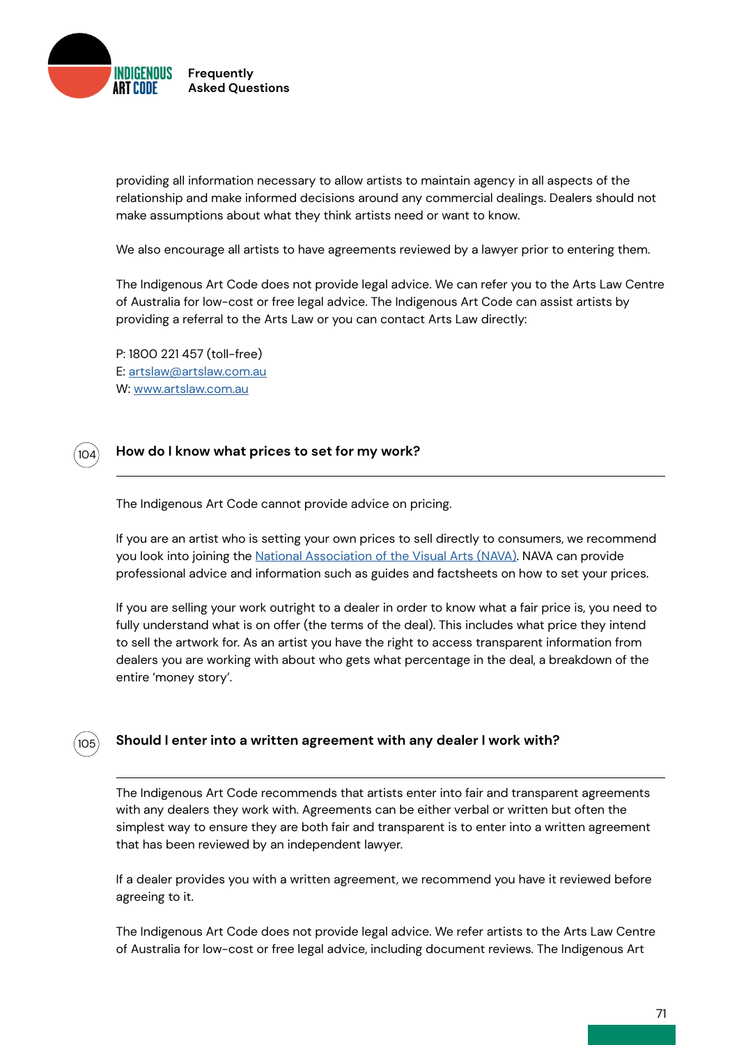providing all information necessary to allow artists to maintain agency in all aspects of the relationship and make informed decisions around any commercial dealings. Dealers should not make assumptions about what they think artists need or want to know.

We also encourage all artists to have agreements reviewed by a lawyer prior to entering them.

The Indigenous Art Code does not provide legal advice. We can refer you to the Arts Law Centre of Australia for low-cost or free legal advice. The Indigenous Art Code can assist artists by providing a referral to the Arts Law or you can contact Arts Law directly:

P: 1800 221 457 (toll-free)
E: [artslaw@artslaw.com.au](mailto:artslaw@artslaw.com.au)
W: [www.artslaw.com.au](http://www.artslaw.com.au)

## 104 How do I know what prices to set for my work?

The Indigenous Art Code cannot provide advice on pricing.

If you are an artist who is setting your own prices to sell directly to consumers, we recommend you look into joining the National Association of the Visual Arts (NAVA). NAVA can provide professional advice and information such as guides and factsheets on how to set your prices.

If you are selling your work outright to a dealer in order to know what a fair price is, you need to fully understand what is on offer (the terms of the deal). This includes what price they intend to sell the artwork for. As an artist you have the right to access transparent information from dealers you are working with about who gets what percentage in the deal, a breakdown of the entire 'money story'.

## 105 Should I enter into a written agreement with any dealer I work with?

The Indigenous Art Code recommends that artists enter into fair and transparent agreements with any dealers they work with. Agreements can be either verbal or written but often the simplest way to ensure they are both fair and transparent is to enter into a written agreement that has been reviewed by an independent lawyer.

If a dealer provides you with a written agreement, we recommend you have it reviewed before agreeing to it.

The Indigenous Art Code does not provide legal advice. We refer artists to the Arts Law Centre of Australia for low-cost or free legal advice, including document reviews. The Indigenous Art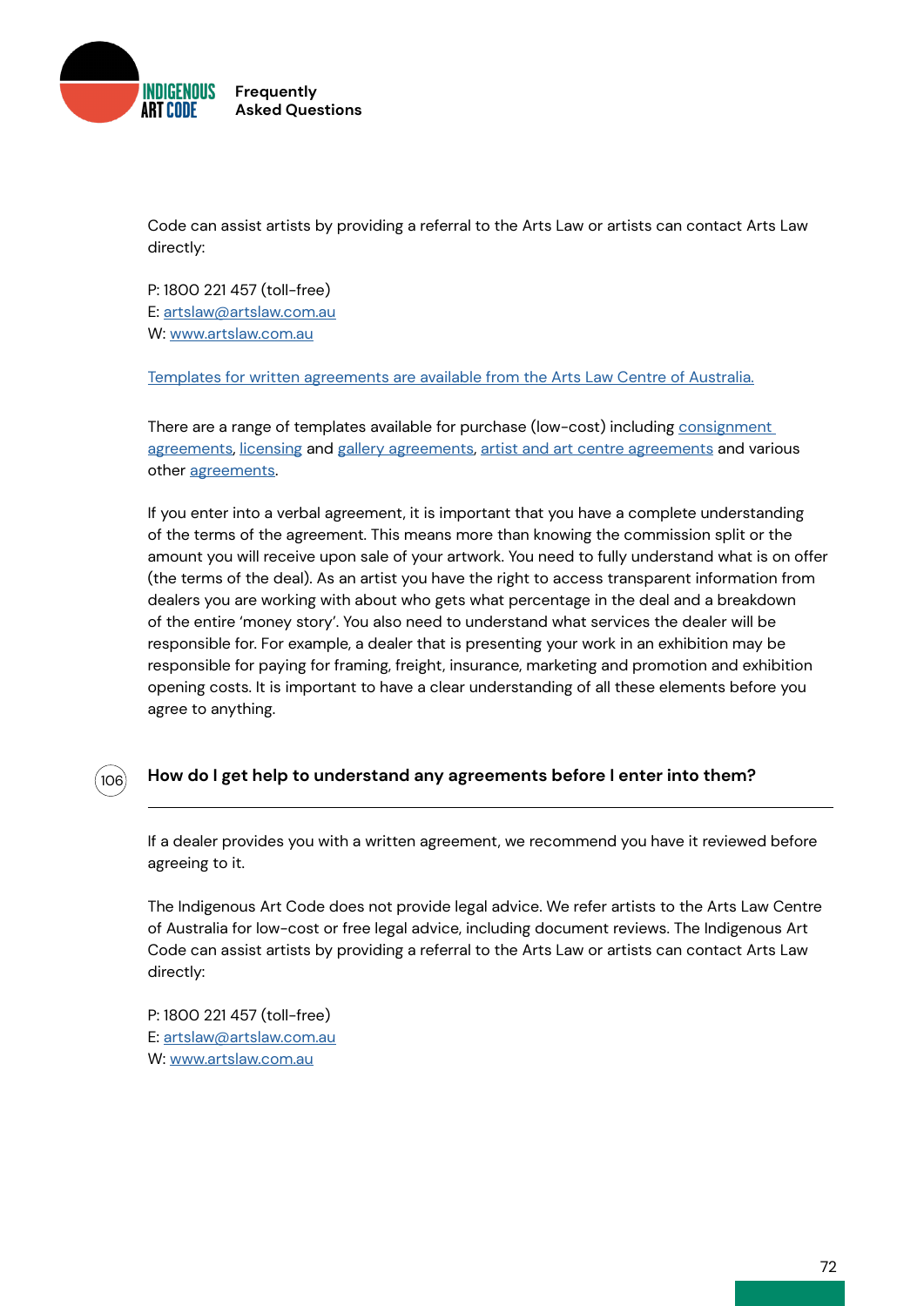Code can assist artists by providing a referral to the Arts Law or artists can contact Arts Law directly:

P: 1800 221 457 (toll-free)
E: [artslaw@artslaw.com.au](mailto:artslaw@artslaw.com.au)
W: [www.artslaw.com.au](http://www.artslaw.com.au)

[Templates for written agreements are available from the Arts Law Centre of Australia.]()

There are a range of templates available for purchase (low-cost) including [consignment agreements](), [licensing]() and [gallery agreements](), [artist and art centre agreements]() and various other [agreements]().

If you enter into a verbal agreement, it is important that you have a complete understanding of the terms of the agreement. This means more than knowing the commission split or the amount you will receive upon sale of your artwork. You need to fully understand what is on offer (the terms of the deal). As an artist you have the right to access transparent information from dealers you are working with about who gets what percentage in the deal and a breakdown of the entire 'money story'. You also need to understand what services the dealer will be responsible for. For example, a dealer that is presenting your work in an exhibition may be responsible for paying for framing, freight, insurance, marketing and promotion and exhibition opening costs. It is important to have a clear understanding of all these elements before you agree to anything.

## 106 How do I get help to understand any agreements before I enter into them?

If a dealer provides you with a written agreement, we recommend you have it reviewed before agreeing to it.

The Indigenous Art Code does not provide legal advice. We refer artists to the Arts Law Centre of Australia for low-cost or free legal advice, including document reviews. The Indigenous Art Code can assist artists by providing a referral to the Arts Law or artists can contact Arts Law directly:

P: 1800 221 457 (toll-free)
E: [artslaw@artslaw.com.au](mailto:artslaw@artslaw.com.au)
W: [www.artslaw.com.au](http://www.artslaw.com.au)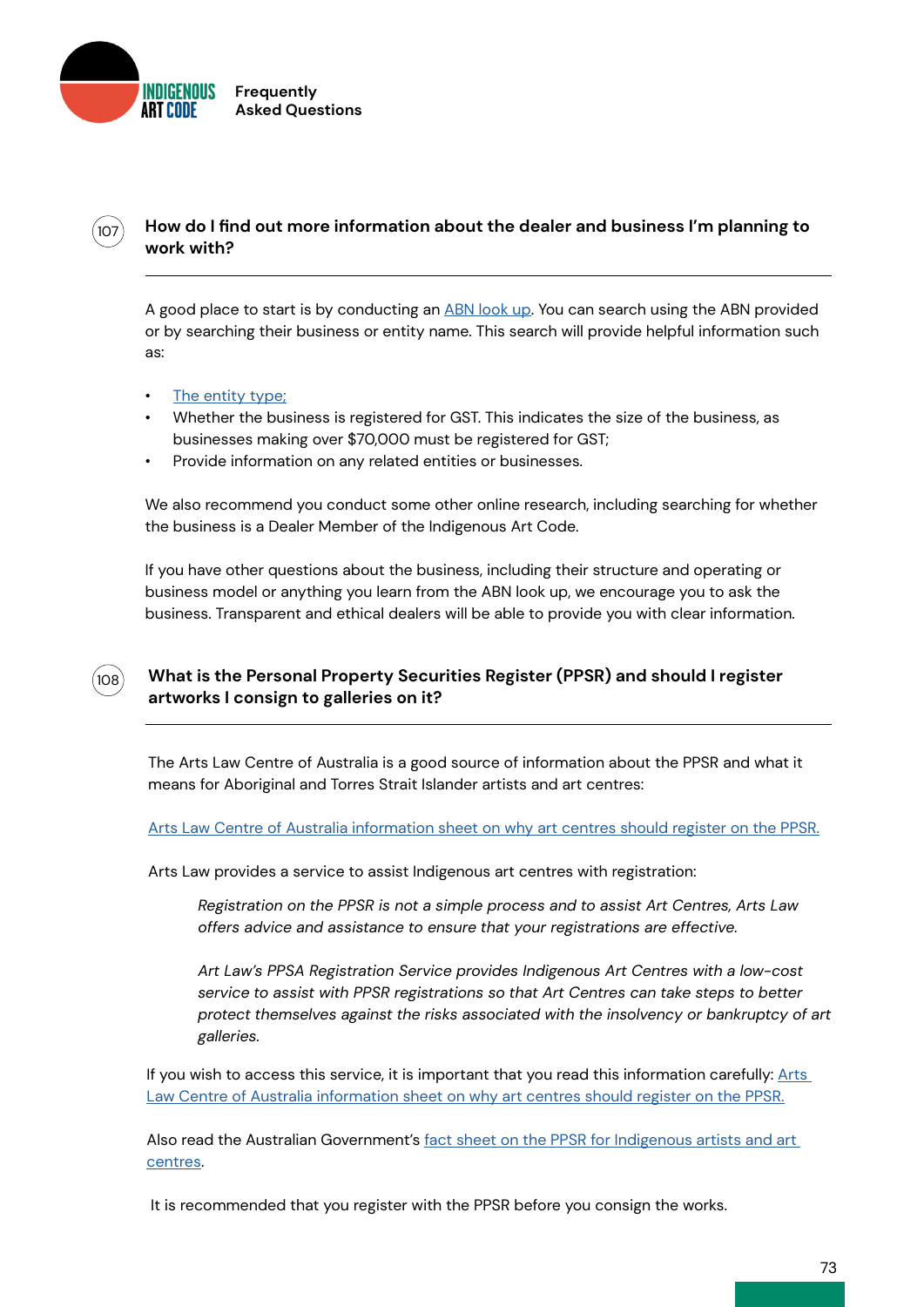### 107 How do I find out more information about the dealer and business I'm planning to work with?

A good place to start is by conducting an ABN look up. You can search using the ABN provided or by searching their business or entity name. This search will provide helpful information such as:

- The entity type;
- Whether the business is registered for GST. This indicates the size of the business, as businesses making over $70,000 must be registered for GST;
- Provide information on any related entities or businesses.

We also recommend you conduct some other online research, including searching for whether the business is a Dealer Member of the Indigenous Art Code.

If you have other questions about the business, including their structure and operating or business model or anything you learn from the ABN look up, we encourage you to ask the business. Transparent and ethical dealers will be able to provide you with clear information.

### 108 What is the Personal Property Securities Register (PPSR) and should I register artworks I consign to galleries on it?

The Arts Law Centre of Australia is a good source of information about the PPSR and what it means for Aboriginal and Torres Strait Islander artists and art centres:

Arts Law Centre of Australia information sheet on why art centres should register on the PPSR.

Arts Law provides a service to assist Indigenous art centres with registration:

> *Registration on the PPSR is not a simple process and to assist Art Centres, Arts Law offers advice and assistance to ensure that your registrations are effective.*
>
> *Art Law's PPSA Registration Service provides Indigenous Art Centres with a low-cost service to assist with PPSR registrations so that Art Centres can take steps to better protect themselves against the risks associated with the insolvency or bankruptcy of art galleries.*

If you wish to access this service, it is important that you read this information carefully: Arts Law Centre of Australia information sheet on why art centres should register on the PPSR.

Also read the Australian Government's fact sheet on the PPSR for Indigenous artists and art centres.

It is recommended that you register with the PPSR before you consign the works.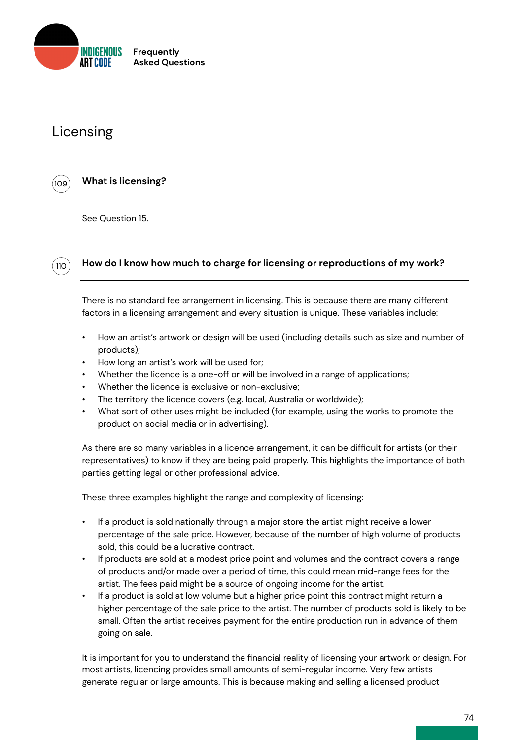# Licensing

### 109 What is licensing?

See Question 15.

### 110 How do I know how much to charge for licensing or reproductions of my work?

There is no standard fee arrangement in licensing. This is because there are many different factors in a licensing arrangement and every situation is unique. These variables include:

- How an artist's artwork or design will be used (including details such as size and number of products);
- How long an artist's work will be used for;
- Whether the licence is a one-off or will be involved in a range of applications;
- Whether the licence is exclusive or non-exclusive;
- The territory the licence covers (e.g. local, Australia or worldwide);
- What sort of other uses might be included (for example, using the works to promote the product on social media or in advertising).

As there are so many variables in a licence arrangement, it can be difficult for artists (or their representatives) to know if they are being paid properly. This highlights the importance of both parties getting legal or other professional advice.

These three examples highlight the range and complexity of licensing:

- If a product is sold nationally through a major store the artist might receive a lower percentage of the sale price. However, because of the number of high volume of products sold, this could be a lucrative contract.
- If products are sold at a modest price point and volumes and the contract covers a range of products and/or made over a period of time, this could mean mid-range fees for the artist. The fees paid might be a source of ongoing income for the artist.
- If a product is sold at low volume but a higher price point this contract might return a higher percentage of the sale price to the artist. The number of products sold is likely to be small. Often the artist receives payment for the entire production run in advance of them going on sale.

It is important for you to understand the financial reality of licensing your artwork or design. For most artists, licencing provides small amounts of semi-regular income. Very few artists generate regular or large amounts. This is because making and selling a licensed product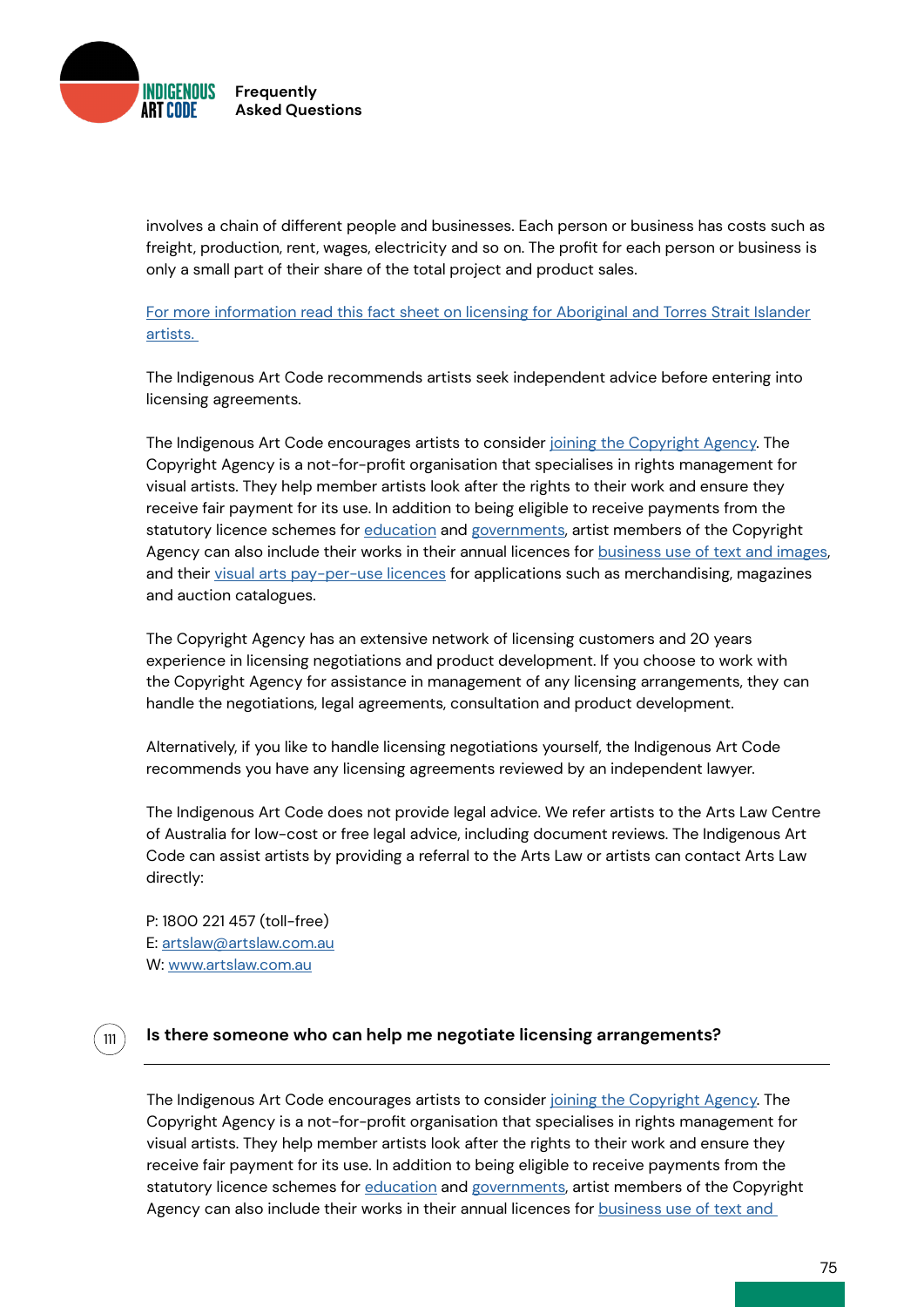involves a chain of different people and businesses. Each person or business has costs such as freight, production, rent, wages, electricity and so on. The profit for each person or business is only a small part of their share of the total project and product sales.

For more information read this fact sheet on licensing for Aboriginal and Torres Strait Islander artists.

The Indigenous Art Code recommends artists seek independent advice before entering into licensing agreements.

The Indigenous Art Code encourages artists to consider joining the Copyright Agency. The Copyright Agency is a not-for-profit organisation that specialises in rights management for visual artists. They help member artists look after the rights to their work and ensure they receive fair payment for its use. In addition to being eligible to receive payments from the statutory licence schemes for education and governments, artist members of the Copyright Agency can also include their works in their annual licences for business use of text and images, and their visual arts pay-per-use licences for applications such as merchandising, magazines and auction catalogues.

The Copyright Agency has an extensive network of licensing customers and 20 years experience in licensing negotiations and product development. If you choose to work with the Copyright Agency for assistance in management of any licensing arrangements, they can handle the negotiations, legal agreements, consultation and product development.

Alternatively, if you like to handle licensing negotiations yourself, the Indigenous Art Code recommends you have any licensing agreements reviewed by an independent lawyer.

The Indigenous Art Code does not provide legal advice. We refer artists to the Arts Law Centre of Australia for low-cost or free legal advice, including document reviews. The Indigenous Art Code can assist artists by providing a referral to the Arts Law or artists can contact Arts Law directly:

P: 1800 221 457 (toll-free)
E: artslaw@artslaw.com.au
W: www.artslaw.com.au

## 111 Is there someone who can help me negotiate licensing arrangements?

The Indigenous Art Code encourages artists to consider joining the Copyright Agency. The Copyright Agency is a not-for-profit organisation that specialises in rights management for visual artists. They help member artists look after the rights to their work and ensure they receive fair payment for its use. In addition to being eligible to receive payments from the statutory licence schemes for education and governments, artist members of the Copyright Agency can also include their works in their annual licences for business use of text and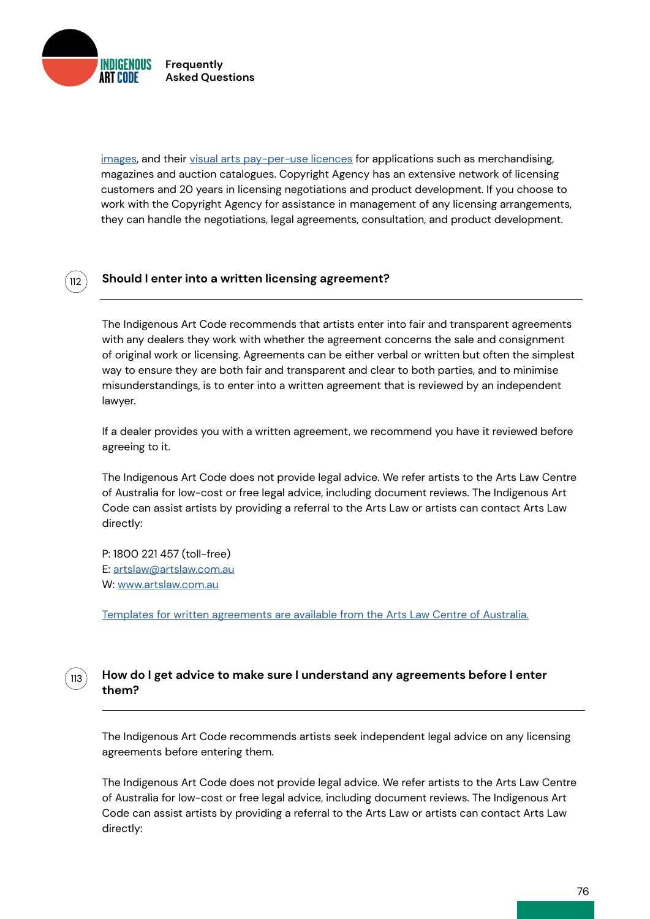[images](), and their [visual arts pay-per-use licences]() for applications such as merchandising, magazines and auction catalogues. Copyright Agency has an extensive network of licensing customers and 20 years in licensing negotiations and product development. If you choose to work with the Copyright Agency for assistance in management of any licensing arrangements, they can handle the negotiations, legal agreements, consultation, and product development.

## 112 Should I enter into a written licensing agreement?

The Indigenous Art Code recommends that artists enter into fair and transparent agreements with any dealers they work with whether the agreement concerns the sale and consignment of original work or licensing. Agreements can be either verbal or written but often the simplest way to ensure they are both fair and transparent and clear to both parties, and to minimise misunderstandings, is to enter into a written agreement that is reviewed by an independent lawyer.

If a dealer provides you with a written agreement, we recommend you have it reviewed before agreeing to it.

The Indigenous Art Code does not provide legal advice. We refer artists to the Arts Law Centre of Australia for low-cost or free legal advice, including document reviews. The Indigenous Art Code can assist artists by providing a referral to the Arts Law or artists can contact Arts Law directly:

P: 1800 221 457 (toll-free)
E: [artslaw@artslaw.com.au]()
W: [www.artslaw.com.au]()

[Templates for written agreements are available from the Arts Law Centre of Australia.]()

## 113 How do I get advice to make sure I understand any agreements before I enter them?

The Indigenous Art Code recommends artists seek independent legal advice on any licensing agreements before entering them.

The Indigenous Art Code does not provide legal advice. We refer artists to the Arts Law Centre of Australia for low-cost or free legal advice, including document reviews. The Indigenous Art Code can assist artists by providing a referral to the Arts Law or artists can contact Arts Law directly: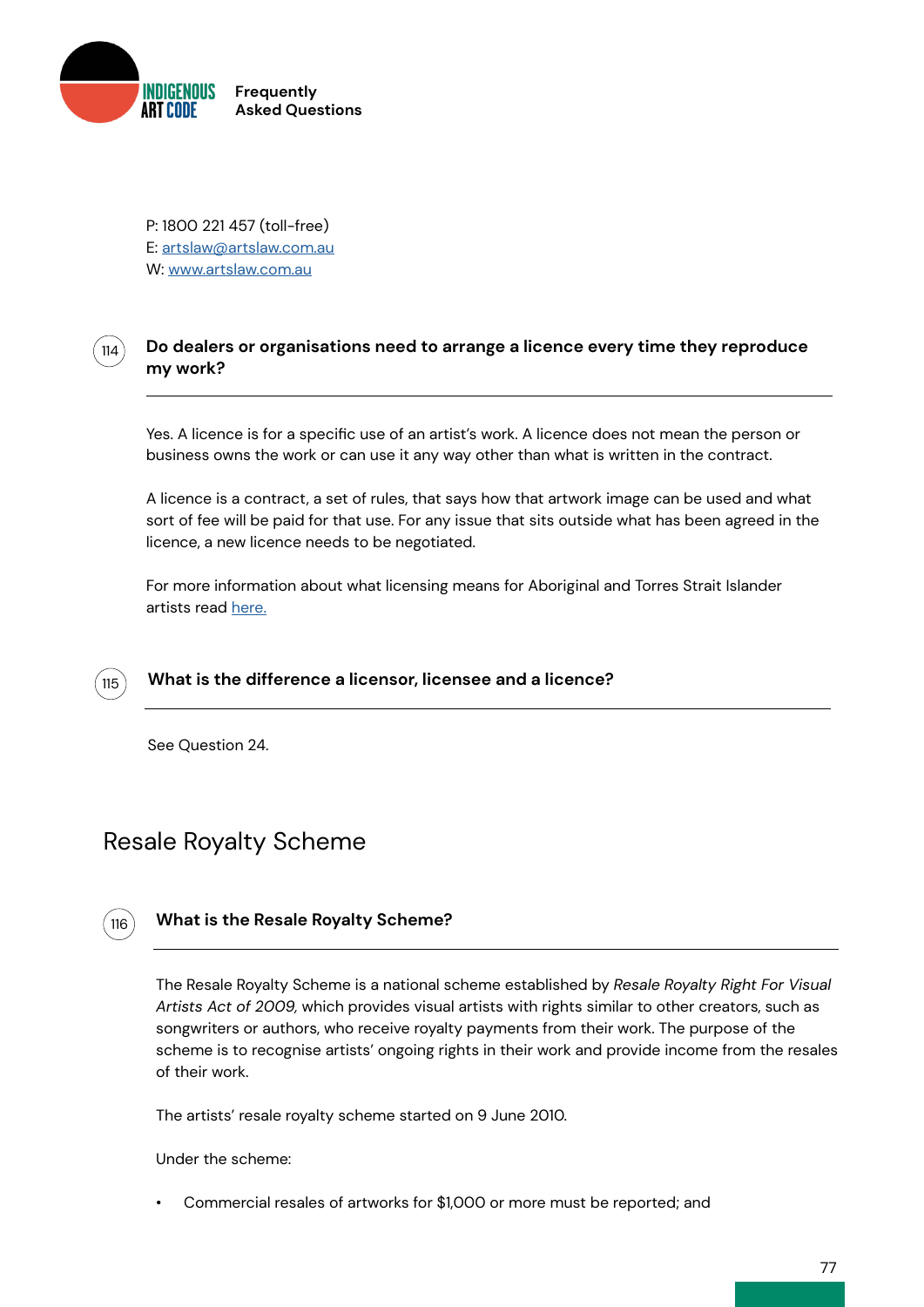P: 1800 221 457 (toll-free)
E: [artslaw@artslaw.com.au](mailto:artslaw@artslaw.com.au)
W: [www.artslaw.com.au](http://www.artslaw.com.au)

### 114 Do dealers or organisations need to arrange a licence every time they reproduce my work?

Yes. A licence is for a specific use of an artist's work. A licence does not mean the person or business owns the work or can use it any way other than what is written in the contract.

A licence is a contract, a set of rules, that says how that artwork image can be used and what sort of fee will be paid for that use. For any issue that sits outside what has been agreed in the licence, a new licence needs to be negotiated.

For more information about what licensing means for Aboriginal and Torres Strait Islander artists read here.

### 115 What is the difference a licensor, licensee and a licence?

See Question 24.

## Resale Royalty Scheme

### 116 What is the Resale Royalty Scheme?

The Resale Royalty Scheme is a national scheme established by *Resale Royalty Right For Visual Artists Act of 2009,* which provides visual artists with rights similar to other creators, such as songwriters or authors, who receive royalty payments from their work. The purpose of the scheme is to recognise artists' ongoing rights in their work and provide income from the resales of their work.

The artists' resale royalty scheme started on 9 June 2010.

Under the scheme:

- Commercial resales of artworks for $1,000 or more must be reported; and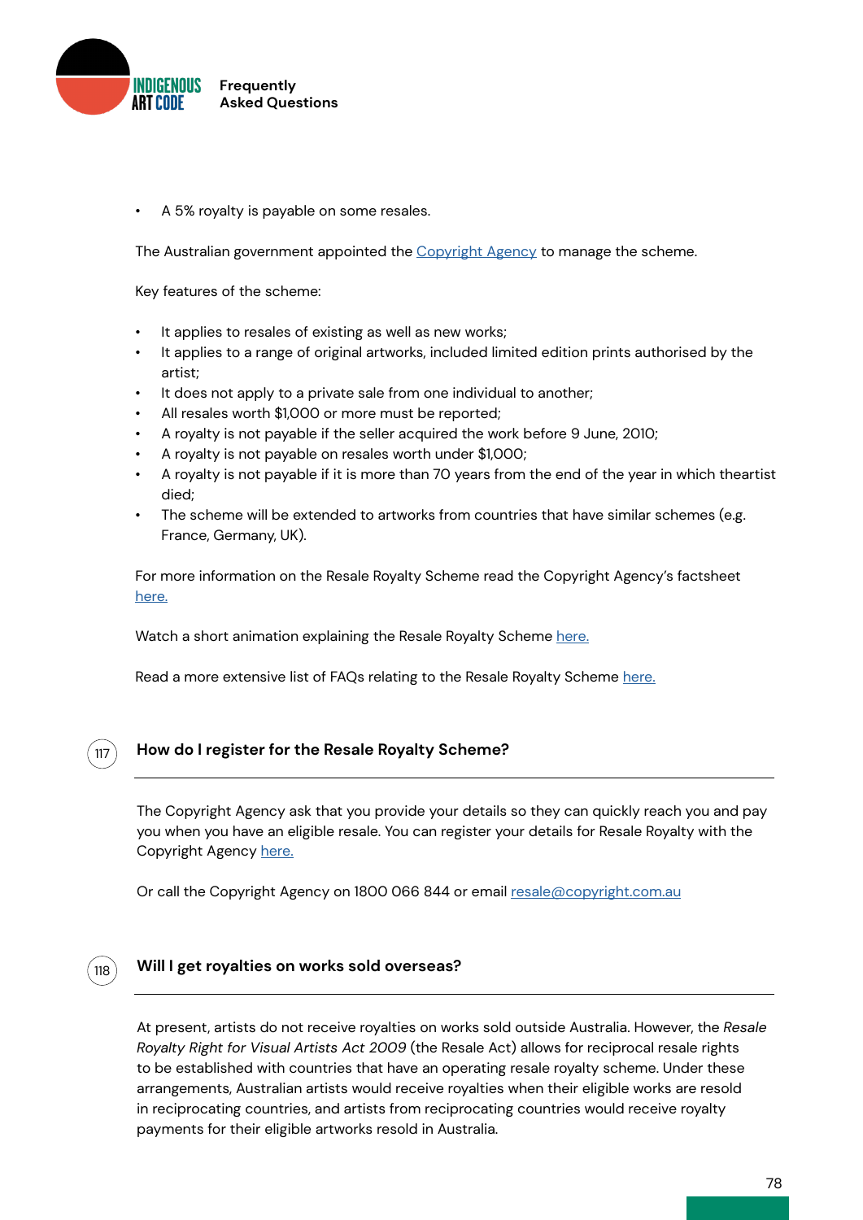- A 5% royalty is payable on some resales.

The Australian government appointed the [Copyright Agency](#) to manage the scheme.

Key features of the scheme:

- It applies to resales of existing as well as new works;
- It applies to a range of original artworks, included limited edition prints authorised by the artist;
- It does not apply to a private sale from one individual to another;
- All resales worth $1,000 or more must be reported;
- A royalty is not payable if the seller acquired the work before 9 June, 2010;
- A royalty is not payable on resales worth under $1,000;
- A royalty is not payable if it is more than 70 years from the end of the year in which theartist died;
- The scheme will be extended to artworks from countries that have similar schemes (e.g. France, Germany, UK).

For more information on the Resale Royalty Scheme read the Copyright Agency's factsheet [here.](#)

Watch a short animation explaining the Resale Royalty Scheme [here.](#)

Read a more extensive list of FAQs relating to the Resale Royalty Scheme [here.](#)

## 117 How do I register for the Resale Royalty Scheme?

The Copyright Agency ask that you provide your details so they can quickly reach you and pay you when you have an eligible resale. You can register your details for Resale Royalty with the Copyright Agency [here.](#)

Or call the Copyright Agency on 1800 066 844 or email [resale@copyright.com.au](mailto:resale@copyright.com.au)

## 118 Will I get royalties on works sold overseas?

At present, artists do not receive royalties on works sold outside Australia. However, the *Resale Royalty Right for Visual Artists Act 2009* (the Resale Act) allows for reciprocal resale rights to be established with countries that have an operating resale royalty scheme. Under these arrangements, Australian artists would receive royalties when their eligible works are resold in reciprocating countries, and artists from reciprocating countries would receive royalty payments for their eligible artworks resold in Australia.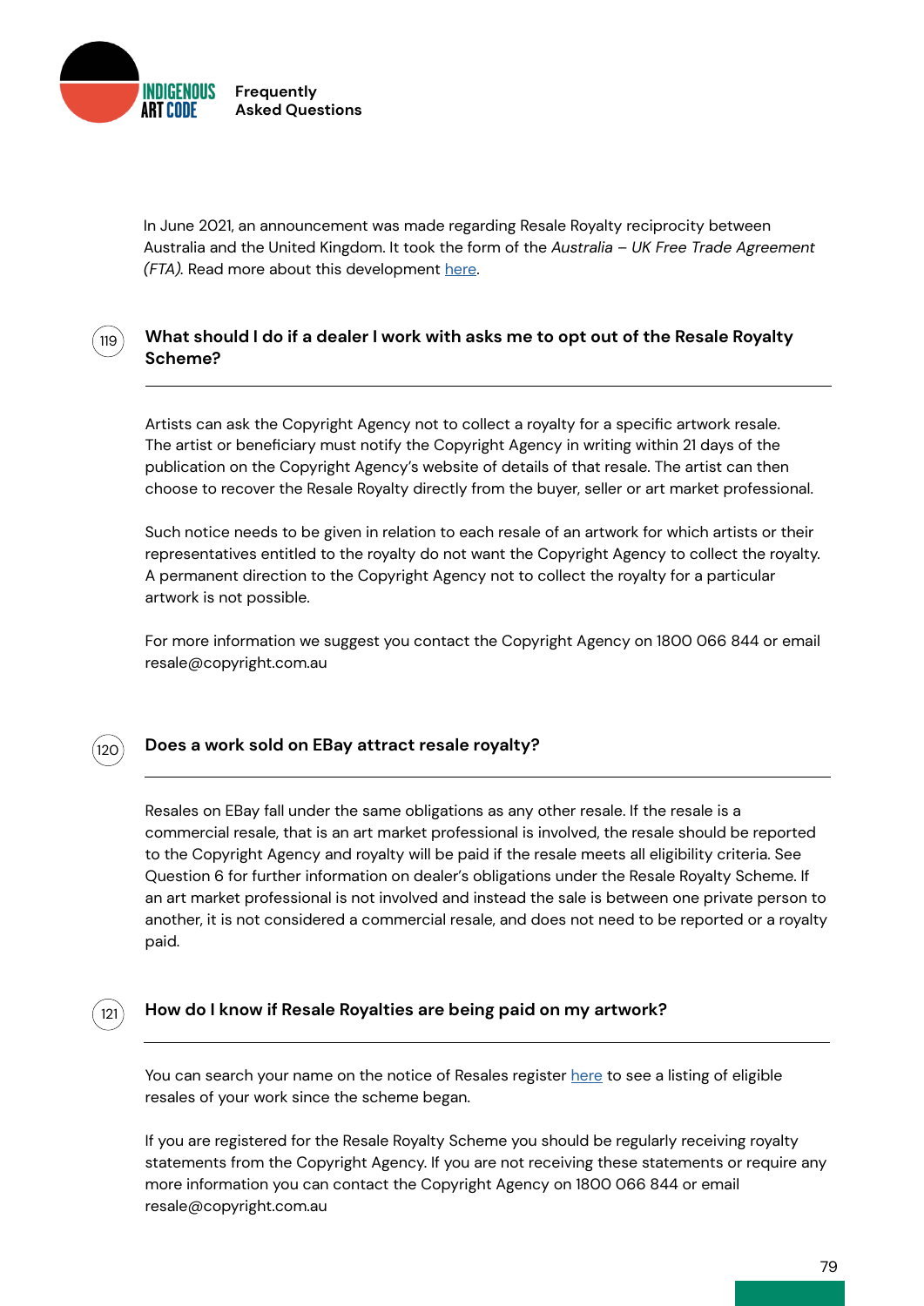In June 2021, an announcement was made regarding Resale Royalty reciprocity between Australia and the United Kingdom. It took the form of the *Australia – UK Free Trade Agreement (FTA)*. Read more about this development here.

## 119 What should I do if a dealer I work with asks me to opt out of the Resale Royalty Scheme?

Artists can ask the Copyright Agency not to collect a royalty for a specific artwork resale. The artist or beneficiary must notify the Copyright Agency in writing within 21 days of the publication on the Copyright Agency's website of details of that resale. The artist can then choose to recover the Resale Royalty directly from the buyer, seller or art market professional.

Such notice needs to be given in relation to each resale of an artwork for which artists or their representatives entitled to the royalty do not want the Copyright Agency to collect the royalty. A permanent direction to the Copyright Agency not to collect the royalty for a particular artwork is not possible.

For more information we suggest you contact the Copyright Agency on 1800 066 844 or email resale@copyright.com.au

## 120 Does a work sold on EBay attract resale royalty?

Resales on EBay fall under the same obligations as any other resale. If the resale is a commercial resale, that is an art market professional is involved, the resale should be reported to the Copyright Agency and royalty will be paid if the resale meets all eligibility criteria. See Question 6 for further information on dealer's obligations under the Resale Royalty Scheme. If an art market professional is not involved and instead the sale is between one private person to another, it is not considered a commercial resale, and does not need to be reported or a royalty paid.

## 121 How do I know if Resale Royalties are being paid on my artwork?

You can search your name on the notice of Resales register here to see a listing of eligible resales of your work since the scheme began.

If you are registered for the Resale Royalty Scheme you should be regularly receiving royalty statements from the Copyright Agency. If you are not receiving these statements or require any more information you can contact the Copyright Agency on 1800 066 844 or email resale@copyright.com.au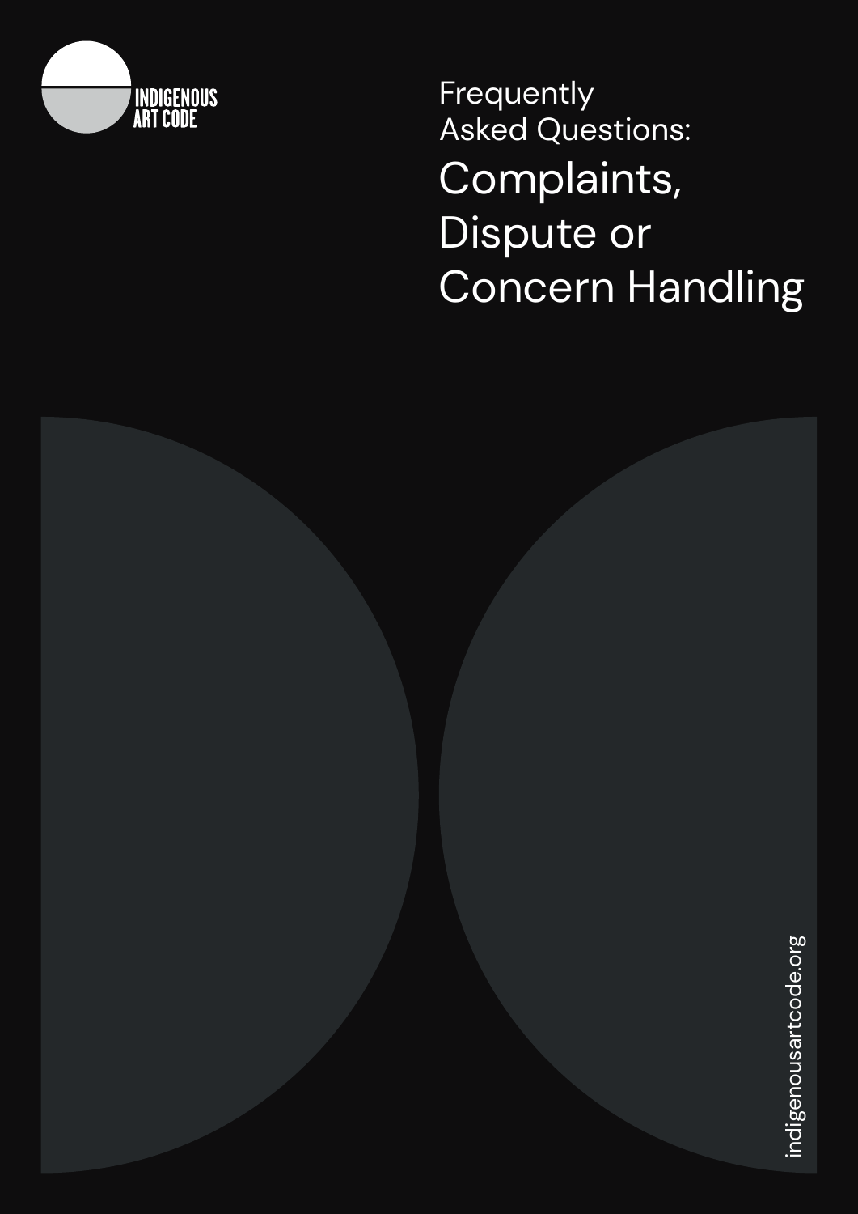INDIGENOUS ART CODE

Frequently Asked Questions:

# Complaints, Dispute or Concern Handling

indigenousartcode.org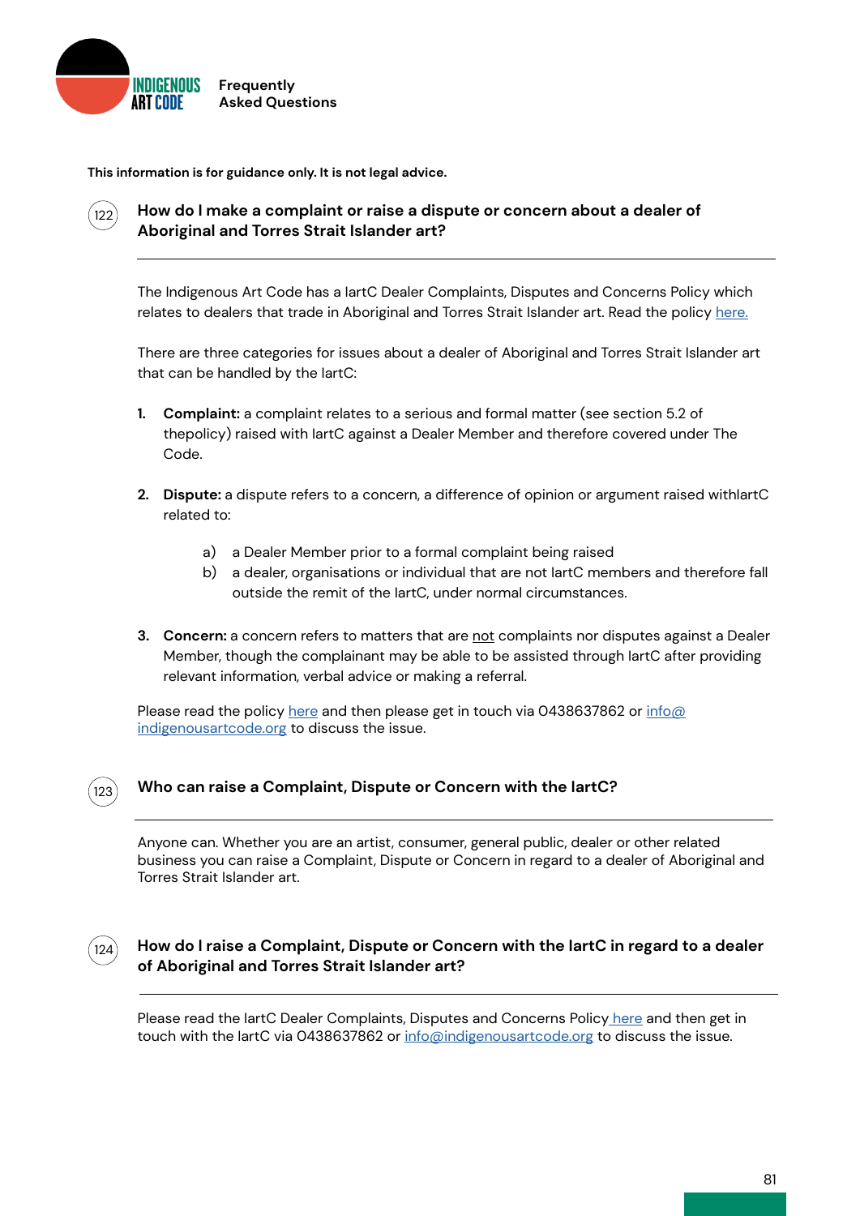**This information is for guidance only. It is not legal advice.**

### 122 How do I make a complaint or raise a dispute or concern about a dealer of Aboriginal and Torres Strait Islander art?

The Indigenous Art Code has a IartC Dealer Complaints, Disputes and Concerns Policy which relates to dealers that trade in Aboriginal and Torres Strait Islander art. Read the policy here.

There are three categories for issues about a dealer of Aboriginal and Torres Strait Islander art that can be handled by the IartC:

1. **Complaint:** a complaint relates to a serious and formal matter (see section 5.2 of thepolicy) raised with IartC against a Dealer Member and therefore covered under The Code.

2. **Dispute:** a dispute refers to a concern, a difference of opinion or argument raised withIartC related to:

   a) a Dealer Member prior to a formal complaint being raised
   
   b) a dealer, organisations or individual that are not IartC members and therefore fall outside the remit of the IartC, under normal circumstances.

3. **Concern:** a concern refers to matters that are <u>not</u> complaints nor disputes against a Dealer Member, though the complainant may be able to be assisted through IartC after providing relevant information, verbal advice or making a referral.

Please read the policy here and then please get in touch via 0438637862 or info@indigenousartcode.org to discuss the issue.

### 123 Who can raise a Complaint, Dispute or Concern with the IartC?

Anyone can. Whether you are an artist, consumer, general public, dealer or other related business you can raise a Complaint, Dispute or Concern in regard to a dealer of Aboriginal and Torres Strait Islander art.

### 124 How do I raise a Complaint, Dispute or Concern with the IartC in regard to a dealer of Aboriginal and Torres Strait Islander art?

Please read the IartC Dealer Complaints, Disputes and Concerns Policy here and then get in touch with the IartC via 0438637862 or info@indigenousartcode.org to discuss the issue.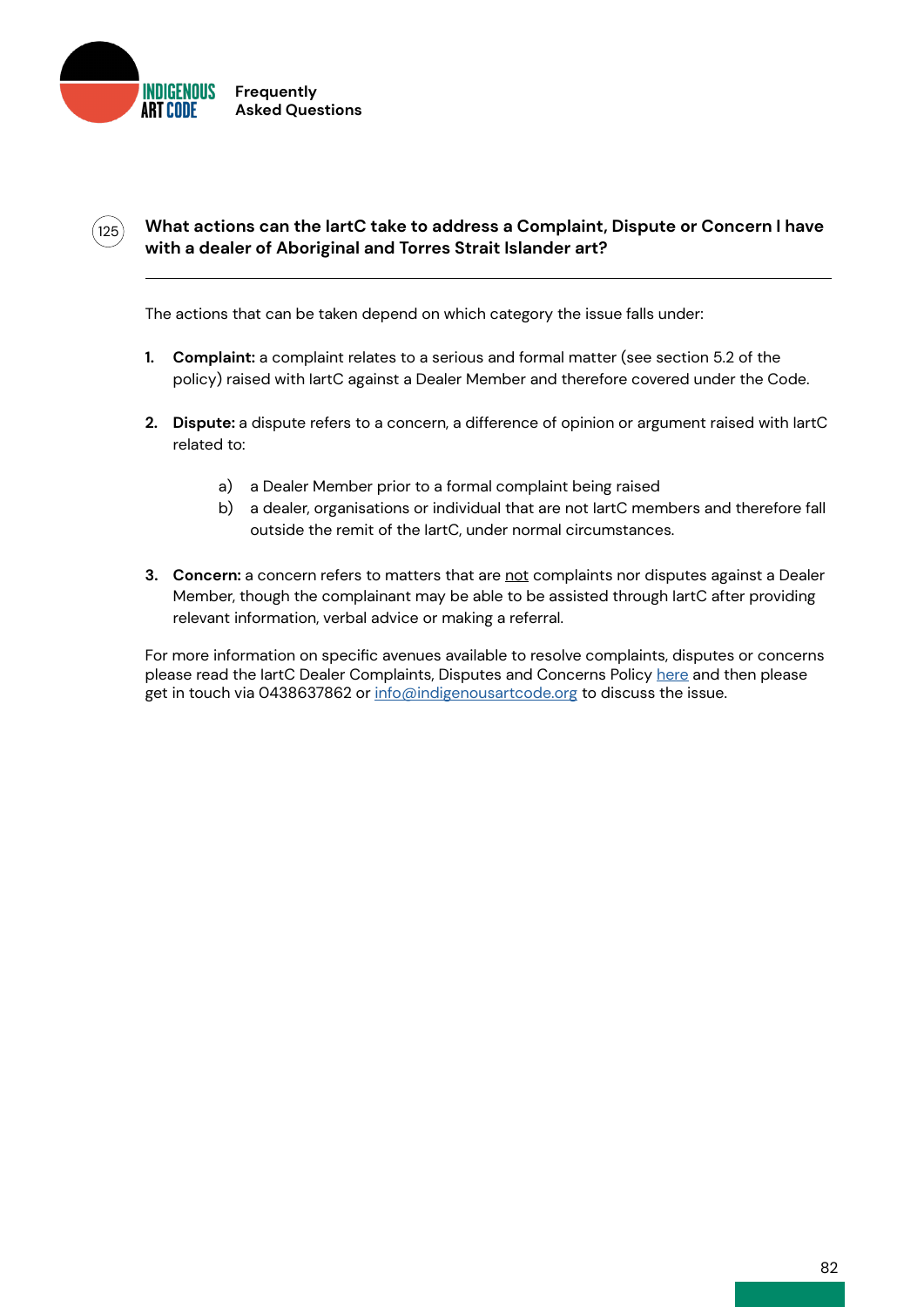### 125 What actions can the IartC take to address a Complaint, Dispute or Concern I have with a dealer of Aboriginal and Torres Strait Islander art?

The actions that can be taken depend on which category the issue falls under:

1. **Complaint:** a complaint relates to a serious and formal matter (see section 5.2 of the policy) raised with IartC against a Dealer Member and therefore covered under the Code.

2. **Dispute:** a dispute refers to a concern, a difference of opinion or argument raised with IartC related to:

    a) a Dealer Member prior to a formal complaint being raised
    b) a dealer, organisations or individual that are not IartC members and therefore fall outside the remit of the IartC, under normal circumstances.

3. **Concern:** a concern refers to matters that are not complaints nor disputes against a Dealer Member, though the complainant may be able to be assisted through IartC after providing relevant information, verbal advice or making a referral.

For more information on specific avenues available to resolve complaints, disputes or concerns please read the IartC Dealer Complaints, Disputes and Concerns Policy here and then please get in touch via 0438637862 or info@indigenousartcode.org to discuss the issue.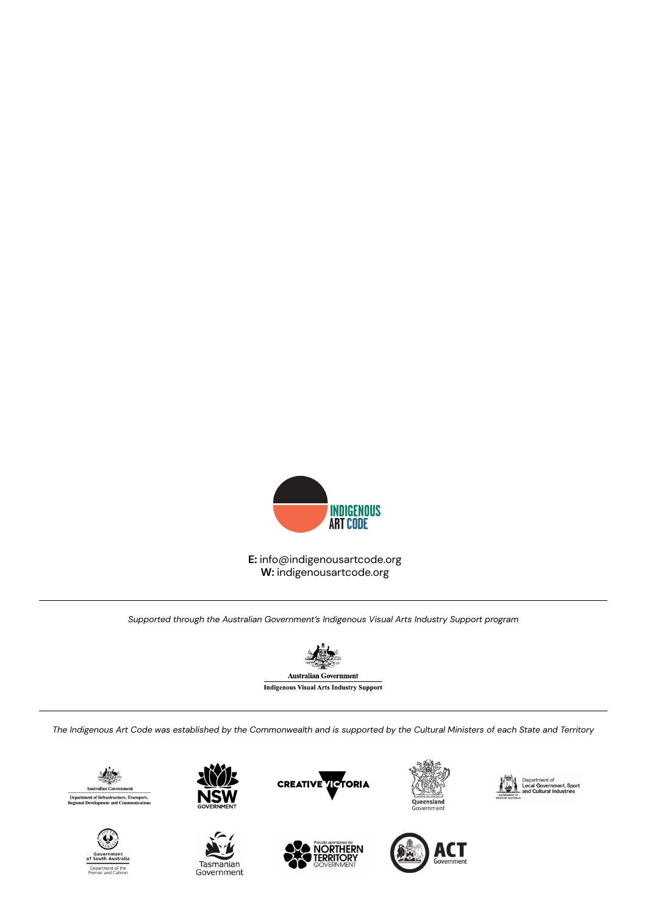INDIGENOUS ART CODE

**E:** info@indigenousartcode.org
**W:** indigenousartcode.org

---

*Supported through the Australian Government's Indigenous Visual Arts Industry Support program*

Australian Government
Indigenous Visual Arts Industry Support

---

*The Indigenous Art Code was established by the Commonwealth and is supported by the Cultural Ministers of each State and Territory*

Australian Government
Department of Infrastructure, Transport, Regional Development and Communications

NSW GOVERNMENT

CREATIVE VICTORIA

Queensland Government

Department of Local Government, Sport and Cultural Industries
GOVERNMENT OF WESTERN AUSTRALIA

Government of South Australia
Department of the Premier and Cabinet

Tasmanian Government

Proudly sponsored by NORTHERN TERRITORY GOVERNMENT

ACT Government